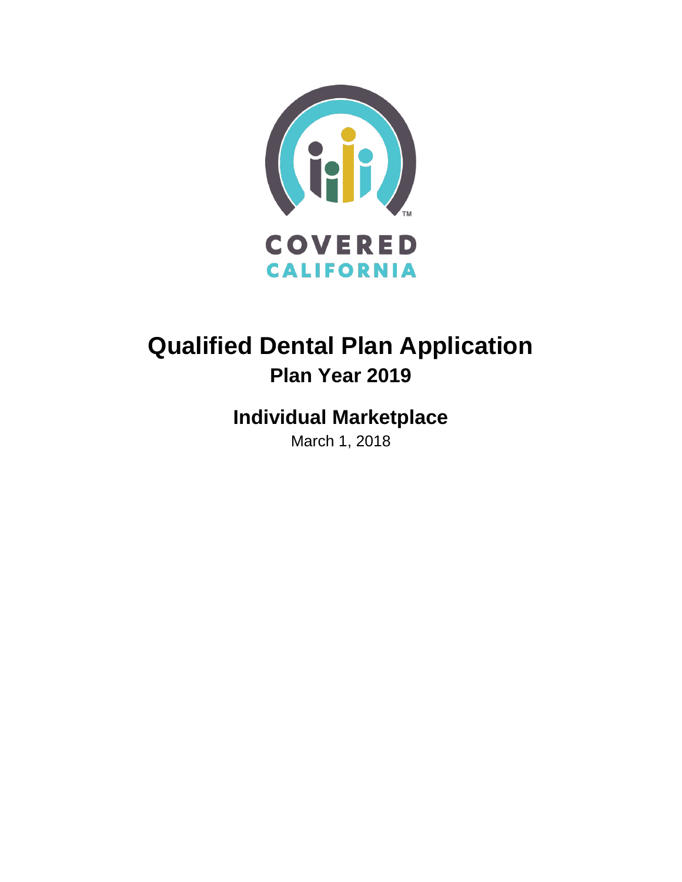COVERED CALIFORNIA

# Qualified Dental Plan Application

## Plan Year 2019

## Individual Marketplace

March 1, 2018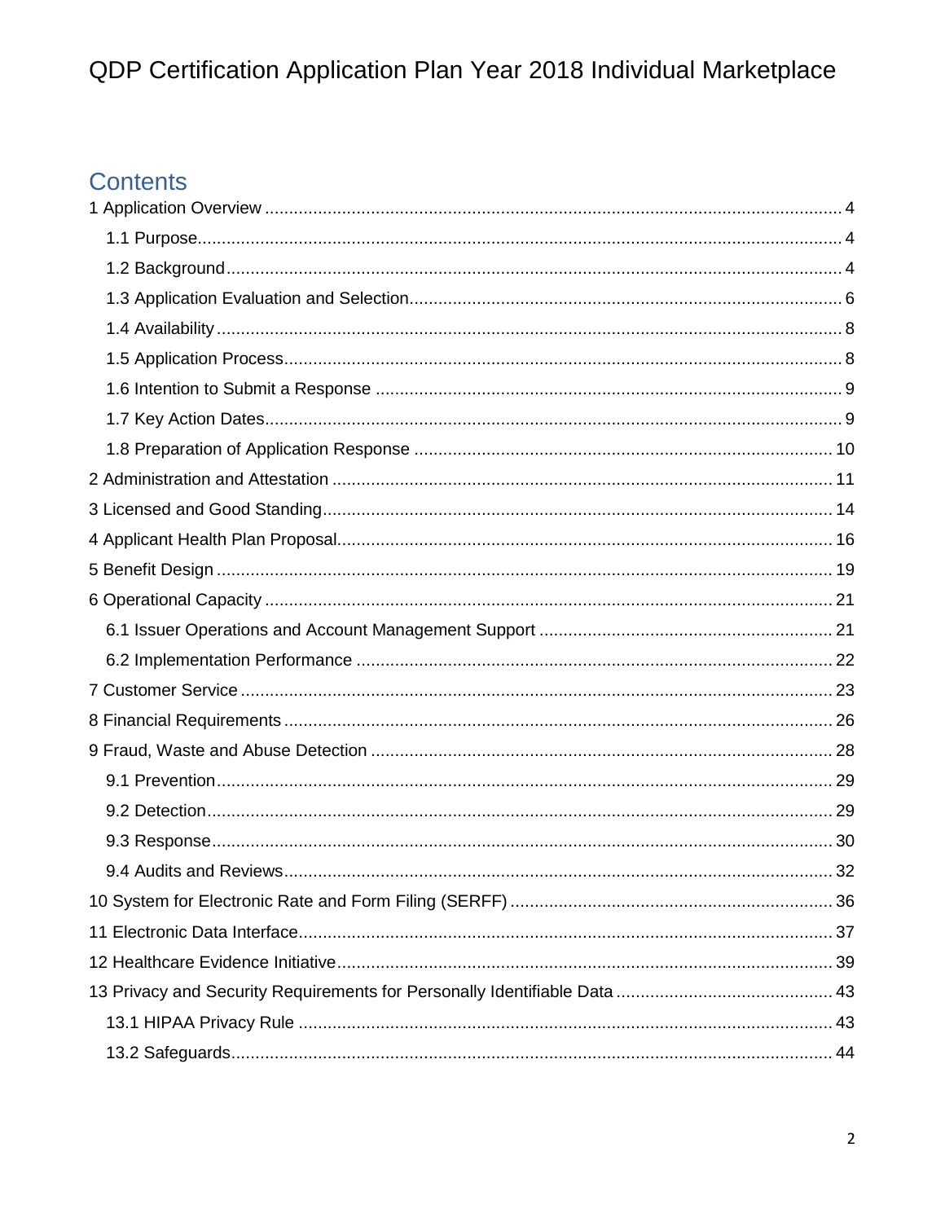QDP Certification Application Plan Year 2018 Individual Marketplace

## Contents

1 Application Overview ..... 4
- 1.1 Purpose ..... 4
- 1.2 Background ..... 4
- 1.3 Application Evaluation and Selection ..... 6
- 1.4 Availability ..... 8
- 1.5 Application Process ..... 8
- 1.6 Intention to Submit a Response ..... 9
- 1.7 Key Action Dates ..... 9
- 1.8 Preparation of Application Response ..... 10

2 Administration and Attestation ..... 11

3 Licensed and Good Standing ..... 14

4 Applicant Health Plan Proposal ..... 16

5 Benefit Design ..... 19

6 Operational Capacity ..... 21
- 6.1 Issuer Operations and Account Management Support ..... 21
- 6.2 Implementation Performance ..... 22

7 Customer Service ..... 23

8 Financial Requirements ..... 26

9 Fraud, Waste and Abuse Detection ..... 28
- 9.1 Prevention ..... 29
- 9.2 Detection ..... 29
- 9.3 Response ..... 30
- 9.4 Audits and Reviews ..... 32

10 System for Electronic Rate and Form Filing (SERFF) ..... 36

11 Electronic Data Interface ..... 37

12 Healthcare Evidence Initiative ..... 39

13 Privacy and Security Requirements for Personally Identifiable Data ..... 43
- 13.1 HIPAA Privacy Rule ..... 43
- 13.2 Safeguards ..... 44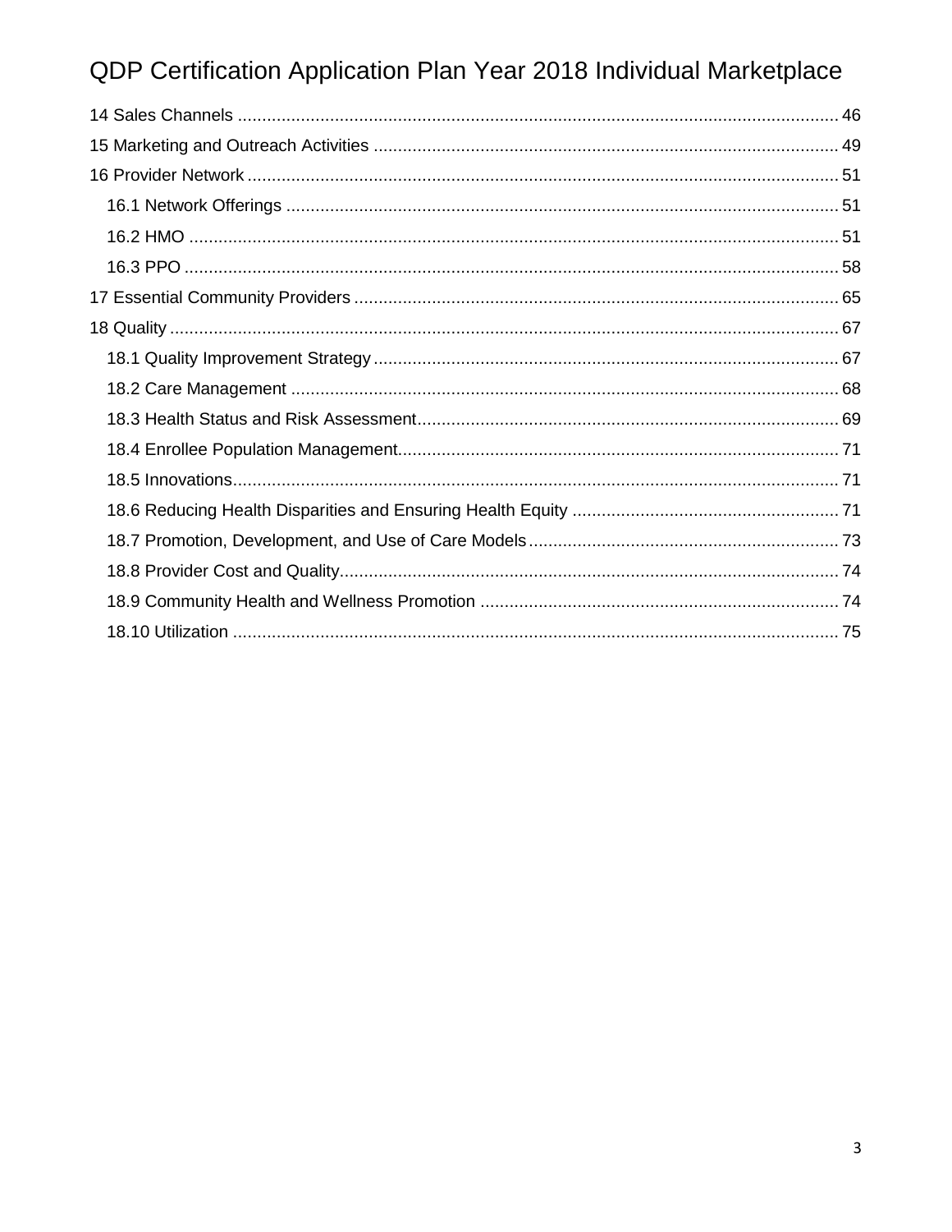# QDP Certification Application Plan Year 2018 Individual Marketplace

14 Sales Channels ........................................................................................................................ 46

15 Marketing and Outreach Activities ............................................................................................... 49

16 Provider Network ......................................................................................................................... 51

- 16.1 Network Offerings ................................................................................................................ 51
- 16.2 HMO ..................................................................................................................................... 51
- 16.3 PPO ...................................................................................................................................... 58

17 Essential Community Providers ................................................................................................... 65

18 Quality ........................................................................................................................................ 67

- 18.1 Quality Improvement Strategy .............................................................................................. 67
- 18.2 Care Management ................................................................................................................ 68
- 18.3 Health Status and Risk Assessment ..................................................................................... 69
- 18.4 Enrollee Population Management......................................................................................... 71
- 18.5 Innovations............................................................................................................................ 71
- 18.6 Reducing Health Disparities and Ensuring Health Equity ...................................................... 71
- 18.7 Promotion, Development, and Use of Care Models .............................................................. 73
- 18.8 Provider Cost and Quality..................................................................................................... 74
- 18.9 Community Health and Wellness Promotion ......................................................................... 74
- 18.10 Utilization ............................................................................................................................ 75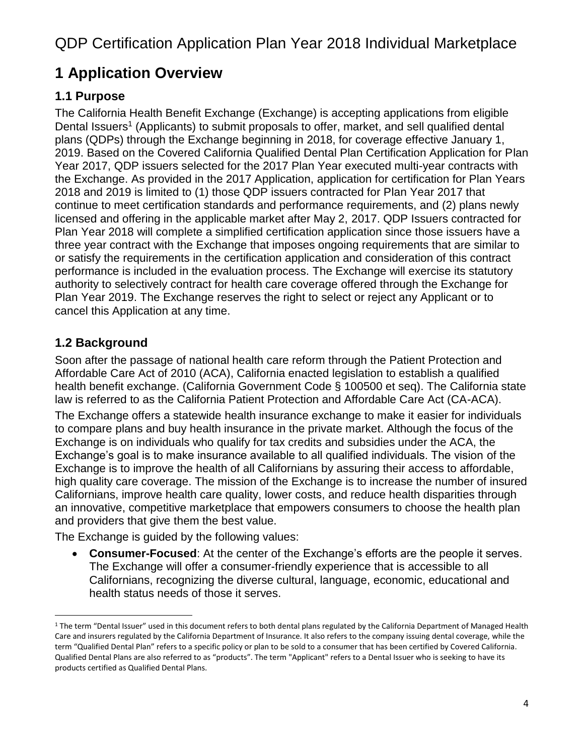# 1 Application Overview

## 1.1 Purpose

The California Health Benefit Exchange (Exchange) is accepting applications from eligible Dental Issuers[1] (Applicants) to submit proposals to offer, market, and sell qualified dental plans (QDPs) through the Exchange beginning in 2018, for coverage effective January 1, 2019. Based on the Covered California Qualified Dental Plan Certification Application for Plan Year 2017, QDP issuers selected for the 2017 Plan Year executed multi-year contracts with the Exchange. As provided in the 2017 Application, application for certification for Plan Years 2018 and 2019 is limited to (1) those QDP issuers contracted for Plan Year 2017 that continue to meet certification standards and performance requirements, and (2) plans newly licensed and offering in the applicable market after May 2, 2017. QDP Issuers contracted for Plan Year 2018 will complete a simplified certification application since those issuers have a three year contract with the Exchange that imposes ongoing requirements that are similar to or satisfy the requirements in the certification application and consideration of this contract performance is included in the evaluation process. The Exchange will exercise its statutory authority to selectively contract for health care coverage offered through the Exchange for Plan Year 2019. The Exchange reserves the right to select or reject any Applicant or to cancel this Application at any time.

## 1.2 Background

Soon after the passage of national health care reform through the Patient Protection and Affordable Care Act of 2010 (ACA), California enacted legislation to establish a qualified health benefit exchange. (California Government Code § 100500 et seq). The California state law is referred to as the California Patient Protection and Affordable Care Act (CA-ACA).

The Exchange offers a statewide health insurance exchange to make it easier for individuals to compare plans and buy health insurance in the private market. Although the focus of the Exchange is on individuals who qualify for tax credits and subsidies under the ACA, the Exchange's goal is to make insurance available to all qualified individuals. The vision of the Exchange is to improve the health of all Californians by assuring their access to affordable, high quality care coverage. The mission of the Exchange is to increase the number of insured Californians, improve health care quality, lower costs, and reduce health disparities through an innovative, competitive marketplace that empowers consumers to choose the health plan and providers that give them the best value.

The Exchange is guided by the following values:

- **Consumer-Focused**: At the center of the Exchange's efforts are the people it serves. The Exchange will offer a consumer-friendly experience that is accessible to all Californians, recognizing the diverse cultural, language, economic, educational and health status needs of those it serves.

[1] The term "Dental Issuer" used in this document refers to both dental plans regulated by the California Department of Managed Health Care and insurers regulated by the California Department of Insurance. It also refers to the company issuing dental coverage, while the term "Qualified Dental Plan" refers to a specific policy or plan to be sold to a consumer that has been certified by Covered California. Qualified Dental Plans are also referred to as "products". The term "Applicant" refers to a Dental Issuer who is seeking to have its products certified as Qualified Dental Plans.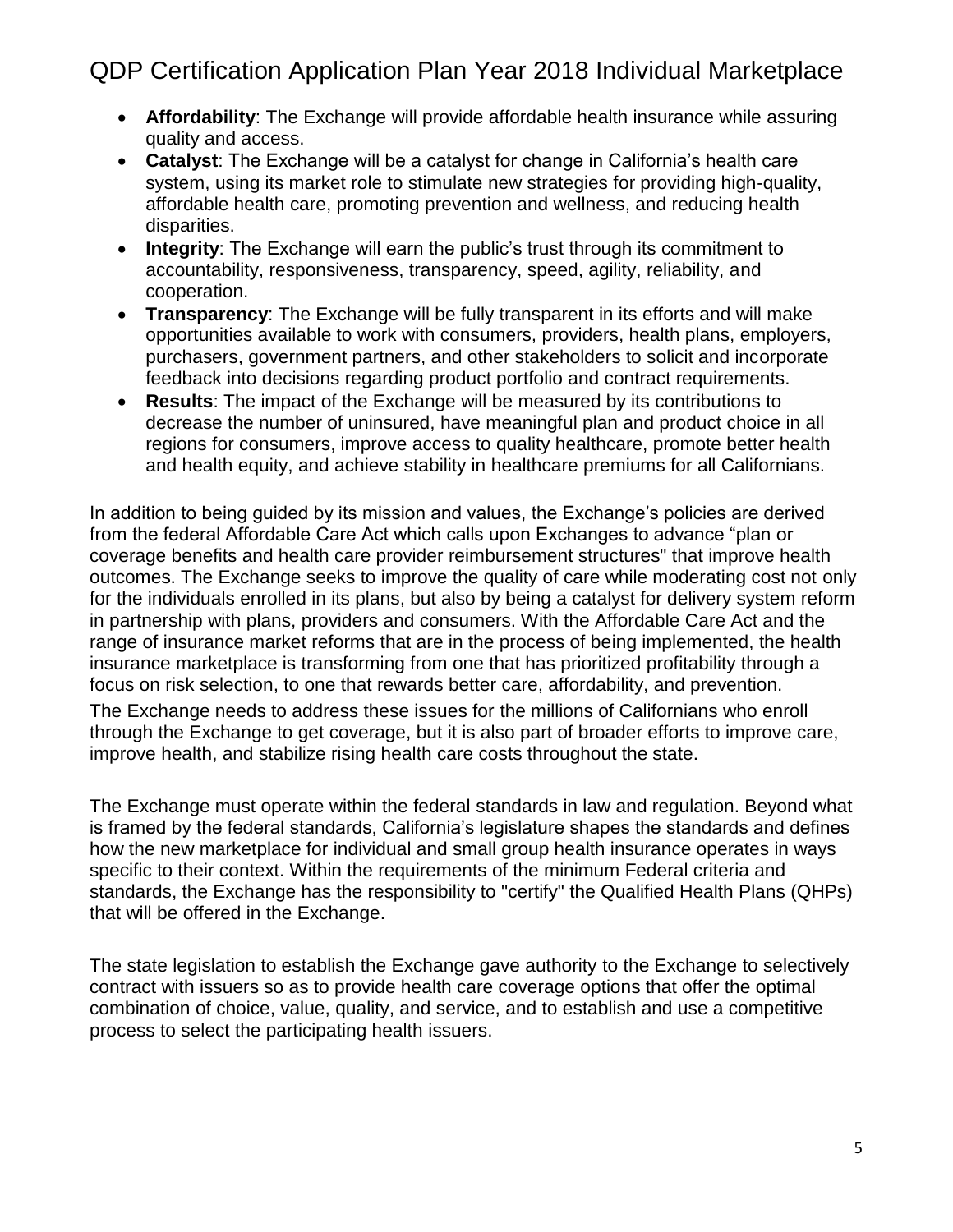- **Affordability**: The Exchange will provide affordable health insurance while assuring quality and access.
- **Catalyst**: The Exchange will be a catalyst for change in California's health care system, using its market role to stimulate new strategies for providing high-quality, affordable health care, promoting prevention and wellness, and reducing health disparities.
- **Integrity**: The Exchange will earn the public's trust through its commitment to accountability, responsiveness, transparency, speed, agility, reliability, and cooperation.
- **Transparency**: The Exchange will be fully transparent in its efforts and will make opportunities available to work with consumers, providers, health plans, employers, purchasers, government partners, and other stakeholders to solicit and incorporate feedback into decisions regarding product portfolio and contract requirements.
- **Results**: The impact of the Exchange will be measured by its contributions to decrease the number of uninsured, have meaningful plan and product choice in all regions for consumers, improve access to quality healthcare, promote better health and health equity, and achieve stability in healthcare premiums for all Californians.

In addition to being guided by its mission and values, the Exchange's policies are derived from the federal Affordable Care Act which calls upon Exchanges to advance "plan or coverage benefits and health care provider reimbursement structures" that improve health outcomes. The Exchange seeks to improve the quality of care while moderating cost not only for the individuals enrolled in its plans, but also by being a catalyst for delivery system reform in partnership with plans, providers and consumers. With the Affordable Care Act and the range of insurance market reforms that are in the process of being implemented, the health insurance marketplace is transforming from one that has prioritized profitability through a focus on risk selection, to one that rewards better care, affordability, and prevention.

The Exchange needs to address these issues for the millions of Californians who enroll through the Exchange to get coverage, but it is also part of broader efforts to improve care, improve health, and stabilize rising health care costs throughout the state.

The Exchange must operate within the federal standards in law and regulation. Beyond what is framed by the federal standards, California's legislature shapes the standards and defines how the new marketplace for individual and small group health insurance operates in ways specific to their context. Within the requirements of the minimum Federal criteria and standards, the Exchange has the responsibility to "certify" the Qualified Health Plans (QHPs) that will be offered in the Exchange.

The state legislation to establish the Exchange gave authority to the Exchange to selectively contract with issuers so as to provide health care coverage options that offer the optimal combination of choice, value, quality, and service, and to establish and use a competitive process to select the participating health issuers.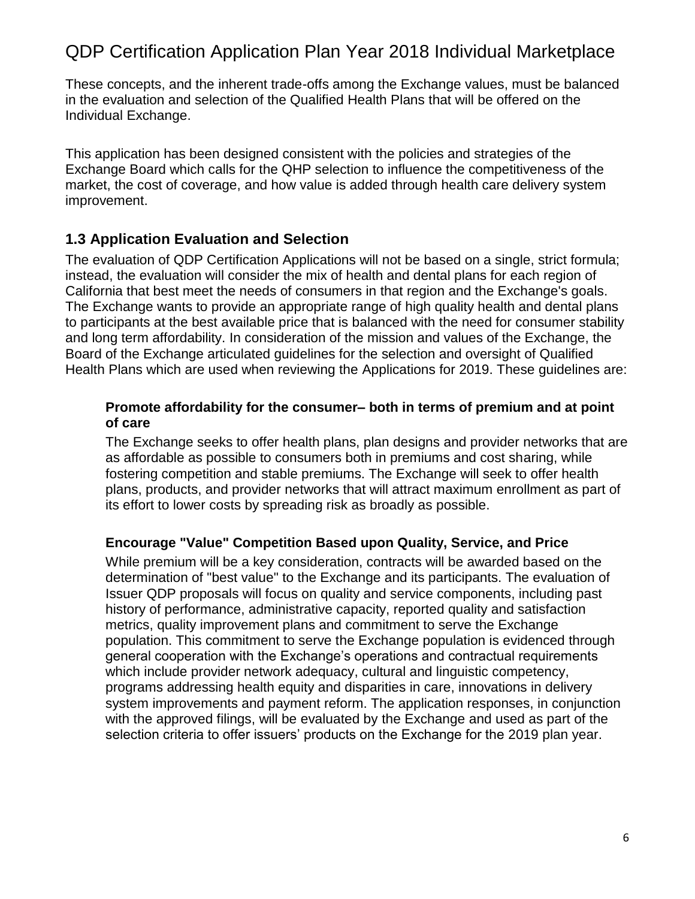These concepts, and the inherent trade-offs among the Exchange values, must be balanced in the evaluation and selection of the Qualified Health Plans that will be offered on the Individual Exchange.

This application has been designed consistent with the policies and strategies of the Exchange Board which calls for the QHP selection to influence the competitiveness of the market, the cost of coverage, and how value is added through health care delivery system improvement.

### 1.3 Application Evaluation and Selection

The evaluation of QDP Certification Applications will not be based on a single, strict formula; instead, the evaluation will consider the mix of health and dental plans for each region of California that best meet the needs of consumers in that region and the Exchange's goals. The Exchange wants to provide an appropriate range of high quality health and dental plans to participants at the best available price that is balanced with the need for consumer stability and long term affordability. In consideration of the mission and values of the Exchange, the Board of the Exchange articulated guidelines for the selection and oversight of Qualified Health Plans which are used when reviewing the Applications for 2019. These guidelines are:

**Promote affordability for the consumer– both in terms of premium and at point of care**

The Exchange seeks to offer health plans, plan designs and provider networks that are as affordable as possible to consumers both in premiums and cost sharing, while fostering competition and stable premiums. The Exchange will seek to offer health plans, products, and provider networks that will attract maximum enrollment as part of its effort to lower costs by spreading risk as broadly as possible.

**Encourage "Value" Competition Based upon Quality, Service, and Price**

While premium will be a key consideration, contracts will be awarded based on the determination of "best value" to the Exchange and its participants. The evaluation of Issuer QDP proposals will focus on quality and service components, including past history of performance, administrative capacity, reported quality and satisfaction metrics, quality improvement plans and commitment to serve the Exchange population. This commitment to serve the Exchange population is evidenced through general cooperation with the Exchange's operations and contractual requirements which include provider network adequacy, cultural and linguistic competency, programs addressing health equity and disparities in care, innovations in delivery system improvements and payment reform. The application responses, in conjunction with the approved filings, will be evaluated by the Exchange and used as part of the selection criteria to offer issuers' products on the Exchange for the 2019 plan year.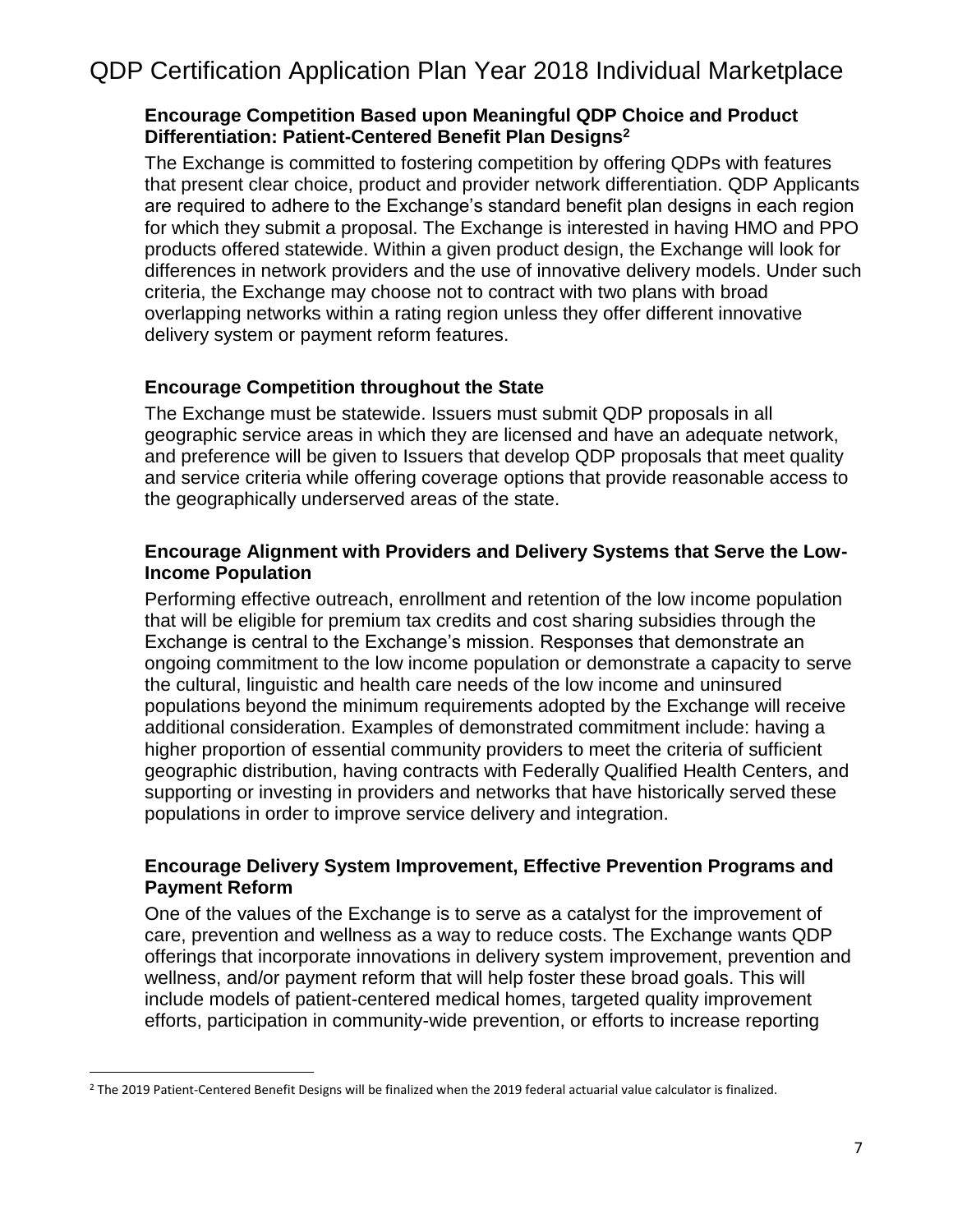### Encourage Competition Based upon Meaningful QDP Choice and Product Differentiation: Patient-Centered Benefit Plan Designs[2]

The Exchange is committed to fostering competition by offering QDPs with features that present clear choice, product and provider network differentiation. QDP Applicants are required to adhere to the Exchange's standard benefit plan designs in each region for which they submit a proposal. The Exchange is interested in having HMO and PPO products offered statewide. Within a given product design, the Exchange will look for differences in network providers and the use of innovative delivery models. Under such criteria, the Exchange may choose not to contract with two plans with broad overlapping networks within a rating region unless they offer different innovative delivery system or payment reform features.

### Encourage Competition throughout the State

The Exchange must be statewide. Issuers must submit QDP proposals in all geographic service areas in which they are licensed and have an adequate network, and preference will be given to Issuers that develop QDP proposals that meet quality and service criteria while offering coverage options that provide reasonable access to the geographically underserved areas of the state.

### Encourage Alignment with Providers and Delivery Systems that Serve the Low-Income Population

Performing effective outreach, enrollment and retention of the low income population that will be eligible for premium tax credits and cost sharing subsidies through the Exchange is central to the Exchange's mission. Responses that demonstrate an ongoing commitment to the low income population or demonstrate a capacity to serve the cultural, linguistic and health care needs of the low income and uninsured populations beyond the minimum requirements adopted by the Exchange will receive additional consideration. Examples of demonstrated commitment include: having a higher proportion of essential community providers to meet the criteria of sufficient geographic distribution, having contracts with Federally Qualified Health Centers, and supporting or investing in providers and networks that have historically served these populations in order to improve service delivery and integration.

### Encourage Delivery System Improvement, Effective Prevention Programs and Payment Reform

One of the values of the Exchange is to serve as a catalyst for the improvement of care, prevention and wellness as a way to reduce costs. The Exchange wants QDP offerings that incorporate innovations in delivery system improvement, prevention and wellness, and/or payment reform that will help foster these broad goals. This will include models of patient-centered medical homes, targeted quality improvement efforts, participation in community-wide prevention, or efforts to increase reporting

---

[2] The 2019 Patient-Centered Benefit Designs will be finalized when the 2019 federal actuarial value calculator is finalized.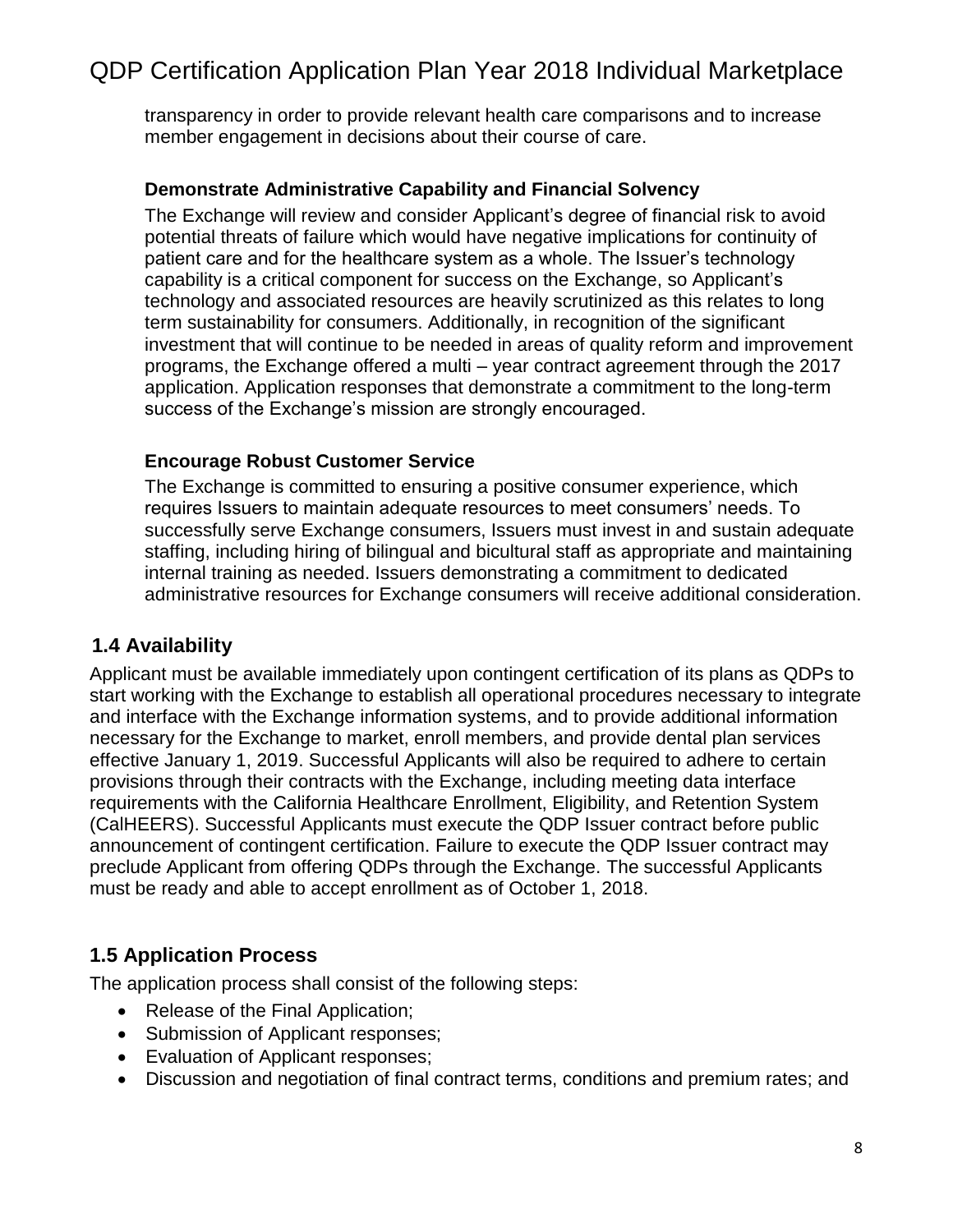transparency in order to provide relevant health care comparisons and to increase member engagement in decisions about their course of care.

**Demonstrate Administrative Capability and Financial Solvency**

The Exchange will review and consider Applicant's degree of financial risk to avoid potential threats of failure which would have negative implications for continuity of patient care and for the healthcare system as a whole. The Issuer's technology capability is a critical component for success on the Exchange, so Applicant's technology and associated resources are heavily scrutinized as this relates to long term sustainability for consumers. Additionally, in recognition of the significant investment that will continue to be needed in areas of quality reform and improvement programs, the Exchange offered a multi – year contract agreement through the 2017 application. Application responses that demonstrate a commitment to the long-term success of the Exchange's mission are strongly encouraged.

**Encourage Robust Customer Service**

The Exchange is committed to ensuring a positive consumer experience, which requires Issuers to maintain adequate resources to meet consumers' needs. To successfully serve Exchange consumers, Issuers must invest in and sustain adequate staffing, including hiring of bilingual and bicultural staff as appropriate and maintaining internal training as needed. Issuers demonstrating a commitment to dedicated administrative resources for Exchange consumers will receive additional consideration.

## 1.4 Availability

Applicant must be available immediately upon contingent certification of its plans as QDPs to start working with the Exchange to establish all operational procedures necessary to integrate and interface with the Exchange information systems, and to provide additional information necessary for the Exchange to market, enroll members, and provide dental plan services effective January 1, 2019. Successful Applicants will also be required to adhere to certain provisions through their contracts with the Exchange, including meeting data interface requirements with the California Healthcare Enrollment, Eligibility, and Retention System (CalHEERS). Successful Applicants must execute the QDP Issuer contract before public announcement of contingent certification. Failure to execute the QDP Issuer contract may preclude Applicant from offering QDPs through the Exchange. The successful Applicants must be ready and able to accept enrollment as of October 1, 2018.

## 1.5 Application Process

The application process shall consist of the following steps:

- Release of the Final Application;
- Submission of Applicant responses;
- Evaluation of Applicant responses;
- Discussion and negotiation of final contract terms, conditions and premium rates; and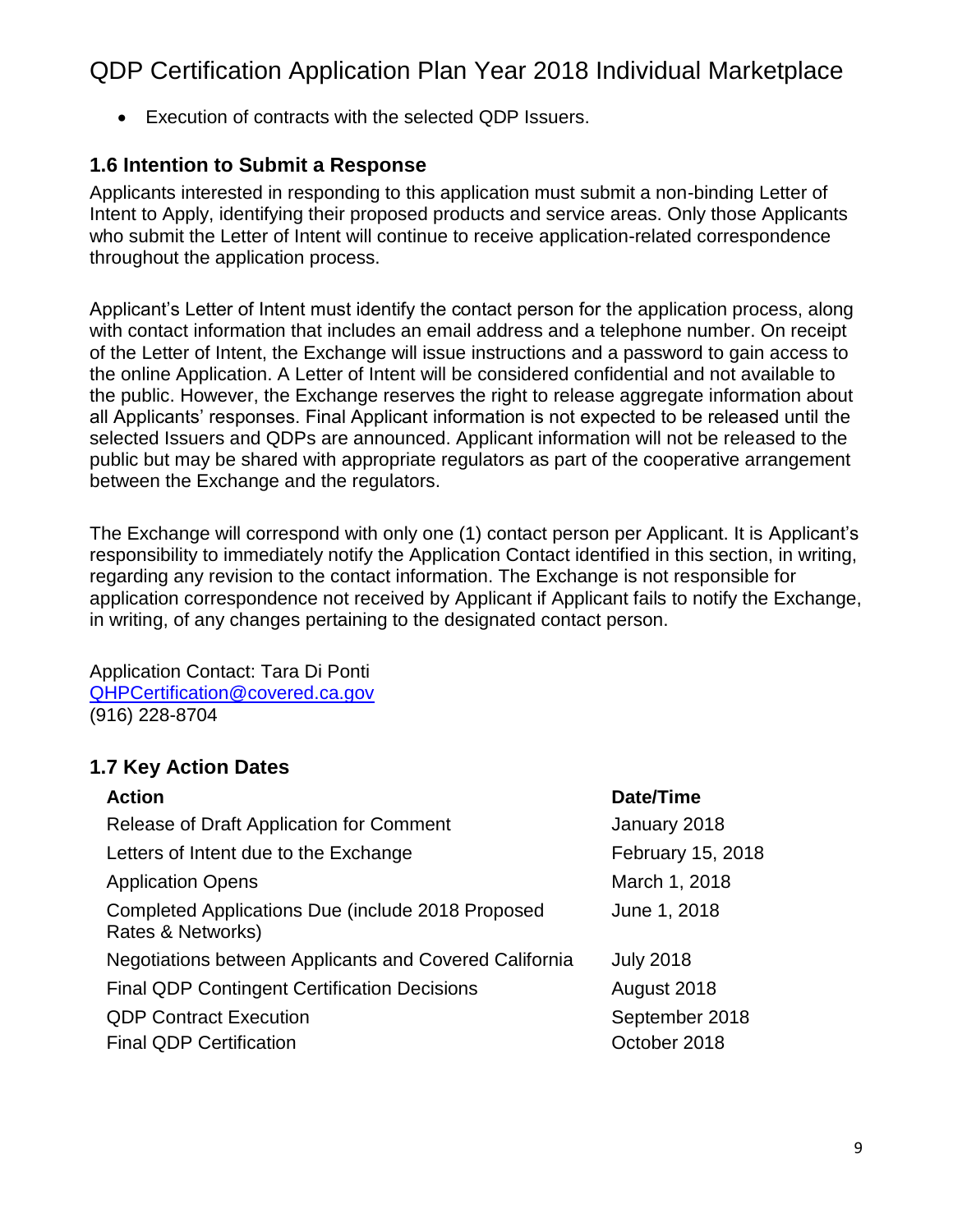- Execution of contracts with the selected QDP Issuers.

### 1.6 Intention to Submit a Response

Applicants interested in responding to this application must submit a non-binding Letter of Intent to Apply, identifying their proposed products and service areas. Only those Applicants who submit the Letter of Intent will continue to receive application-related correspondence throughout the application process.

Applicant's Letter of Intent must identify the contact person for the application process, along with contact information that includes an email address and a telephone number. On receipt of the Letter of Intent, the Exchange will issue instructions and a password to gain access to the online Application. A Letter of Intent will be considered confidential and not available to the public. However, the Exchange reserves the right to release aggregate information about all Applicants' responses. Final Applicant information is not expected to be released until the selected Issuers and QDPs are announced. Applicant information will not be released to the public but may be shared with appropriate regulators as part of the cooperative arrangement between the Exchange and the regulators.

The Exchange will correspond with only one (1) contact person per Applicant. It is Applicant's responsibility to immediately notify the Application Contact identified in this section, in writing, regarding any revision to the contact information. The Exchange is not responsible for application correspondence not received by Applicant if Applicant fails to notify the Exchange, in writing, of any changes pertaining to the designated contact person.

Application Contact: Tara Di Ponti
QHPCertification@covered.ca.gov
(916) 228-8704

### 1.7 Key Action Dates

| Action | Date/Time |
| --- | --- |
| Release of Draft Application for Comment | January 2018 |
| Letters of Intent due to the Exchange | February 15, 2018 |
| Application Opens | March 1, 2018 |
| Completed Applications Due (include 2018 Proposed Rates & Networks) | June 1, 2018 |
| Negotiations between Applicants and Covered California | July 2018 |
| Final QDP Contingent Certification Decisions | August 2018 |
| QDP Contract Execution | September 2018 |
| Final QDP Certification | October 2018 |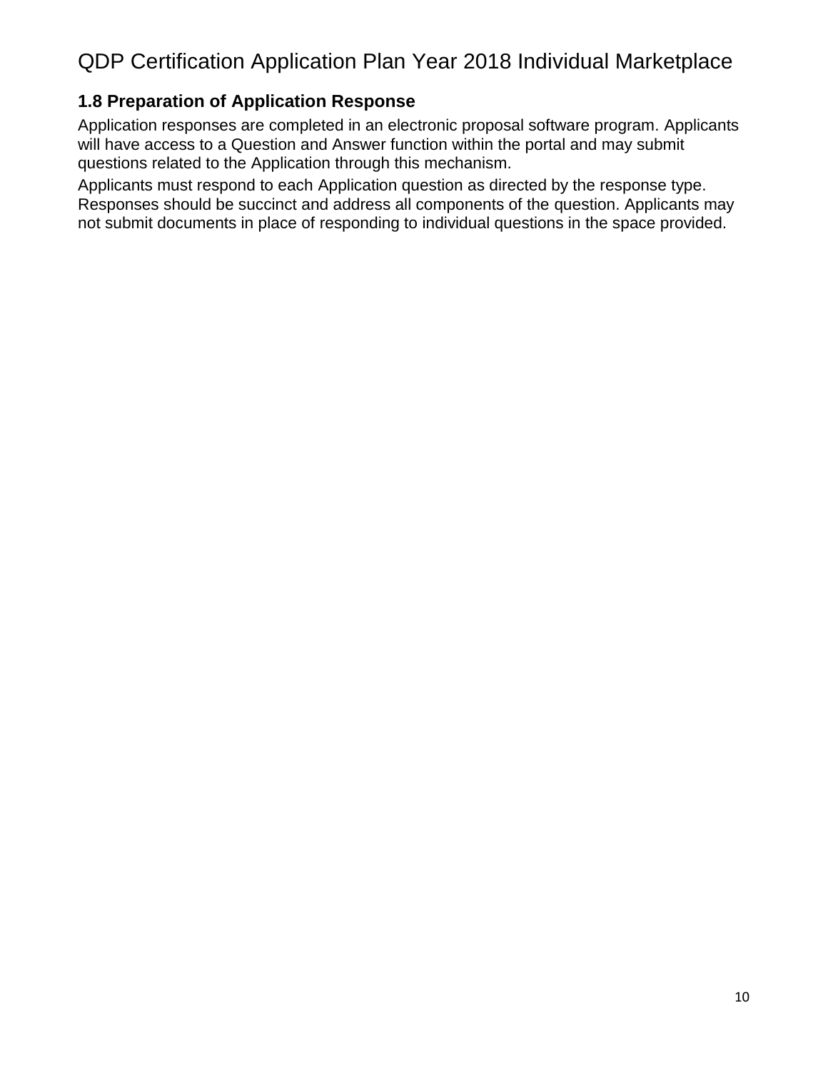## 1.8 Preparation of Application Response

Application responses are completed in an electronic proposal software program. Applicants will have access to a Question and Answer function within the portal and may submit questions related to the Application through this mechanism.

Applicants must respond to each Application question as directed by the response type. Responses should be succinct and address all components of the question. Applicants may not submit documents in place of responding to individual questions in the space provided.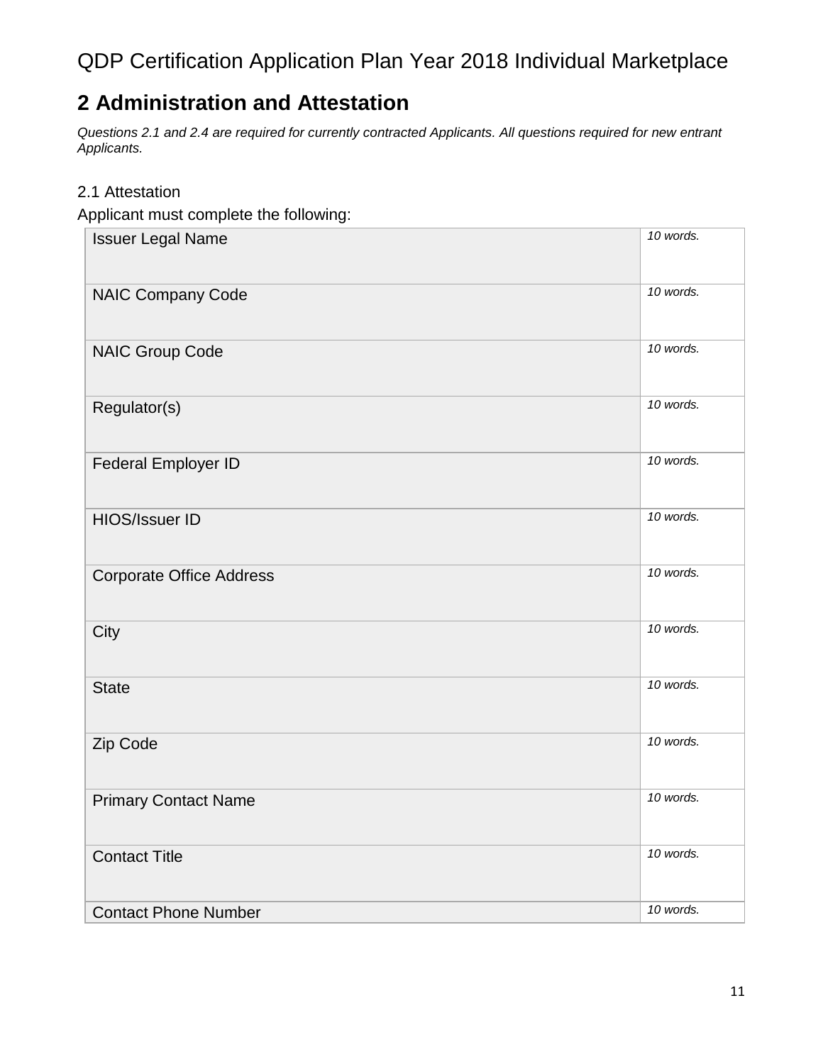QDP Certification Application Plan Year 2018 Individual Marketplace

# 2 Administration and Attestation

*Questions 2.1 and 2.4 are required for currently contracted Applicants. All questions required for new entrant Applicants.*

2.1 Attestation

Applicant must complete the following:

| Field | Limit |
|---|---|
| Issuer Legal Name | *10 words.* |
| NAIC Company Code | *10 words.* |
| NAIC Group Code | *10 words.* |
| Regulator(s) | *10 words.* |
| Federal Employer ID | *10 words.* |
| HIOS/Issuer ID | *10 words.* |
| Corporate Office Address | *10 words.* |
| City | *10 words.* |
| State | *10 words.* |
| Zip Code | *10 words.* |
| Primary Contact Name | *10 words.* |
| Contact Title | *10 words.* |
| Contact Phone Number | *10 words.* |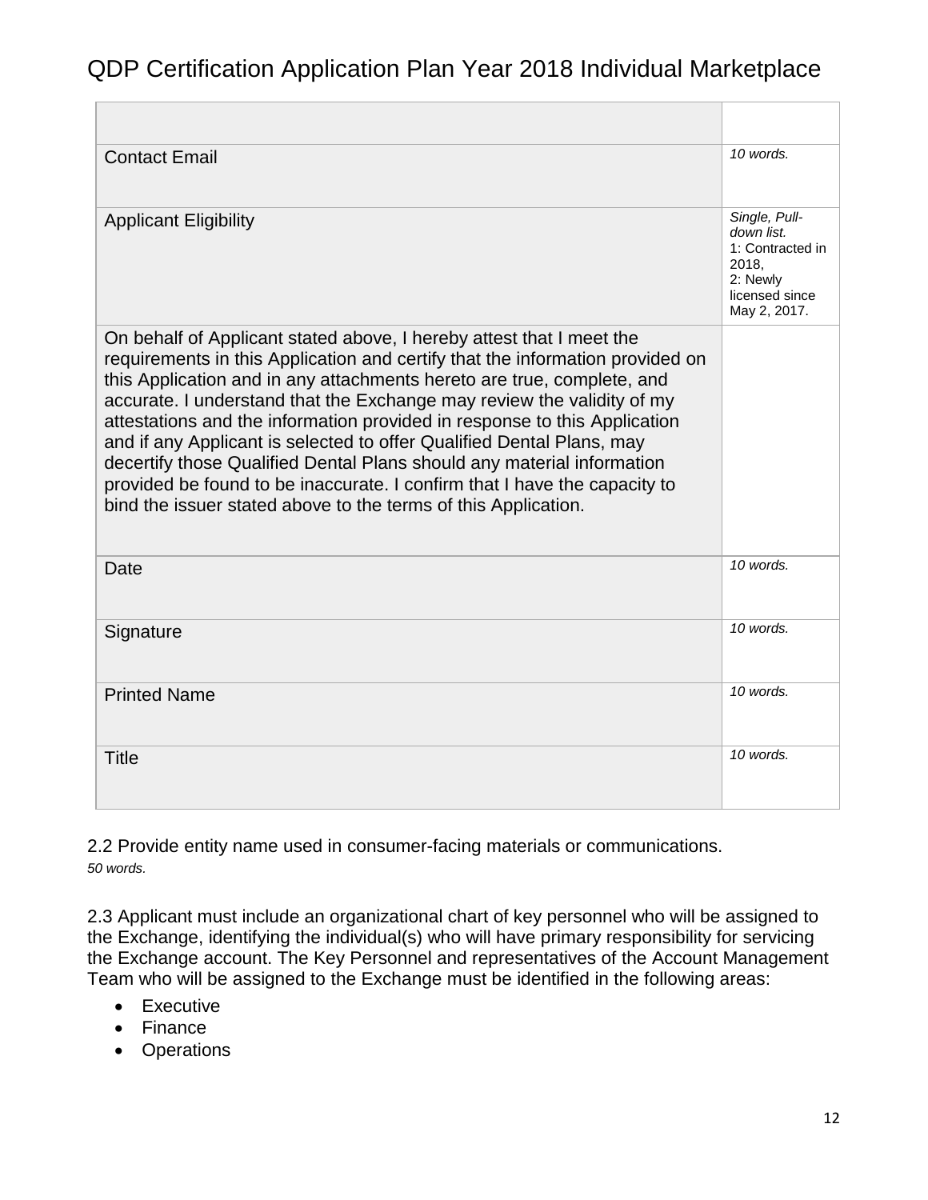| | |
|---|---|
| Contact Email | *10 words.* |
| Applicant Eligibility | *Single, Pull-down list.* 1: Contracted in 2018, 2: Newly licensed since May 2, 2017. |
| On behalf of Applicant stated above, I hereby attest that I meet the requirements in this Application and certify that the information provided on this Application and in any attachments hereto are true, complete, and accurate. I understand that the Exchange may review the validity of my attestations and the information provided in response to this Application and if any Applicant is selected to offer Qualified Dental Plans, may decertify those Qualified Dental Plans should any material information provided be found to be inaccurate. I confirm that I have the capacity to bind the issuer stated above to the terms of this Application. | |
| Date | *10 words.* |
| Signature | *10 words.* |
| Printed Name | *10 words.* |
| Title | *10 words.* |

2.2 Provide entity name used in consumer-facing materials or communications.
*50 words.*

2.3 Applicant must include an organizational chart of key personnel who will be assigned to the Exchange, identifying the individual(s) who will have primary responsibility for servicing the Exchange account. The Key Personnel and representatives of the Account Management Team who will be assigned to the Exchange must be identified in the following areas:

- Executive
- Finance
- Operations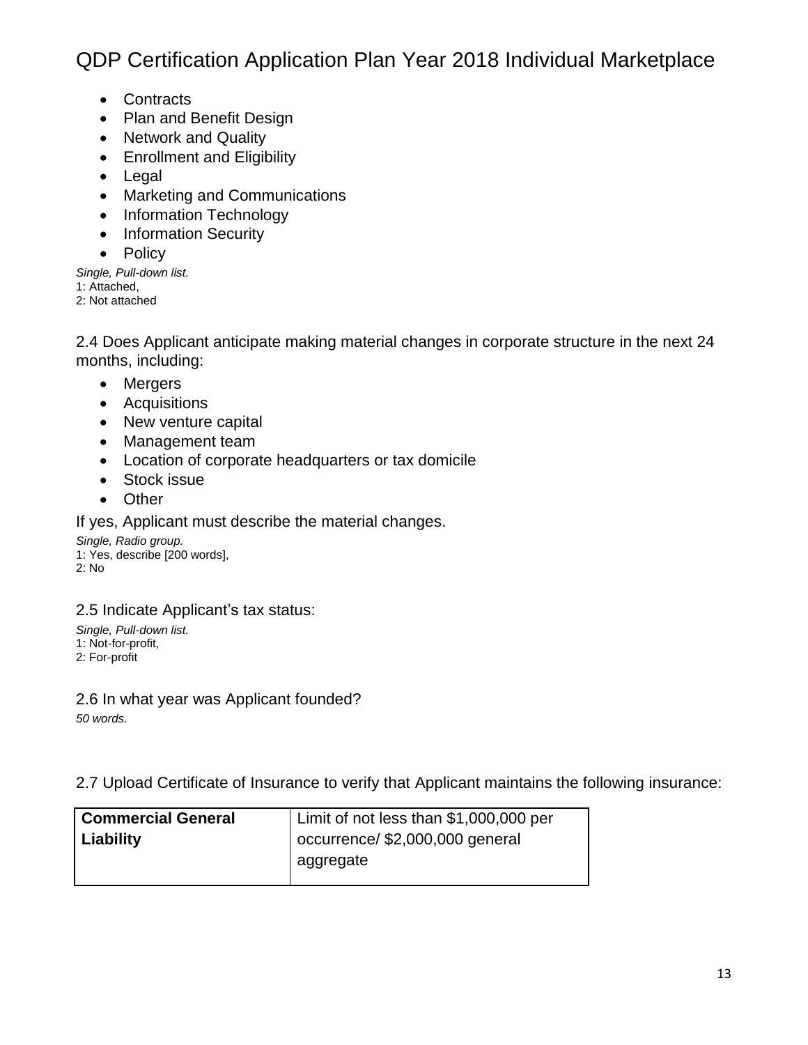- Contracts
- Plan and Benefit Design
- Network and Quality
- Enrollment and Eligibility
- Legal
- Marketing and Communications
- Information Technology
- Information Security
- Policy

*Single, Pull-down list.*
1: Attached,
2: Not attached

2.4 Does Applicant anticipate making material changes in corporate structure in the next 24 months, including:

- Mergers
- Acquisitions
- New venture capital
- Management team
- Location of corporate headquarters or tax domicile
- Stock issue
- Other

If yes, Applicant must describe the material changes.

*Single, Radio group.*
1: Yes, describe [200 words],
2: No

2.5 Indicate Applicant's tax status:

*Single, Pull-down list.*
1: Not-for-profit,
2: For-profit

2.6 In what year was Applicant founded?

*50 words.*

2.7 Upload Certificate of Insurance to verify that Applicant maintains the following insurance:

| | |
|---|---|
| **Commercial General Liability** | Limit of not less than $1,000,000 per occurrence/ $2,000,000 general aggregate |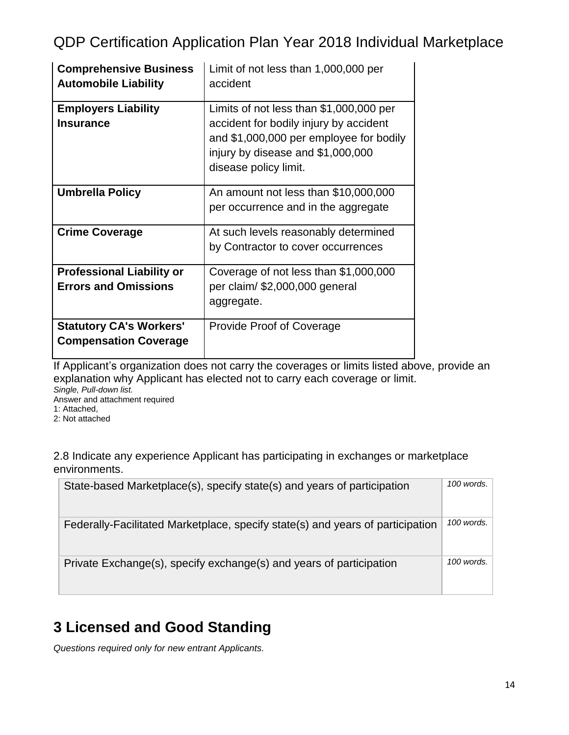| Comprehensive Business Automobile Liability | Limit of not less than 1,000,000 per accident |
|---|---|
| **Employers Liability Insurance** | Limits of not less than $1,000,000 per accident for bodily injury by accident and $1,000,000 per employee for bodily injury by disease and $1,000,000 disease policy limit. |
| **Umbrella Policy** | An amount not less than $10,000,000 per occurrence and in the aggregate |
| **Crime Coverage** | At such levels reasonably determined by Contractor to cover occurrences |
| **Professional Liability or Errors and Omissions** | Coverage of not less than $1,000,000 per claim/ $2,000,000 general aggregate. |
| **Statutory CA's Workers' Compensation Coverage** | Provide Proof of Coverage |

If Applicant's organization does not carry the coverages or limits listed above, provide an explanation why Applicant has elected not to carry each coverage or limit.

*Single, Pull-down list.*

Answer and attachment required

1: Attached,

2: Not attached

2.8 Indicate any experience Applicant has participating in exchanges or marketplace environments.

| | |
|---|---|
| State-based Marketplace(s), specify state(s) and years of participation | *100 words.* |
| Federally-Facilitated Marketplace, specify state(s) and years of participation | *100 words.* |
| Private Exchange(s), specify exchange(s) and years of participation | *100 words.* |

# 3 Licensed and Good Standing

*Questions required only for new entrant Applicants.*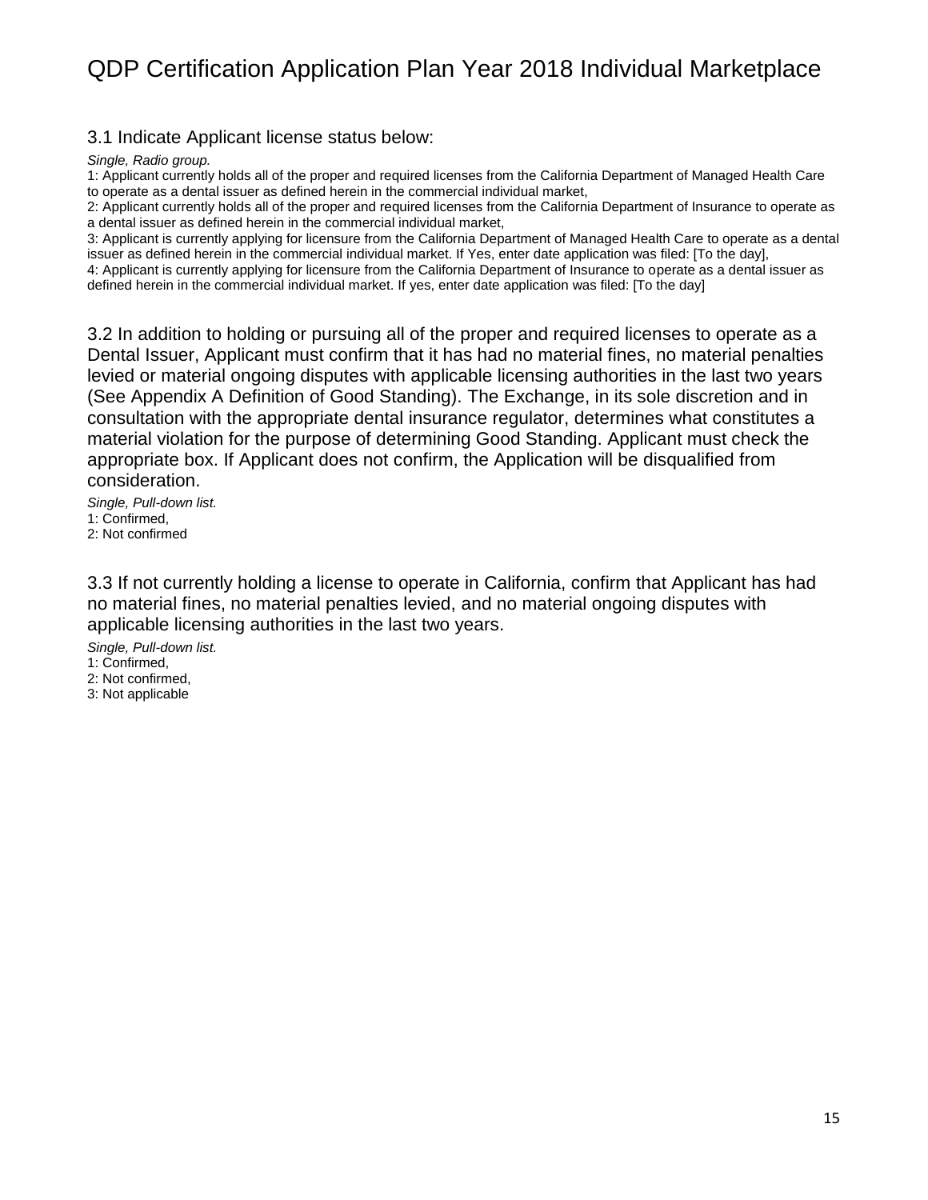# QDP Certification Application Plan Year 2018 Individual Marketplace

### 3.1 Indicate Applicant license status below:

*Single, Radio group.*

1: Applicant currently holds all of the proper and required licenses from the California Department of Managed Health Care to operate as a dental issuer as defined herein in the commercial individual market,
2: Applicant currently holds all of the proper and required licenses from the California Department of Insurance to operate as a dental issuer as defined herein in the commercial individual market,
3: Applicant is currently applying for licensure from the California Department of Managed Health Care to operate as a dental issuer as defined herein in the commercial individual market. If Yes, enter date application was filed: [To the day],
4: Applicant is currently applying for licensure from the California Department of Insurance to operate as a dental issuer as defined herein in the commercial individual market. If yes, enter date application was filed: [To the day]

### 3.2 In addition to holding or pursuing all of the proper and required licenses to operate as a Dental Issuer, Applicant must confirm that it has had no material fines, no material penalties levied or material ongoing disputes with applicable licensing authorities in the last two years (See Appendix A Definition of Good Standing). The Exchange, in its sole discretion and in consultation with the appropriate dental insurance regulator, determines what constitutes a material violation for the purpose of determining Good Standing. Applicant must check the appropriate box. If Applicant does not confirm, the Application will be disqualified from consideration.

*Single, Pull-down list.*

1: Confirmed,
2: Not confirmed

### 3.3 If not currently holding a license to operate in California, confirm that Applicant has had no material fines, no material penalties levied, and no material ongoing disputes with applicable licensing authorities in the last two years.

*Single, Pull-down list.*

1: Confirmed,
2: Not confirmed,
3: Not applicable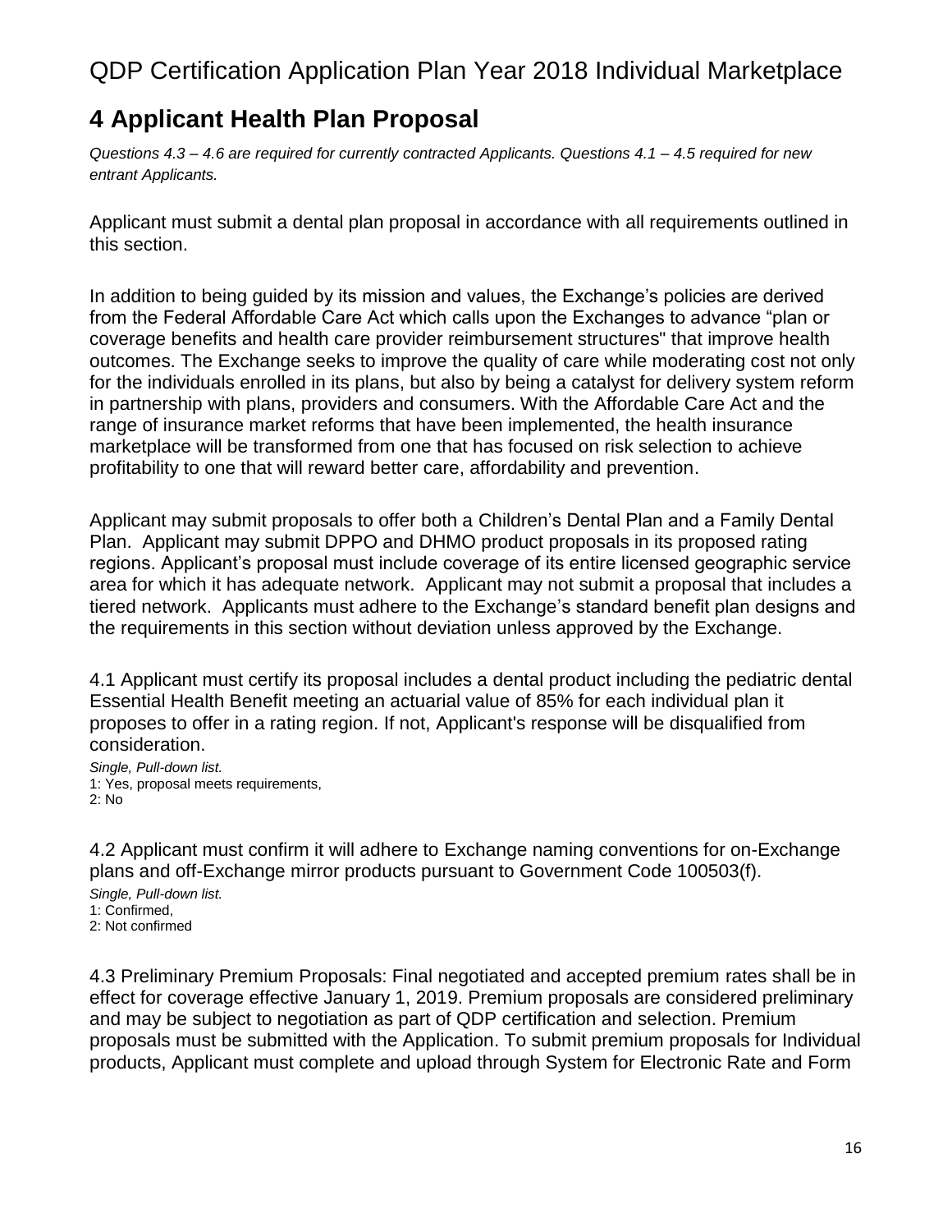# 4 Applicant Health Plan Proposal

*Questions 4.3 – 4.6 are required for currently contracted Applicants. Questions 4.1 – 4.5 required for new entrant Applicants.*

Applicant must submit a dental plan proposal in accordance with all requirements outlined in this section.

In addition to being guided by its mission and values, the Exchange's policies are derived from the Federal Affordable Care Act which calls upon the Exchanges to advance "plan or coverage benefits and health care provider reimbursement structures" that improve health outcomes. The Exchange seeks to improve the quality of care while moderating cost not only for the individuals enrolled in its plans, but also by being a catalyst for delivery system reform in partnership with plans, providers and consumers. With the Affordable Care Act and the range of insurance market reforms that have been implemented, the health insurance marketplace will be transformed from one that has focused on risk selection to achieve profitability to one that will reward better care, affordability and prevention.

Applicant may submit proposals to offer both a Children's Dental Plan and a Family Dental Plan. Applicant may submit DPPO and DHMO product proposals in its proposed rating regions. Applicant's proposal must include coverage of its entire licensed geographic service area for which it has adequate network. Applicant may not submit a proposal that includes a tiered network. Applicants must adhere to the Exchange's standard benefit plan designs and the requirements in this section without deviation unless approved by the Exchange.

4.1 Applicant must certify its proposal includes a dental product including the pediatric dental Essential Health Benefit meeting an actuarial value of 85% for each individual plan it proposes to offer in a rating region. If not, Applicant's response will be disqualified from consideration.

*Single, Pull-down list.*
1: Yes, proposal meets requirements,
2: No

4.2 Applicant must confirm it will adhere to Exchange naming conventions for on-Exchange plans and off-Exchange mirror products pursuant to Government Code 100503(f).

*Single, Pull-down list.*
1: Confirmed,
2: Not confirmed

4.3 Preliminary Premium Proposals: Final negotiated and accepted premium rates shall be in effect for coverage effective January 1, 2019. Premium proposals are considered preliminary and may be subject to negotiation as part of QDP certification and selection. Premium proposals must be submitted with the Application. To submit premium proposals for Individual products, Applicant must complete and upload through System for Electronic Rate and Form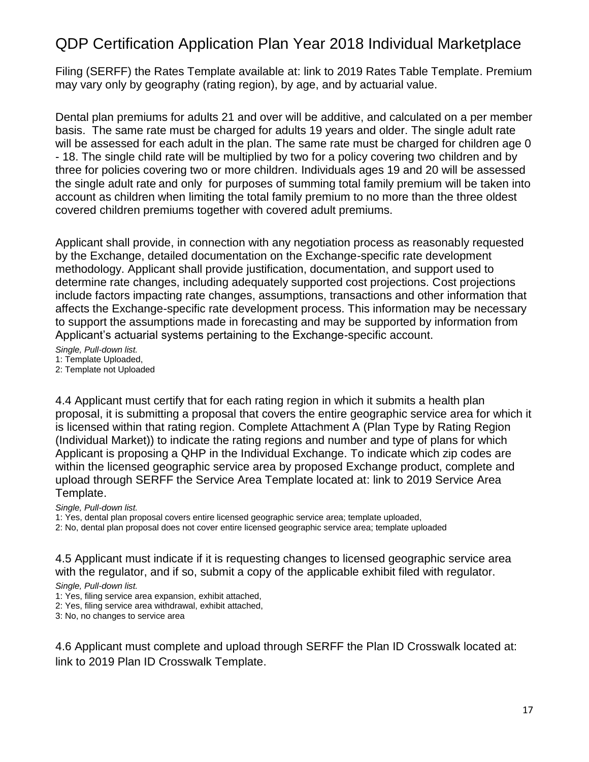Filing (SERFF) the Rates Template available at: link to 2019 Rates Table Template. Premium may vary only by geography (rating region), by age, and by actuarial value.

Dental plan premiums for adults 21 and over will be additive, and calculated on a per member basis. The same rate must be charged for adults 19 years and older. The single adult rate will be assessed for each adult in the plan. The same rate must be charged for children age 0 - 18. The single child rate will be multiplied by two for a policy covering two children and by three for policies covering two or more children. Individuals ages 19 and 20 will be assessed the single adult rate and only for purposes of summing total family premium will be taken into account as children when limiting the total family premium to no more than the three oldest covered children premiums together with covered adult premiums.

Applicant shall provide, in connection with any negotiation process as reasonably requested by the Exchange, detailed documentation on the Exchange-specific rate development methodology. Applicant shall provide justification, documentation, and support used to determine rate changes, including adequately supported cost projections. Cost projections include factors impacting rate changes, assumptions, transactions and other information that affects the Exchange-specific rate development process. This information may be necessary to support the assumptions made in forecasting and may be supported by information from Applicant's actuarial systems pertaining to the Exchange-specific account.

*Single, Pull-down list.*
1: Template Uploaded,
2: Template not Uploaded

4.4 Applicant must certify that for each rating region in which it submits a health plan proposal, it is submitting a proposal that covers the entire geographic service area for which it is licensed within that rating region. Complete Attachment A (Plan Type by Rating Region (Individual Market)) to indicate the rating regions and number and type of plans for which Applicant is proposing a QHP in the Individual Exchange. To indicate which zip codes are within the licensed geographic service area by proposed Exchange product, complete and upload through SERFF the Service Area Template located at: link to 2019 Service Area Template.

*Single, Pull-down list.*
1: Yes, dental plan proposal covers entire licensed geographic service area; template uploaded,
2: No, dental plan proposal does not cover entire licensed geographic service area; template uploaded

4.5 Applicant must indicate if it is requesting changes to licensed geographic service area with the regulator, and if so, submit a copy of the applicable exhibit filed with regulator.

*Single, Pull-down list.*
1: Yes, filing service area expansion, exhibit attached,
2: Yes, filing service area withdrawal, exhibit attached,
3: No, no changes to service area

4.6 Applicant must complete and upload through SERFF the Plan ID Crosswalk located at: link to 2019 Plan ID Crosswalk Template.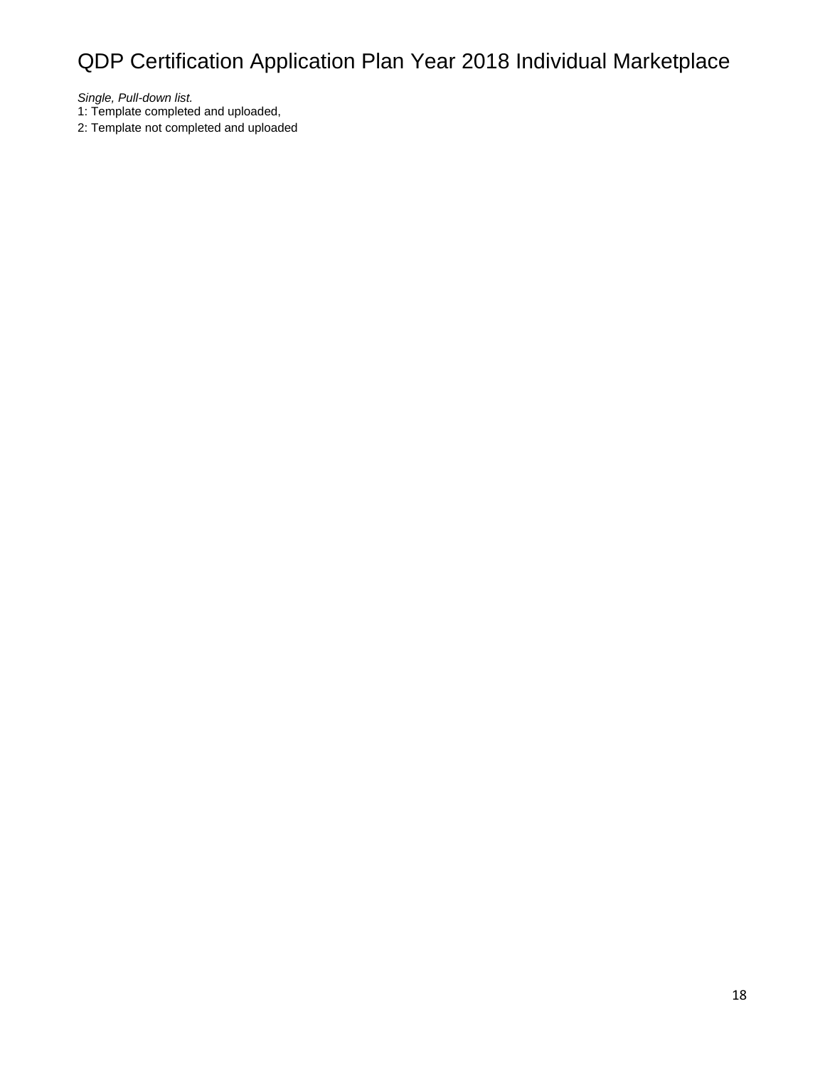*Single, Pull-down list.*

1: Template completed and uploaded,

2: Template not completed and uploaded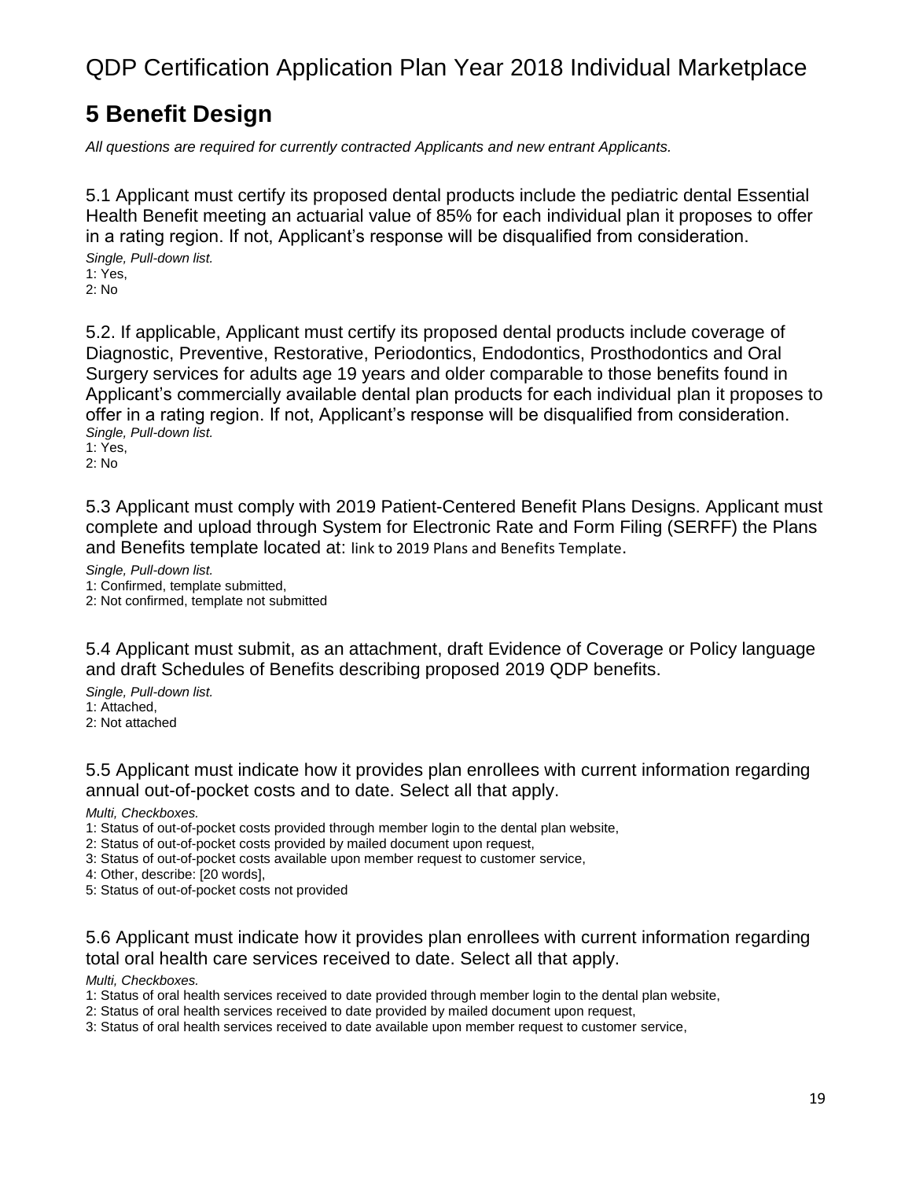# 5 Benefit Design

*All questions are required for currently contracted Applicants and new entrant Applicants.*

5.1 Applicant must certify its proposed dental products include the pediatric dental Essential Health Benefit meeting an actuarial value of 85% for each individual plan it proposes to offer in a rating region. If not, Applicant's response will be disqualified from consideration.

*Single, Pull-down list.*
1: Yes,
2: No

5.2. If applicable, Applicant must certify its proposed dental products include coverage of Diagnostic, Preventive, Restorative, Periodontics, Endodontics, Prosthodontics and Oral Surgery services for adults age 19 years and older comparable to those benefits found in Applicant's commercially available dental plan products for each individual plan it proposes to offer in a rating region. If not, Applicant's response will be disqualified from consideration.

*Single, Pull-down list.*
1: Yes,
2: No

5.3 Applicant must comply with 2019 Patient-Centered Benefit Plans Designs. Applicant must complete and upload through System for Electronic Rate and Form Filing (SERFF) the Plans and Benefits template located at: link to 2019 Plans and Benefits Template.

*Single, Pull-down list.*
1: Confirmed, template submitted,
2: Not confirmed, template not submitted

5.4 Applicant must submit, as an attachment, draft Evidence of Coverage or Policy language and draft Schedules of Benefits describing proposed 2019 QDP benefits.

*Single, Pull-down list.*
1: Attached,
2: Not attached

5.5 Applicant must indicate how it provides plan enrollees with current information regarding annual out-of-pocket costs and to date. Select all that apply.

*Multi, Checkboxes.*
1: Status of out-of-pocket costs provided through member login to the dental plan website,
2: Status of out-of-pocket costs provided by mailed document upon request,
3: Status of out-of-pocket costs available upon member request to customer service,
4: Other, describe: [20 words],
5: Status of out-of-pocket costs not provided

5.6 Applicant must indicate how it provides plan enrollees with current information regarding total oral health care services received to date. Select all that apply.

*Multi, Checkboxes.*
1: Status of oral health services received to date provided through member login to the dental plan website,
2: Status of oral health services received to date provided by mailed document upon request,
3: Status of oral health services received to date available upon member request to customer service,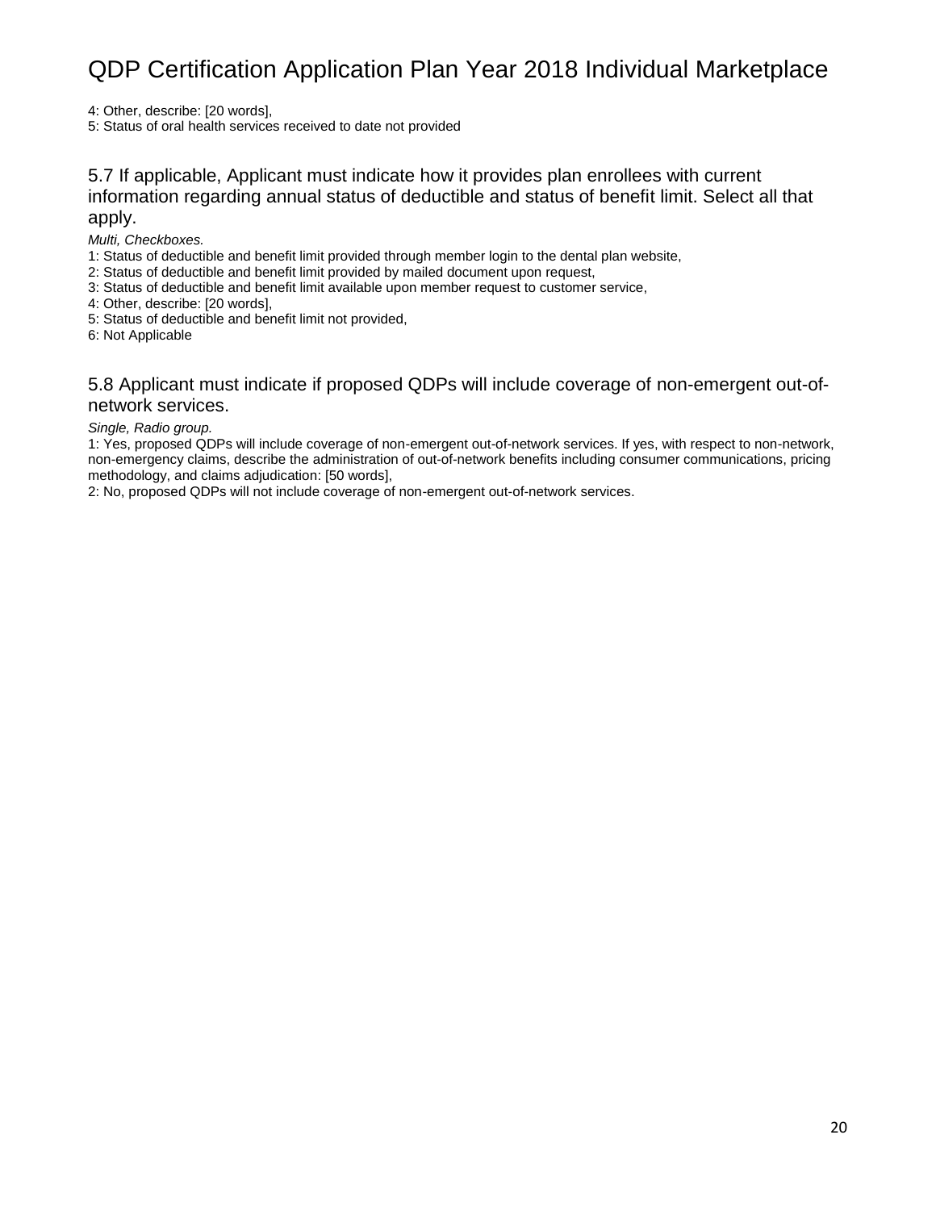4: Other, describe: [20 words],
5: Status of oral health services received to date not provided

## 5.7 If applicable, Applicant must indicate how it provides plan enrollees with current information regarding annual status of deductible and status of benefit limit. Select all that apply.

*Multi, Checkboxes.*
1: Status of deductible and benefit limit provided through member login to the dental plan website,
2: Status of deductible and benefit limit provided by mailed document upon request,
3: Status of deductible and benefit limit available upon member request to customer service,
4: Other, describe: [20 words],
5: Status of deductible and benefit limit not provided,
6: Not Applicable

## 5.8 Applicant must indicate if proposed QDPs will include coverage of non-emergent out-of-network services.

*Single, Radio group.*
1: Yes, proposed QDPs will include coverage of non-emergent out-of-network services. If yes, with respect to non-network, non-emergency claims, describe the administration of out-of-network benefits including consumer communications, pricing methodology, and claims adjudication: [50 words],
2: No, proposed QDPs will not include coverage of non-emergent out-of-network services.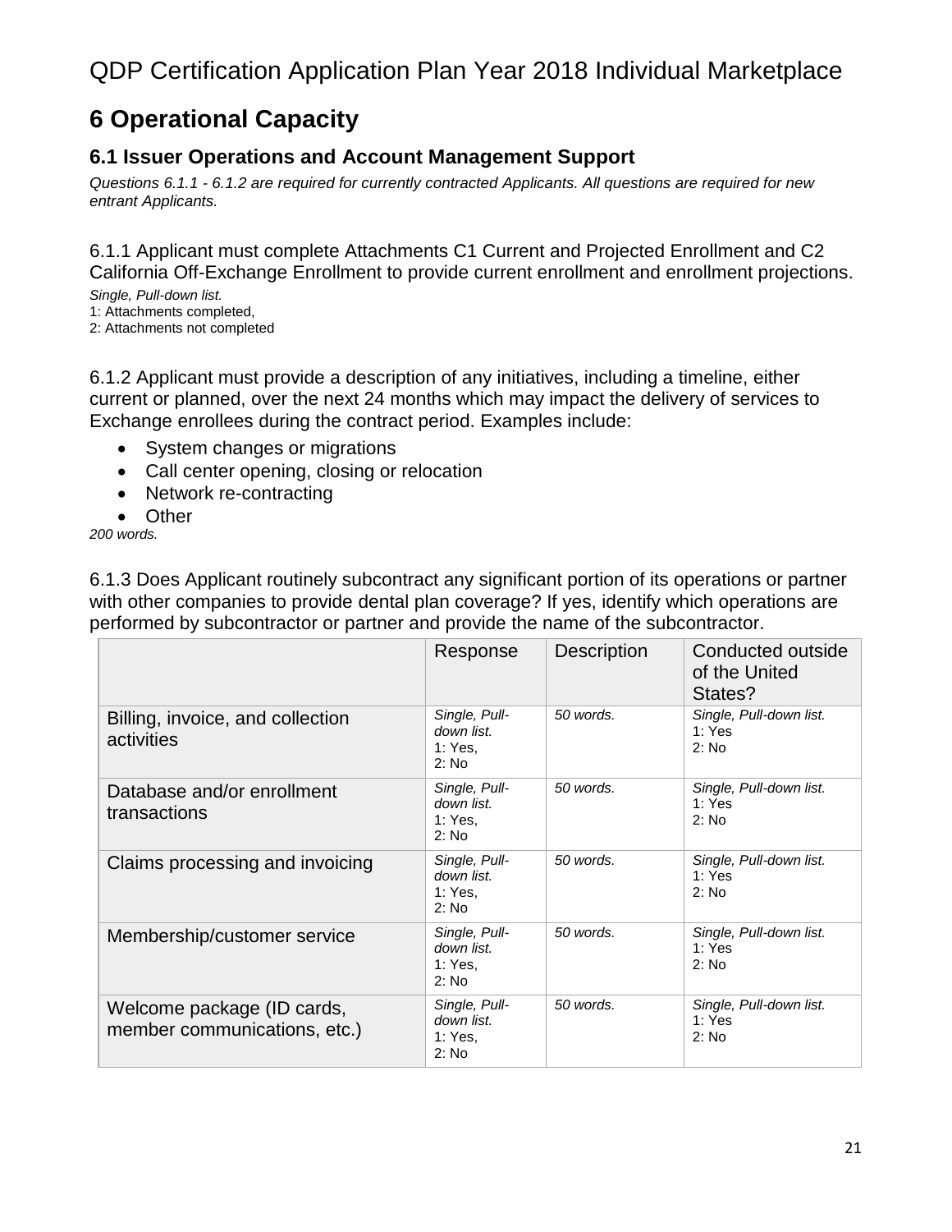# 6 Operational Capacity

## 6.1 Issuer Operations and Account Management Support

*Questions 6.1.1 - 6.1.2 are required for currently contracted Applicants. All questions are required for new entrant Applicants.*

6.1.1 Applicant must complete Attachments C1 Current and Projected Enrollment and C2 California Off-Exchange Enrollment to provide current enrollment and enrollment projections.

*Single, Pull-down list.*
1: Attachments completed,
2: Attachments not completed

6.1.2 Applicant must provide a description of any initiatives, including a timeline, either current or planned, over the next 24 months which may impact the delivery of services to Exchange enrollees during the contract period. Examples include:

- System changes or migrations
- Call center opening, closing or relocation
- Network re-contracting
- Other

*200 words.*

6.1.3 Does Applicant routinely subcontract any significant portion of its operations or partner with other companies to provide dental plan coverage? If yes, identify which operations are performed by subcontractor or partner and provide the name of the subcontractor.

| | Response | Description | Conducted outside of the United States? |
|---|---|---|---|
| Billing, invoice, and collection activities | *Single, Pull-down list.* 1: Yes, 2: No | *50 words.* | *Single, Pull-down list.* 1: Yes 2: No |
| Database and/or enrollment transactions | *Single, Pull-down list.* 1: Yes, 2: No | *50 words.* | *Single, Pull-down list.* 1: Yes 2: No |
| Claims processing and invoicing | *Single, Pull-down list.* 1: Yes, 2: No | *50 words.* | *Single, Pull-down list.* 1: Yes 2: No |
| Membership/customer service | *Single, Pull-down list.* 1: Yes, 2: No | *50 words.* | *Single, Pull-down list.* 1: Yes 2: No |
| Welcome package (ID cards, member communications, etc.) | *Single, Pull-down list.* 1: Yes, 2: No | *50 words.* | *Single, Pull-down list.* 1: Yes 2: No |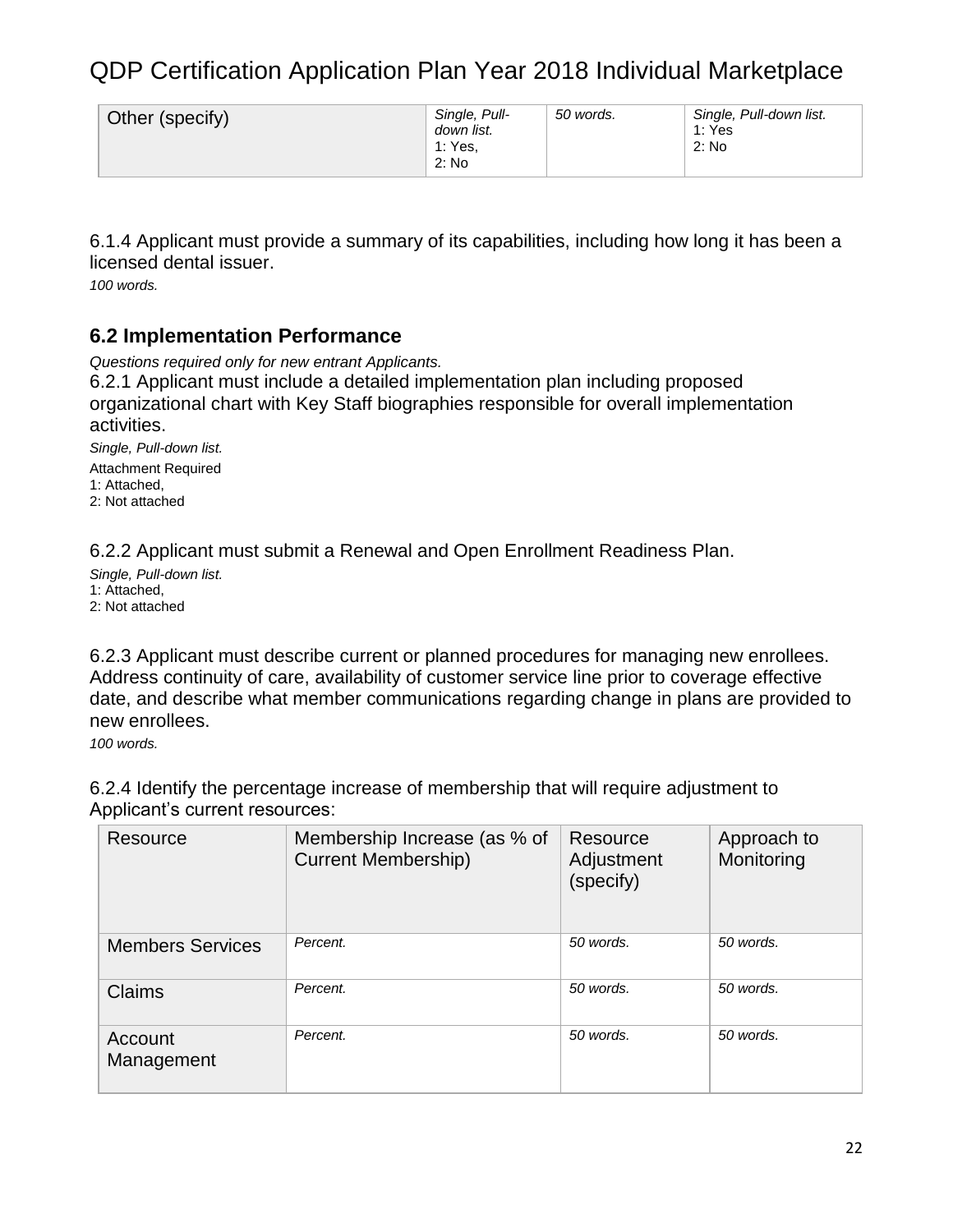| Other (specify) | *Single, Pull-down list.* 1: Yes, 2: No | *50 words.* | *Single, Pull-down list.* 1: Yes 2: No |
|---|---|---|---|

6.1.4 Applicant must provide a summary of its capabilities, including how long it has been a licensed dental issuer.

*100 words.*

## 6.2 Implementation Performance

*Questions required only for new entrant Applicants.*

6.2.1 Applicant must include a detailed implementation plan including proposed organizational chart with Key Staff biographies responsible for overall implementation activities.

*Single, Pull-down list.*

Attachment Required
1: Attached,
2: Not attached

6.2.2 Applicant must submit a Renewal and Open Enrollment Readiness Plan.

*Single, Pull-down list.*
1: Attached,
2: Not attached

6.2.3 Applicant must describe current or planned procedures for managing new enrollees. Address continuity of care, availability of customer service line prior to coverage effective date, and describe what member communications regarding change in plans are provided to new enrollees.

*100 words.*

6.2.4 Identify the percentage increase of membership that will require adjustment to Applicant's current resources:

| Resource | Membership Increase (as % of Current Membership) | Resource Adjustment (specify) | Approach to Monitoring |
|---|---|---|---|
| Members Services | *Percent.* | *50 words.* | *50 words.* |
| Claims | *Percent.* | *50 words.* | *50 words.* |
| Account Management | *Percent.* | *50 words.* | *50 words.* |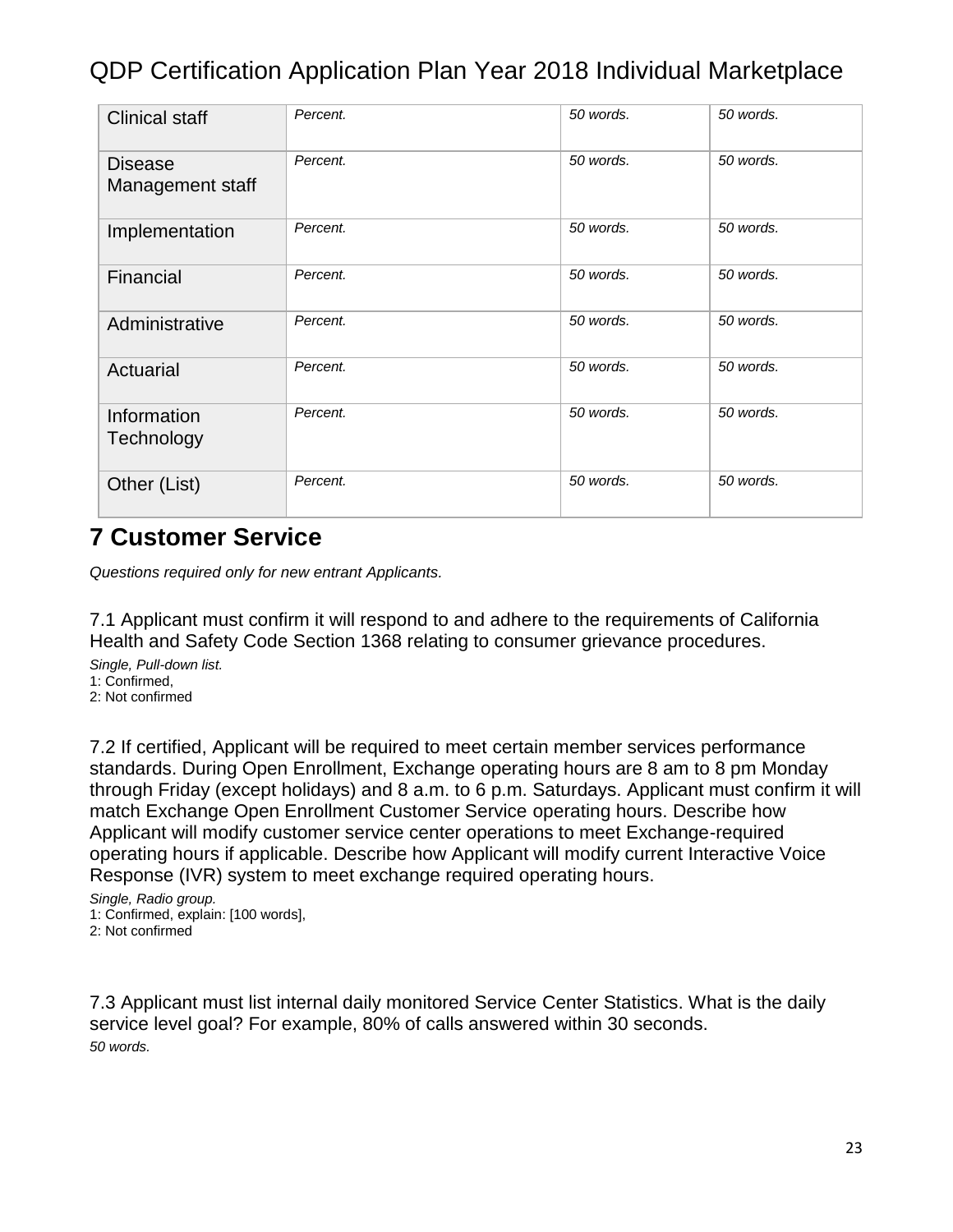| Clinical staff | *Percent.* | *50 words.* | *50 words.* |
|---|---|---|---|
| Disease Management staff | *Percent.* | *50 words.* | *50 words.* |
| Implementation | *Percent.* | *50 words.* | *50 words.* |
| Financial | *Percent.* | *50 words.* | *50 words.* |
| Administrative | *Percent.* | *50 words.* | *50 words.* |
| Actuarial | *Percent.* | *50 words.* | *50 words.* |
| Information Technology | *Percent.* | *50 words.* | *50 words.* |
| Other (List) | *Percent.* | *50 words.* | *50 words.* |

# 7 Customer Service

*Questions required only for new entrant Applicants.*

7.1 Applicant must confirm it will respond to and adhere to the requirements of California Health and Safety Code Section 1368 relating to consumer grievance procedures.

*Single, Pull-down list.*
1: Confirmed,
2: Not confirmed

7.2 If certified, Applicant will be required to meet certain member services performance standards. During Open Enrollment, Exchange operating hours are 8 am to 8 pm Monday through Friday (except holidays) and 8 a.m. to 6 p.m. Saturdays. Applicant must confirm it will match Exchange Open Enrollment Customer Service operating hours. Describe how Applicant will modify customer service center operations to meet Exchange-required operating hours if applicable. Describe how Applicant will modify current Interactive Voice Response (IVR) system to meet exchange required operating hours.

*Single, Radio group.*
1: Confirmed, explain: [100 words],
2: Not confirmed

7.3 Applicant must list internal daily monitored Service Center Statistics. What is the daily service level goal? For example, 80% of calls answered within 30 seconds.
*50 words.*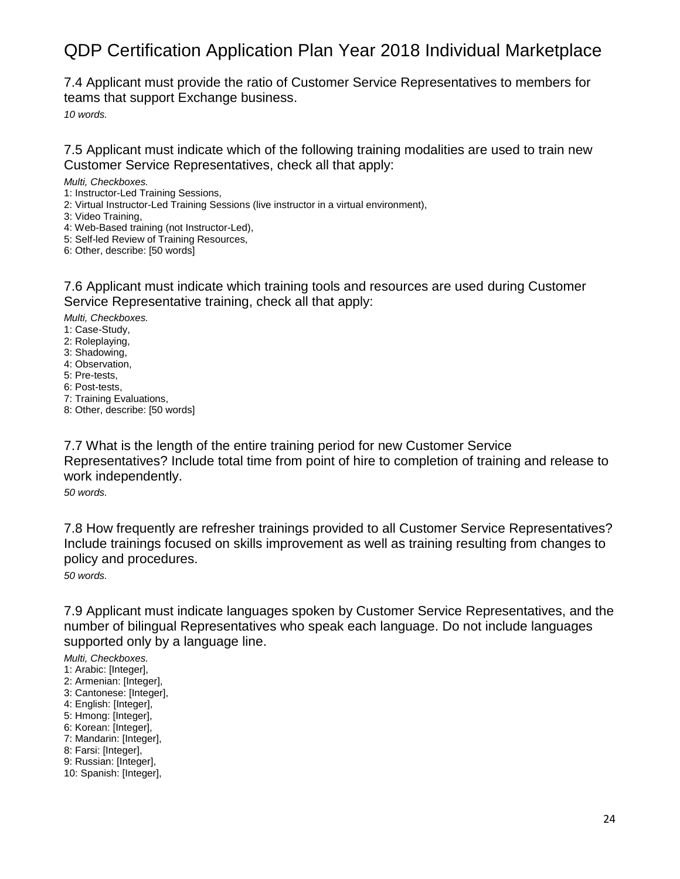7.4 Applicant must provide the ratio of Customer Service Representatives to members for teams that support Exchange business.

*10 words.*

7.5 Applicant must indicate which of the following training modalities are used to train new Customer Service Representatives, check all that apply:

*Multi, Checkboxes.*

1: Instructor-Led Training Sessions,
2: Virtual Instructor-Led Training Sessions (live instructor in a virtual environment),
3: Video Training,
4: Web-Based training (not Instructor-Led),
5: Self-led Review of Training Resources,
6: Other, describe: [50 words]

7.6 Applicant must indicate which training tools and resources are used during Customer Service Representative training, check all that apply:

*Multi, Checkboxes.*

1: Case-Study,
2: Roleplaying,
3: Shadowing,
4: Observation,
5: Pre-tests,
6: Post-tests,
7: Training Evaluations,
8: Other, describe: [50 words]

7.7 What is the length of the entire training period for new Customer Service Representatives? Include total time from point of hire to completion of training and release to work independently.

*50 words.*

7.8 How frequently are refresher trainings provided to all Customer Service Representatives? Include trainings focused on skills improvement as well as training resulting from changes to policy and procedures.

*50 words.*

7.9 Applicant must indicate languages spoken by Customer Service Representatives, and the number of bilingual Representatives who speak each language. Do not include languages supported only by a language line.

*Multi, Checkboxes.*

1: Arabic: [Integer],
2: Armenian: [Integer],
3: Cantonese: [Integer],
4: English: [Integer],
5: Hmong: [Integer],
6: Korean: [Integer],
7: Mandarin: [Integer],
8: Farsi: [Integer],
9: Russian: [Integer],
10: Spanish: [Integer],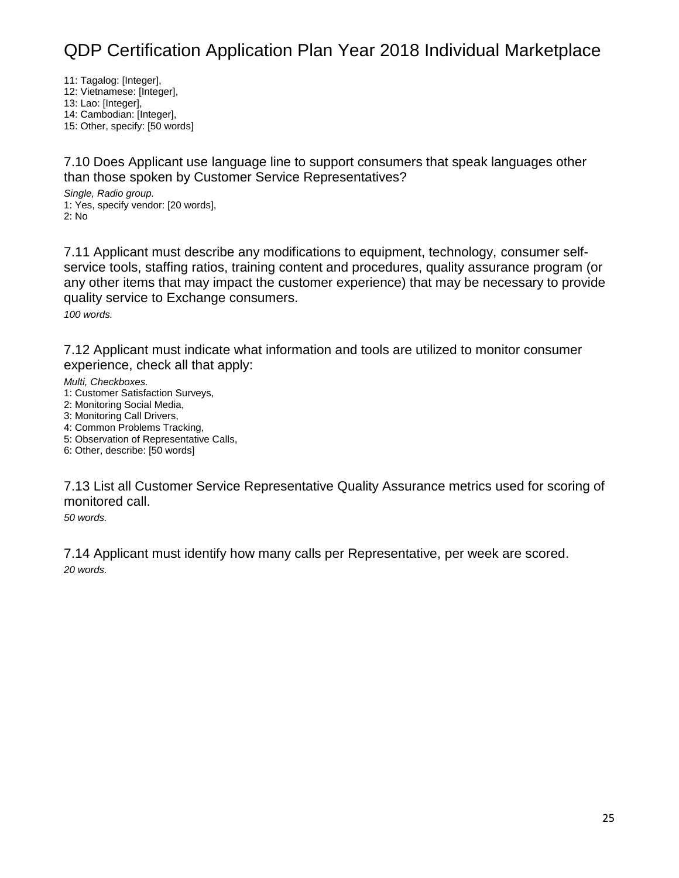11: Tagalog: [Integer],
12: Vietnamese: [Integer],
13: Lao: [Integer],
14: Cambodian: [Integer],
15: Other, specify: [50 words]

### 7.10 Does Applicant use language line to support consumers that speak languages other than those spoken by Customer Service Representatives?

*Single, Radio group.*
1: Yes, specify vendor: [20 words],
2: No

### 7.11 Applicant must describe any modifications to equipment, technology, consumer self-service tools, staffing ratios, training content and procedures, quality assurance program (or any other items that may impact the customer experience) that may be necessary to provide quality service to Exchange consumers.

*100 words.*

### 7.12 Applicant must indicate what information and tools are utilized to monitor consumer experience, check all that apply:

*Multi, Checkboxes.*
1: Customer Satisfaction Surveys,
2: Monitoring Social Media,
3: Monitoring Call Drivers,
4: Common Problems Tracking,
5: Observation of Representative Calls,
6: Other, describe: [50 words]

### 7.13 List all Customer Service Representative Quality Assurance metrics used for scoring of monitored call.

*50 words.*

### 7.14 Applicant must identify how many calls per Representative, per week are scored.

*20 words.*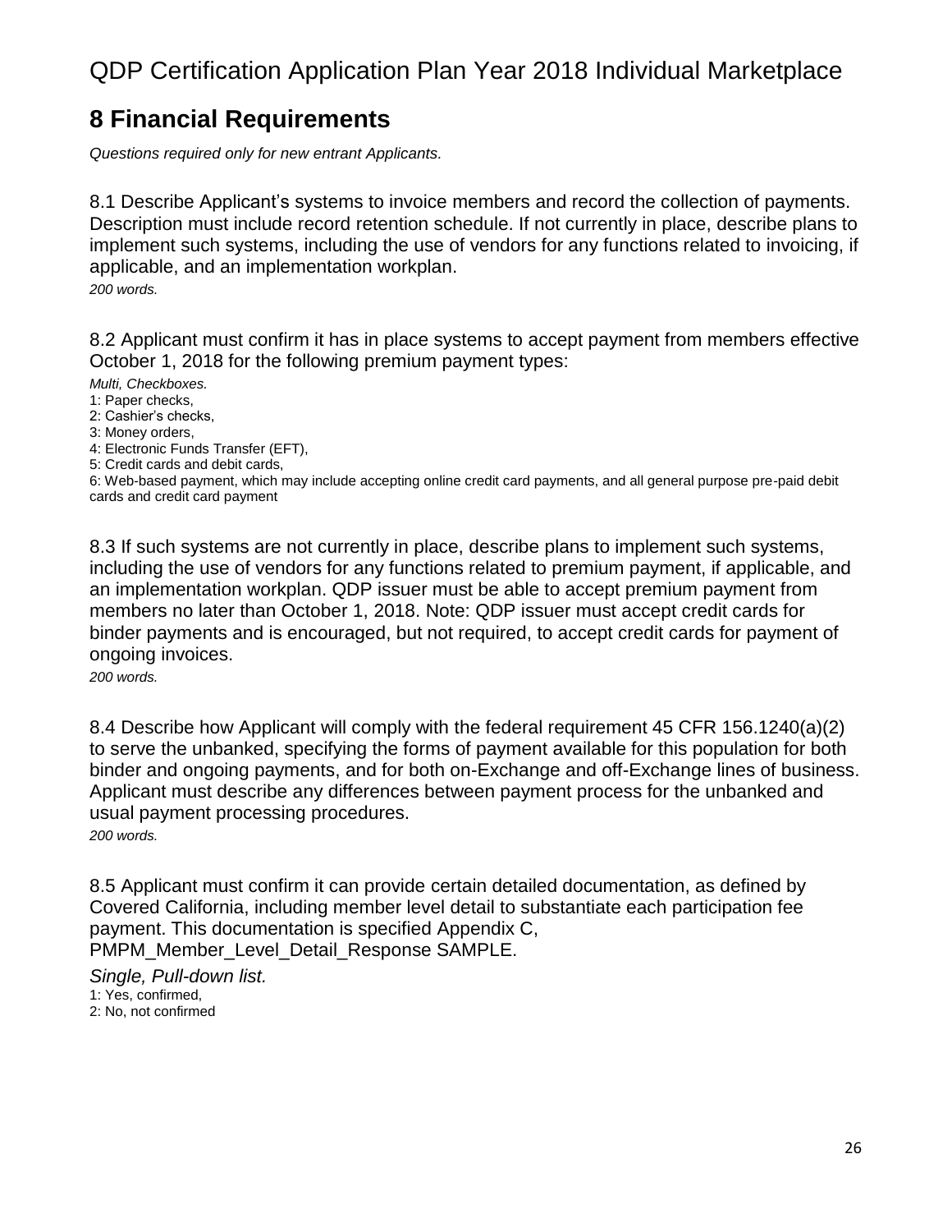# 8 Financial Requirements

*Questions required only for new entrant Applicants.*

8.1 Describe Applicant's systems to invoice members and record the collection of payments. Description must include record retention schedule. If not currently in place, describe plans to implement such systems, including the use of vendors for any functions related to invoicing, if applicable, and an implementation workplan.

*200 words.*

8.2 Applicant must confirm it has in place systems to accept payment from members effective October 1, 2018 for the following premium payment types:

*Multi, Checkboxes.*

1: Paper checks,
2: Cashier's checks,
3: Money orders,
4: Electronic Funds Transfer (EFT),
5: Credit cards and debit cards,
6: Web-based payment, which may include accepting online credit card payments, and all general purpose pre-paid debit cards and credit card payment

8.3 If such systems are not currently in place, describe plans to implement such systems, including the use of vendors for any functions related to premium payment, if applicable, and an implementation workplan. QDP issuer must be able to accept premium payment from members no later than October 1, 2018. Note: QDP issuer must accept credit cards for binder payments and is encouraged, but not required, to accept credit cards for payment of ongoing invoices.

*200 words.*

8.4 Describe how Applicant will comply with the federal requirement 45 CFR 156.1240(a)(2) to serve the unbanked, specifying the forms of payment available for this population for both binder and ongoing payments, and for both on-Exchange and off-Exchange lines of business. Applicant must describe any differences between payment process for the unbanked and usual payment processing procedures.

*200 words.*

8.5 Applicant must confirm it can provide certain detailed documentation, as defined by Covered California, including member level detail to substantiate each participation fee payment. This documentation is specified Appendix C, PMPM_Member_Level_Detail_Response SAMPLE.

*Single, Pull-down list.*

1: Yes, confirmed,
2: No, not confirmed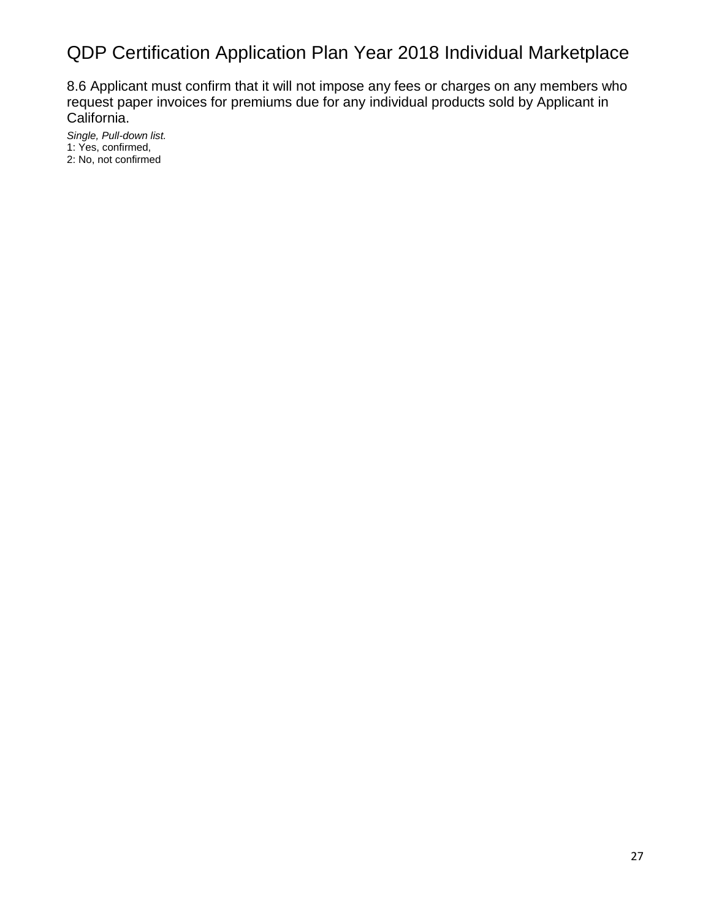8.6 Applicant must confirm that it will not impose any fees or charges on any members who request paper invoices for premiums due for any individual products sold by Applicant in California.

*Single, Pull-down list.*
1: Yes, confirmed,
2: No, not confirmed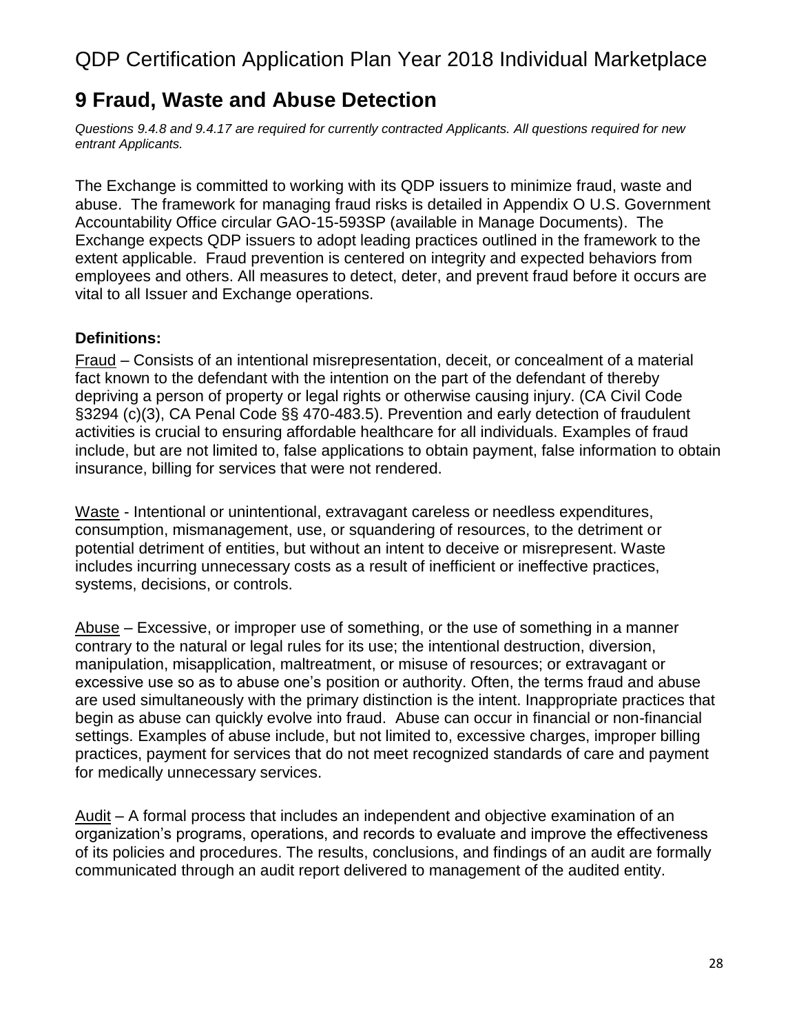# 9 Fraud, Waste and Abuse Detection

*Questions 9.4.8 and 9.4.17 are required for currently contracted Applicants. All questions required for new entrant Applicants.*

The Exchange is committed to working with its QDP issuers to minimize fraud, waste and abuse. The framework for managing fraud risks is detailed in Appendix O U.S. Government Accountability Office circular GAO-15-593SP (available in Manage Documents). The Exchange expects QDP issuers to adopt leading practices outlined in the framework to the extent applicable. Fraud prevention is centered on integrity and expected behaviors from employees and others. All measures to detect, deter, and prevent fraud before it occurs are vital to all Issuer and Exchange operations.

**Definitions:**

Fraud – Consists of an intentional misrepresentation, deceit, or concealment of a material fact known to the defendant with the intention on the part of the defendant of thereby depriving a person of property or legal rights or otherwise causing injury. (CA Civil Code §3294 (c)(3), CA Penal Code §§ 470-483.5). Prevention and early detection of fraudulent activities is crucial to ensuring affordable healthcare for all individuals. Examples of fraud include, but are not limited to, false applications to obtain payment, false information to obtain insurance, billing for services that were not rendered.

Waste - Intentional or unintentional, extravagant careless or needless expenditures, consumption, mismanagement, use, or squandering of resources, to the detriment or potential detriment of entities, but without an intent to deceive or misrepresent. Waste includes incurring unnecessary costs as a result of inefficient or ineffective practices, systems, decisions, or controls.

Abuse – Excessive, or improper use of something, or the use of something in a manner contrary to the natural or legal rules for its use; the intentional destruction, diversion, manipulation, misapplication, maltreatment, or misuse of resources; or extravagant or excessive use so as to abuse one's position or authority. Often, the terms fraud and abuse are used simultaneously with the primary distinction is the intent. Inappropriate practices that begin as abuse can quickly evolve into fraud. Abuse can occur in financial or non-financial settings. Examples of abuse include, but not limited to, excessive charges, improper billing practices, payment for services that do not meet recognized standards of care and payment for medically unnecessary services.

Audit – A formal process that includes an independent and objective examination of an organization's programs, operations, and records to evaluate and improve the effectiveness of its policies and procedures. The results, conclusions, and findings of an audit are formally communicated through an audit report delivered to management of the audited entity.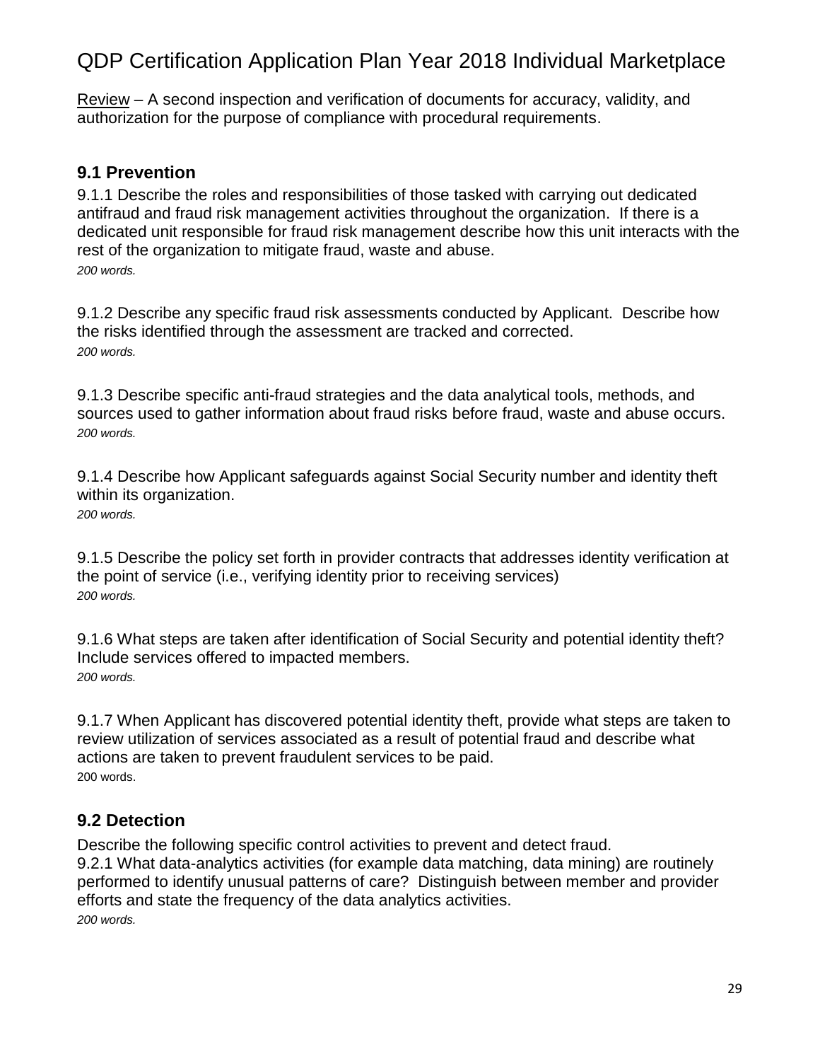Review – A second inspection and verification of documents for accuracy, validity, and authorization for the purpose of compliance with procedural requirements.

### 9.1 Prevention

9.1.1 Describe the roles and responsibilities of those tasked with carrying out dedicated antifraud and fraud risk management activities throughout the organization. If there is a dedicated unit responsible for fraud risk management describe how this unit interacts with the rest of the organization to mitigate fraud, waste and abuse.
*200 words.*

9.1.2 Describe any specific fraud risk assessments conducted by Applicant. Describe how the risks identified through the assessment are tracked and corrected.
*200 words.*

9.1.3 Describe specific anti-fraud strategies and the data analytical tools, methods, and sources used to gather information about fraud risks before fraud, waste and abuse occurs.
*200 words.*

9.1.4 Describe how Applicant safeguards against Social Security number and identity theft within its organization.
*200 words.*

9.1.5 Describe the policy set forth in provider contracts that addresses identity verification at the point of service (i.e., verifying identity prior to receiving services)
*200 words.*

9.1.6 What steps are taken after identification of Social Security and potential identity theft? Include services offered to impacted members.
*200 words.*

9.1.7 When Applicant has discovered potential identity theft, provide what steps are taken to review utilization of services associated as a result of potential fraud and describe what actions are taken to prevent fraudulent services to be paid.
200 words.

### 9.2 Detection

Describe the following specific control activities to prevent and detect fraud.
9.2.1 What data-analytics activities (for example data matching, data mining) are routinely performed to identify unusual patterns of care? Distinguish between member and provider efforts and state the frequency of the data analytics activities.
*200 words.*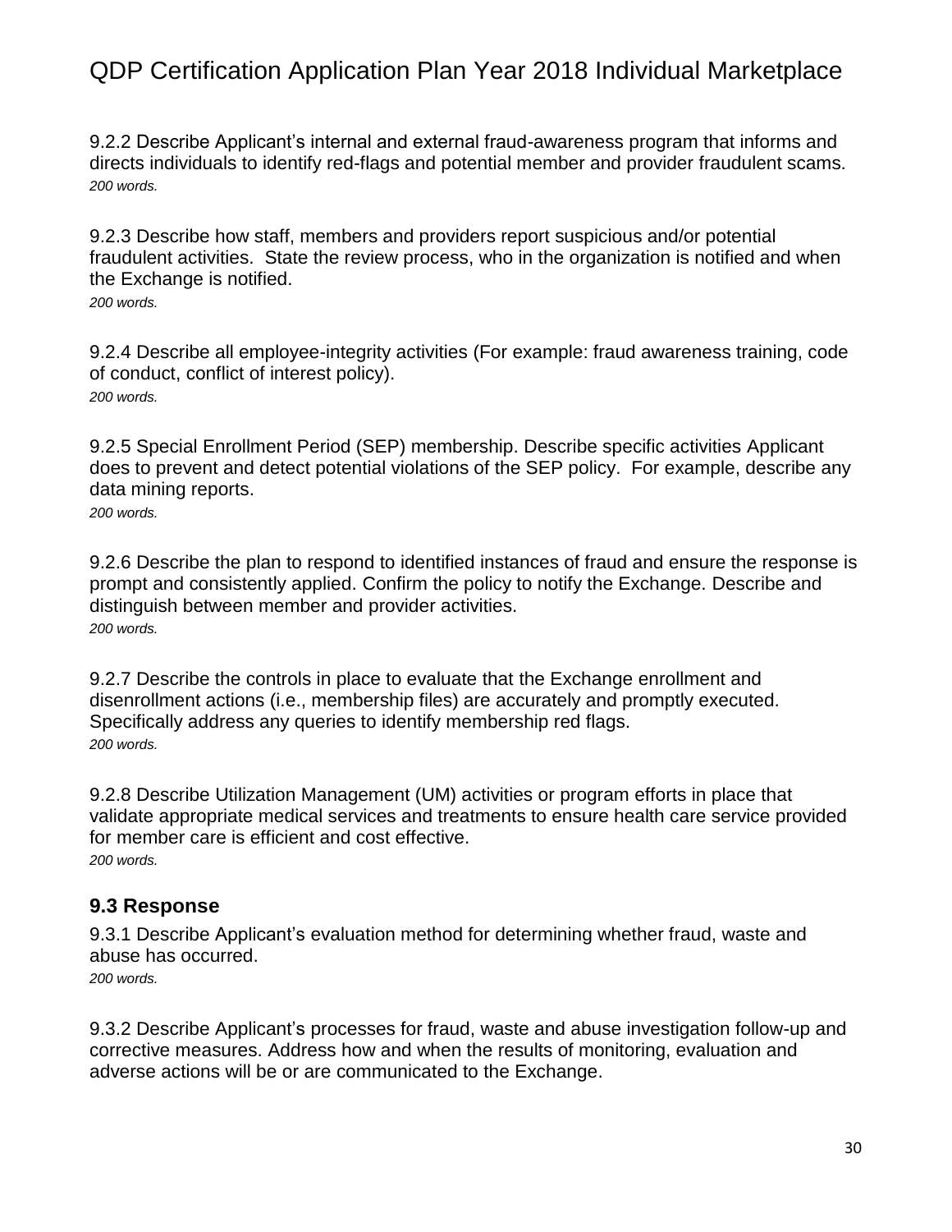9.2.2 Describe Applicant's internal and external fraud-awareness program that informs and directs individuals to identify red-flags and potential member and provider fraudulent scams.
*200 words.*

9.2.3 Describe how staff, members and providers report suspicious and/or potential fraudulent activities. State the review process, who in the organization is notified and when the Exchange is notified.
*200 words.*

9.2.4 Describe all employee-integrity activities (For example: fraud awareness training, code of conduct, conflict of interest policy).
*200 words.*

9.2.5 Special Enrollment Period (SEP) membership. Describe specific activities Applicant does to prevent and detect potential violations of the SEP policy. For example, describe any data mining reports.
*200 words.*

9.2.6 Describe the plan to respond to identified instances of fraud and ensure the response is prompt and consistently applied. Confirm the policy to notify the Exchange. Describe and distinguish between member and provider activities.
*200 words.*

9.2.7 Describe the controls in place to evaluate that the Exchange enrollment and disenrollment actions (i.e., membership files) are accurately and promptly executed. Specifically address any queries to identify membership red flags.
*200 words.*

9.2.8 Describe Utilization Management (UM) activities or program efforts in place that validate appropriate medical services and treatments to ensure health care service provided for member care is efficient and cost effective.
*200 words.*

## 9.3 Response

9.3.1 Describe Applicant's evaluation method for determining whether fraud, waste and abuse has occurred.
*200 words.*

9.3.2 Describe Applicant's processes for fraud, waste and abuse investigation follow-up and corrective measures. Address how and when the results of monitoring, evaluation and adverse actions will be or are communicated to the Exchange.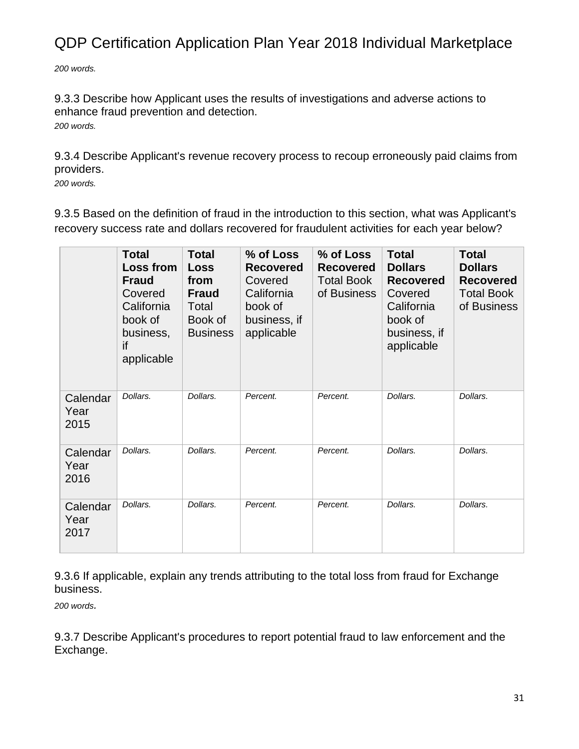*200 words.*

9.3.3 Describe how Applicant uses the results of investigations and adverse actions to enhance fraud prevention and detection.

*200 words.*

9.3.4 Describe Applicant's revenue recovery process to recoup erroneously paid claims from providers.

*200 words.*

9.3.5 Based on the definition of fraud in the introduction to this section, what was Applicant's recovery success rate and dollars recovered for fraudulent activities for each year below?

| | **Total Loss from Fraud** Covered California book of business, if applicable | **Total Loss from Fraud** Total Book of Business | **% of Loss Recovered** Covered California book of business, if applicable | **% of Loss Recovered** Total Book of Business | **Total Dollars Recovered** Covered California book of business, if applicable | **Total Dollars Recovered** Total Book of Business |
|---|---|---|---|---|---|---|
| Calendar Year 2015 | *Dollars.* | *Dollars.* | *Percent.* | *Percent.* | *Dollars.* | *Dollars.* |
| Calendar Year 2016 | *Dollars.* | *Dollars.* | *Percent.* | *Percent.* | *Dollars.* | *Dollars.* |
| Calendar Year 2017 | *Dollars.* | *Dollars.* | *Percent.* | *Percent.* | *Dollars.* | *Dollars.* |

9.3.6 If applicable, explain any trends attributing to the total loss from fraud for Exchange business.

*200 words.*

9.3.7 Describe Applicant's procedures to report potential fraud to law enforcement and the Exchange.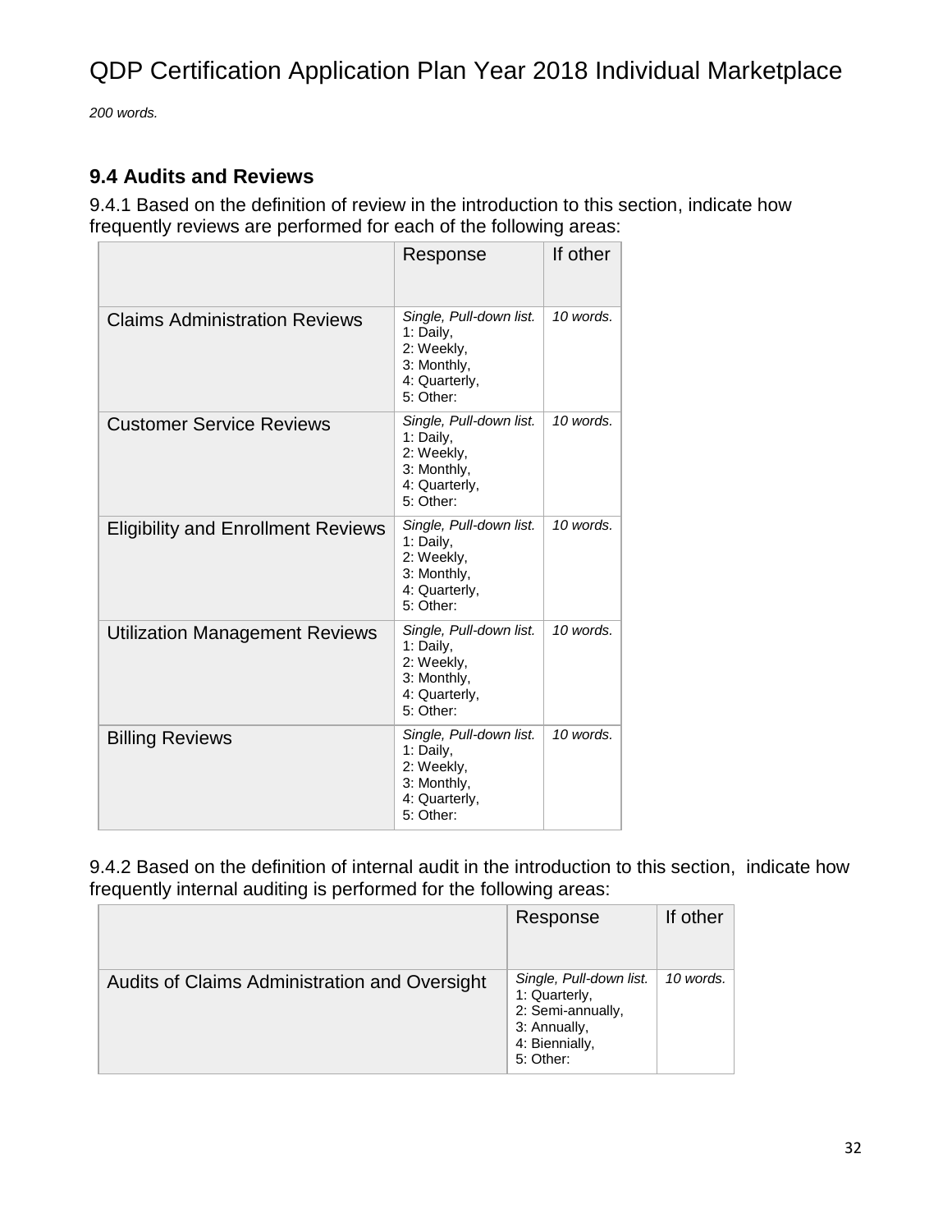*200 words.*

### 9.4 Audits and Reviews

9.4.1 Based on the definition of review in the introduction to this section, indicate how frequently reviews are performed for each of the following areas:

| | Response | If other |
|---|---|---|
| Claims Administration Reviews | *Single, Pull-down list.* 1: Daily, 2: Weekly, 3: Monthly, 4: Quarterly, 5: Other: | *10 words.* |
| Customer Service Reviews | *Single, Pull-down list.* 1: Daily, 2: Weekly, 3: Monthly, 4: Quarterly, 5: Other: | *10 words.* |
| Eligibility and Enrollment Reviews | *Single, Pull-down list.* 1: Daily, 2: Weekly, 3: Monthly, 4: Quarterly, 5: Other: | *10 words.* |
| Utilization Management Reviews | *Single, Pull-down list.* 1: Daily, 2: Weekly, 3: Monthly, 4: Quarterly, 5: Other: | *10 words.* |
| Billing Reviews | *Single, Pull-down list.* 1: Daily, 2: Weekly, 3: Monthly, 4: Quarterly, 5: Other: | *10 words.* |

9.4.2 Based on the definition of internal audit in the introduction to this section, indicate how frequently internal auditing is performed for the following areas:

| | Response | If other |
|---|---|---|
| Audits of Claims Administration and Oversight | *Single, Pull-down list.* 1: Quarterly, 2: Semi-annually, 3: Annually, 4: Biennially, 5: Other: | *10 words.* |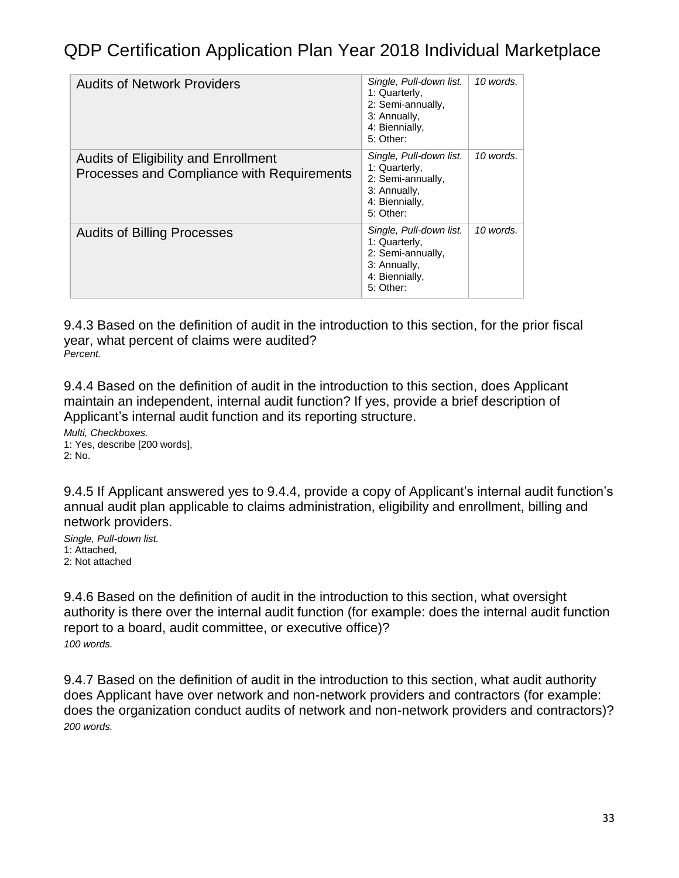| Audits of Network Providers | *Single, Pull-down list.* 1: Quarterly, 2: Semi-annually, 3: Annually, 4: Biennially, 5: Other: | *10 words.* |
|---|---|---|
| Audits of Eligibility and Enrollment Processes and Compliance with Requirements | *Single, Pull-down list.* 1: Quarterly, 2: Semi-annually, 3: Annually, 4: Biennially, 5: Other: | *10 words.* |
| Audits of Billing Processes | *Single, Pull-down list.* 1: Quarterly, 2: Semi-annually, 3: Annually, 4: Biennially, 5: Other: | *10 words.* |

9.4.3 Based on the definition of audit in the introduction to this section, for the prior fiscal year, what percent of claims were audited?
*Percent.*

9.4.4 Based on the definition of audit in the introduction to this section, does Applicant maintain an independent, internal audit function? If yes, provide a brief description of Applicant's internal audit function and its reporting structure.

*Multi, Checkboxes.*
1: Yes, describe [200 words],
2: No.

9.4.5 If Applicant answered yes to 9.4.4, provide a copy of Applicant's internal audit function's annual audit plan applicable to claims administration, eligibility and enrollment, billing and network providers.

*Single, Pull-down list.*
1: Attached,
2: Not attached

9.4.6 Based on the definition of audit in the introduction to this section, what oversight authority is there over the internal audit function (for example: does the internal audit function report to a board, audit committee, or executive office)?
*100 words.*

9.4.7 Based on the definition of audit in the introduction to this section, what audit authority does Applicant have over network and non-network providers and contractors (for example: does the organization conduct audits of network and non-network providers and contractors)?
*200 words.*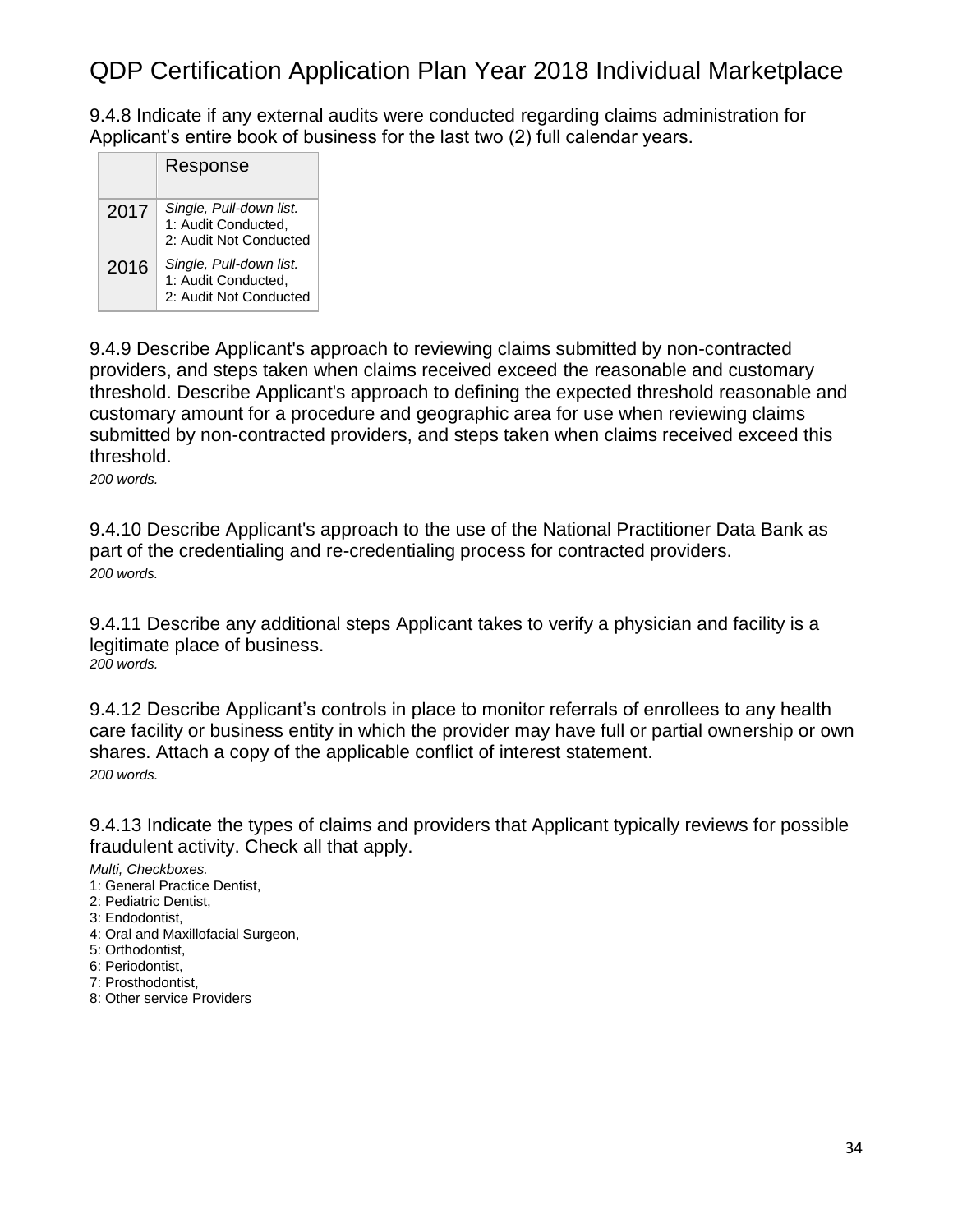# QDP Certification Application Plan Year 2018 Individual Marketplace

9.4.8 Indicate if any external audits were conducted regarding claims administration for Applicant's entire book of business for the last two (2) full calendar years.

| | Response |
|---|---|
| 2017 | *Single, Pull-down list.* 1: Audit Conducted, 2: Audit Not Conducted |
| 2016 | *Single, Pull-down list.* 1: Audit Conducted, 2: Audit Not Conducted |

9.4.9 Describe Applicant's approach to reviewing claims submitted by non-contracted providers, and steps taken when claims received exceed the reasonable and customary threshold. Describe Applicant's approach to defining the expected threshold reasonable and customary amount for a procedure and geographic area for use when reviewing claims submitted by non-contracted providers, and steps taken when claims received exceed this threshold.
*200 words.*

9.4.10 Describe Applicant's approach to the use of the National Practitioner Data Bank as part of the credentialing and re-credentialing process for contracted providers.
*200 words.*

9.4.11 Describe any additional steps Applicant takes to verify a physician and facility is a legitimate place of business.
*200 words.*

9.4.12 Describe Applicant's controls in place to monitor referrals of enrollees to any health care facility or business entity in which the provider may have full or partial ownership or own shares. Attach a copy of the applicable conflict of interest statement.
*200 words.*

9.4.13 Indicate the types of claims and providers that Applicant typically reviews for possible fraudulent activity. Check all that apply.

*Multi, Checkboxes.*
1: General Practice Dentist,
2: Pediatric Dentist,
3: Endodontist,
4: Oral and Maxillofacial Surgeon,
5: Orthodontist,
6: Periodontist,
7: Prosthodontist,
8: Other service Providers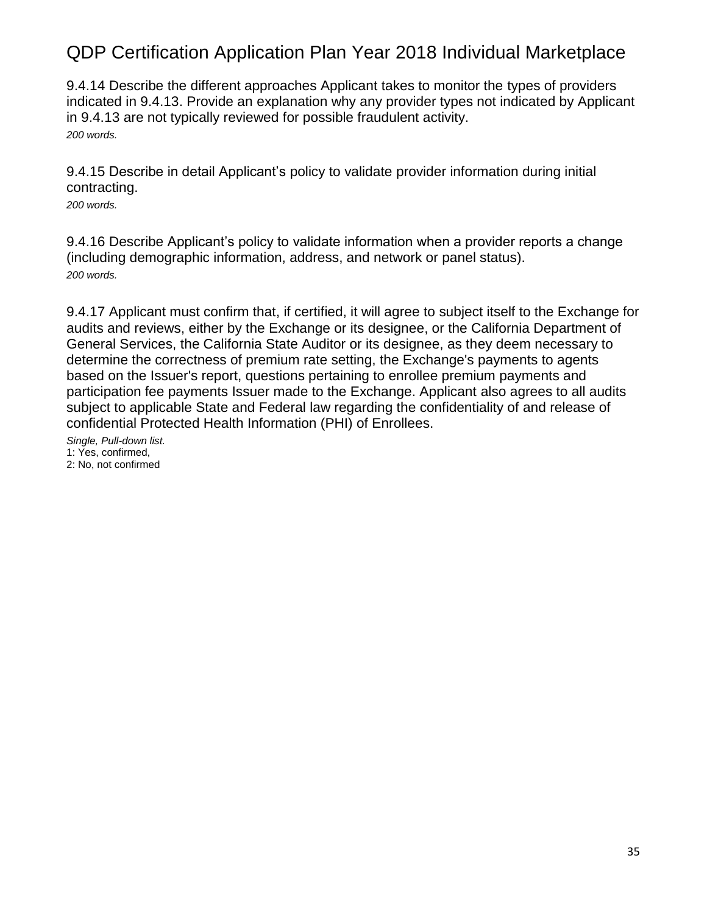9.4.14 Describe the different approaches Applicant takes to monitor the types of providers indicated in 9.4.13. Provide an explanation why any provider types not indicated by Applicant in 9.4.13 are not typically reviewed for possible fraudulent activity.
*200 words.*

9.4.15 Describe in detail Applicant's policy to validate provider information during initial contracting.
*200 words.*

9.4.16 Describe Applicant's policy to validate information when a provider reports a change (including demographic information, address, and network or panel status).
*200 words.*

9.4.17 Applicant must confirm that, if certified, it will agree to subject itself to the Exchange for audits and reviews, either by the Exchange or its designee, or the California Department of General Services, the California State Auditor or its designee, as they deem necessary to determine the correctness of premium rate setting, the Exchange's payments to agents based on the Issuer's report, questions pertaining to enrollee premium payments and participation fee payments Issuer made to the Exchange. Applicant also agrees to all audits subject to applicable State and Federal law regarding the confidentiality of and release of confidential Protected Health Information (PHI) of Enrollees.
*Single, Pull-down list.*
1: Yes, confirmed,
2: No, not confirmed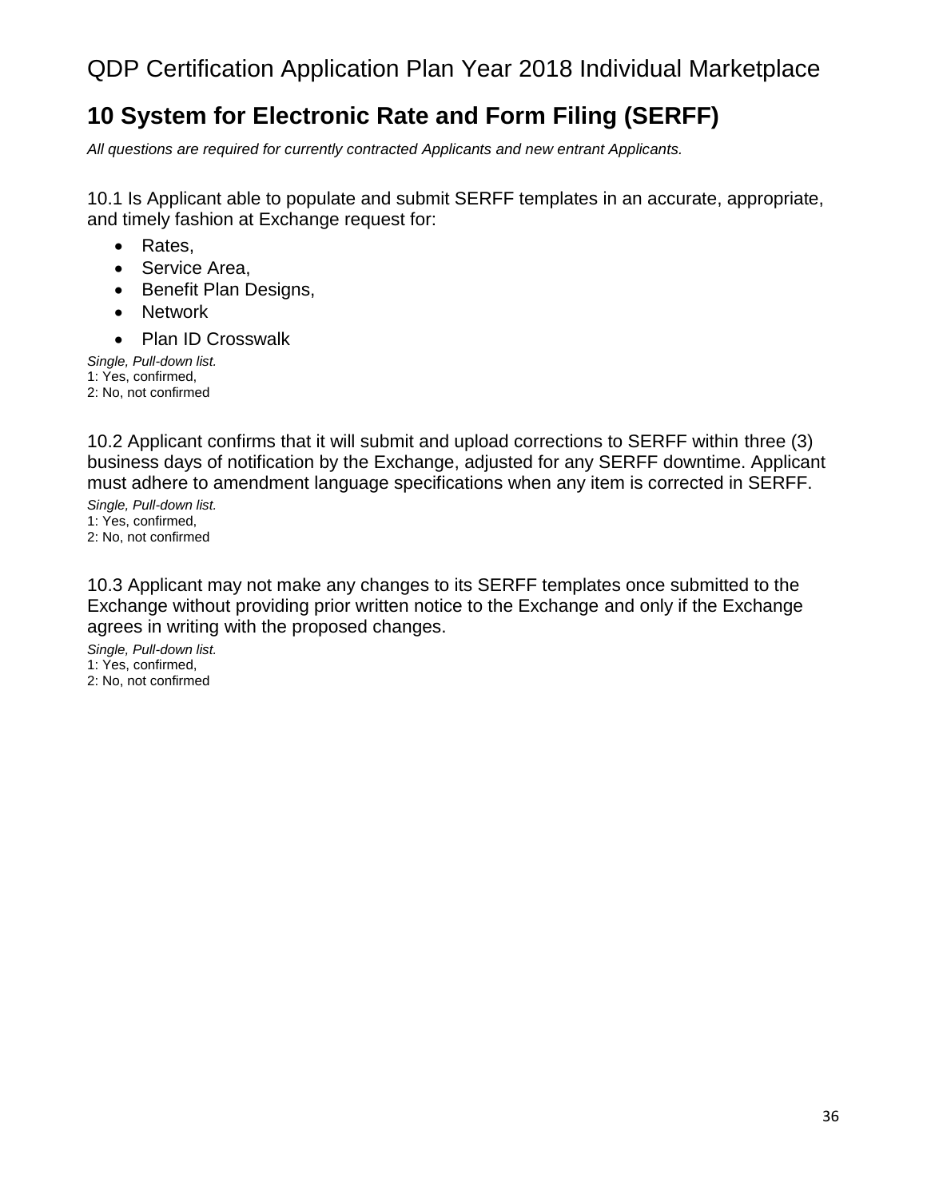## 10 System for Electronic Rate and Form Filing (SERFF)

*All questions are required for currently contracted Applicants and new entrant Applicants.*

10.1 Is Applicant able to populate and submit SERFF templates in an accurate, appropriate, and timely fashion at Exchange request for:

- Rates,
- Service Area,
- Benefit Plan Designs,
- Network
- Plan ID Crosswalk

*Single, Pull-down list.*
1: Yes, confirmed,
2: No, not confirmed

10.2 Applicant confirms that it will submit and upload corrections to SERFF within three (3) business days of notification by the Exchange, adjusted for any SERFF downtime. Applicant must adhere to amendment language specifications when any item is corrected in SERFF.

*Single, Pull-down list.*
1: Yes, confirmed,
2: No, not confirmed

10.3 Applicant may not make any changes to its SERFF templates once submitted to the Exchange without providing prior written notice to the Exchange and only if the Exchange agrees in writing with the proposed changes.

*Single, Pull-down list.*
1: Yes, confirmed,
2: No, not confirmed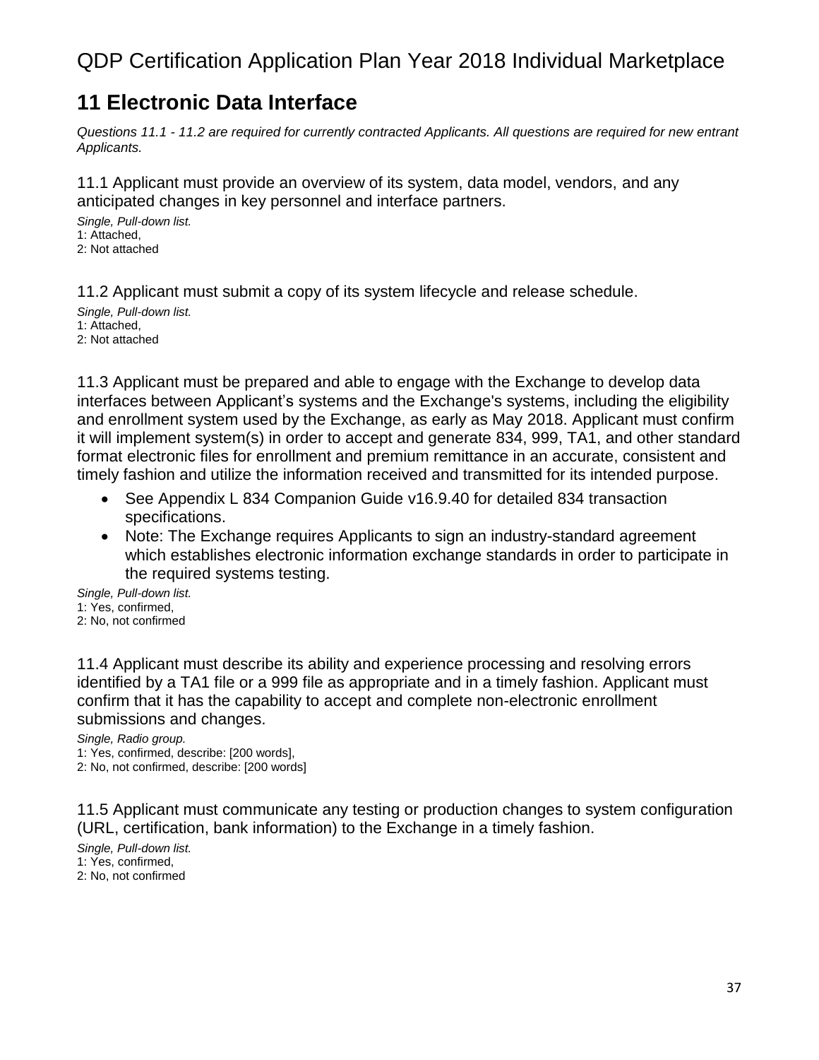# 11 Electronic Data Interface

*Questions 11.1 - 11.2 are required for currently contracted Applicants. All questions are required for new entrant Applicants.*

11.1 Applicant must provide an overview of its system, data model, vendors, and any anticipated changes in key personnel and interface partners.

*Single, Pull-down list.*
1: Attached,
2: Not attached

11.2 Applicant must submit a copy of its system lifecycle and release schedule.

*Single, Pull-down list.*
1: Attached,
2: Not attached

11.3 Applicant must be prepared and able to engage with the Exchange to develop data interfaces between Applicant's systems and the Exchange's systems, including the eligibility and enrollment system used by the Exchange, as early as May 2018. Applicant must confirm it will implement system(s) in order to accept and generate 834, 999, TA1, and other standard format electronic files for enrollment and premium remittance in an accurate, consistent and timely fashion and utilize the information received and transmitted for its intended purpose.

- See Appendix L 834 Companion Guide v16.9.40 for detailed 834 transaction specifications.
- Note: The Exchange requires Applicants to sign an industry-standard agreement which establishes electronic information exchange standards in order to participate in the required systems testing.

*Single, Pull-down list.*
1: Yes, confirmed,
2: No, not confirmed

11.4 Applicant must describe its ability and experience processing and resolving errors identified by a TA1 file or a 999 file as appropriate and in a timely fashion. Applicant must confirm that it has the capability to accept and complete non-electronic enrollment submissions and changes.

*Single, Radio group.*
1: Yes, confirmed, describe: [200 words],
2: No, not confirmed, describe: [200 words]

11.5 Applicant must communicate any testing or production changes to system configuration (URL, certification, bank information) to the Exchange in a timely fashion.

*Single, Pull-down list.*
1: Yes, confirmed,
2: No, not confirmed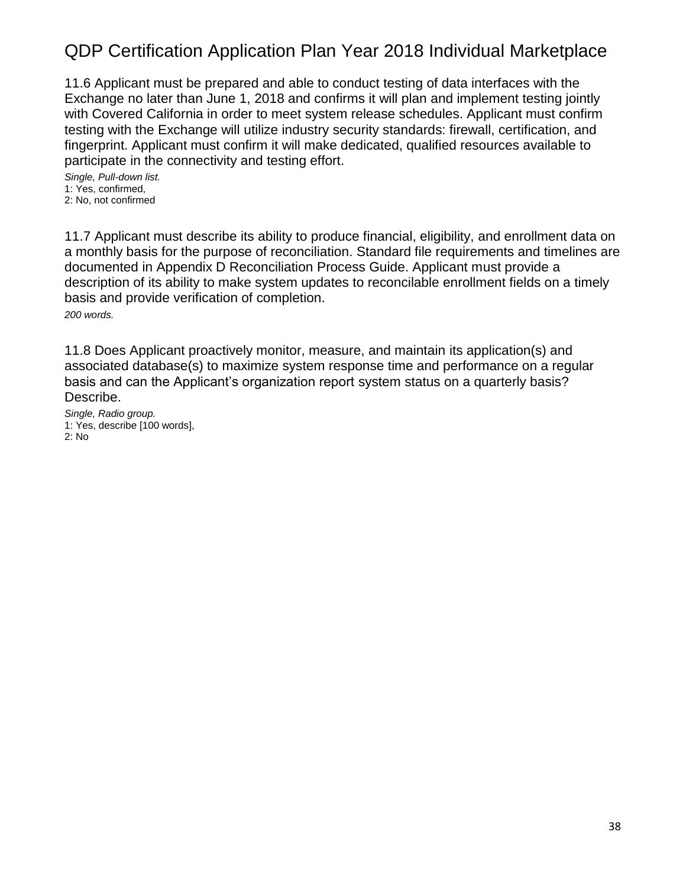11.6 Applicant must be prepared and able to conduct testing of data interfaces with the Exchange no later than June 1, 2018 and confirms it will plan and implement testing jointly with Covered California in order to meet system release schedules. Applicant must confirm testing with the Exchange will utilize industry security standards: firewall, certification, and fingerprint. Applicant must confirm it will make dedicated, qualified resources available to participate in the connectivity and testing effort.

*Single, Pull-down list.*
1: Yes, confirmed,
2: No, not confirmed

11.7 Applicant must describe its ability to produce financial, eligibility, and enrollment data on a monthly basis for the purpose of reconciliation. Standard file requirements and timelines are documented in Appendix D Reconciliation Process Guide. Applicant must provide a description of its ability to make system updates to reconcilable enrollment fields on a timely basis and provide verification of completion.

*200 words.*

11.8 Does Applicant proactively monitor, measure, and maintain its application(s) and associated database(s) to maximize system response time and performance on a regular basis and can the Applicant's organization report system status on a quarterly basis? Describe.

*Single, Radio group.*
1: Yes, describe [100 words],
2: No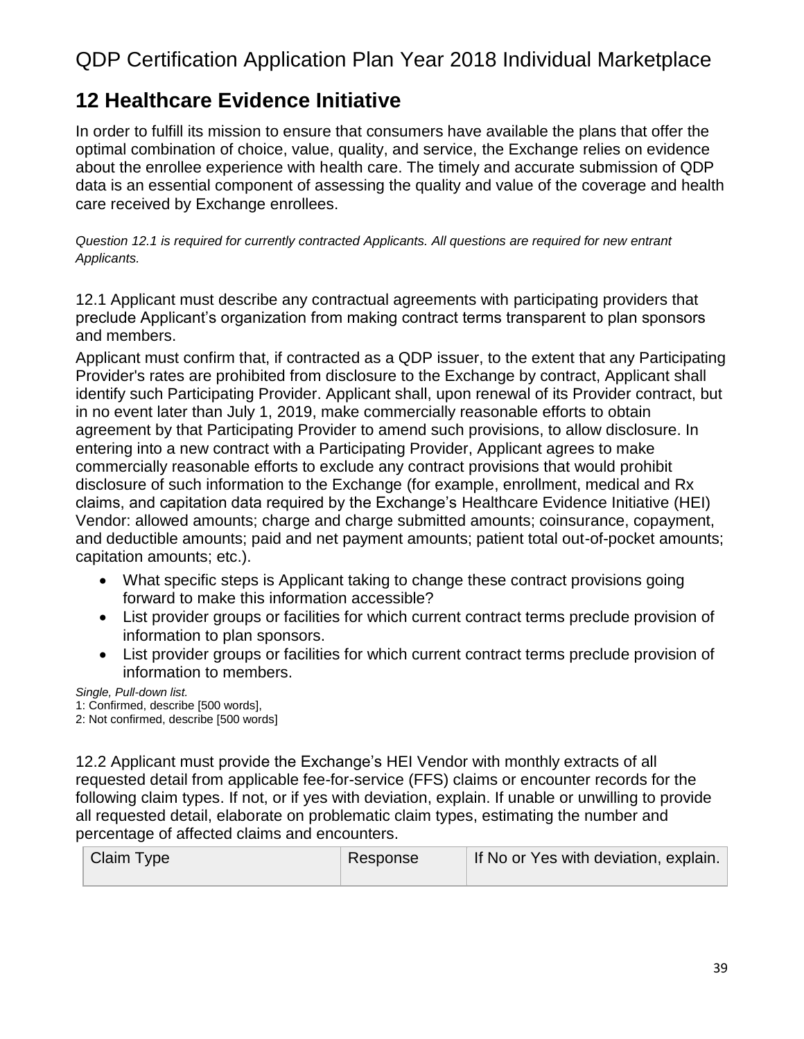## 12 Healthcare Evidence Initiative

In order to fulfill its mission to ensure that consumers have available the plans that offer the optimal combination of choice, value, quality, and service, the Exchange relies on evidence about the enrollee experience with health care. The timely and accurate submission of QDP data is an essential component of assessing the quality and value of the coverage and health care received by Exchange enrollees.

*Question 12.1 is required for currently contracted Applicants. All questions are required for new entrant Applicants.*

12.1 Applicant must describe any contractual agreements with participating providers that preclude Applicant's organization from making contract terms transparent to plan sponsors and members.

Applicant must confirm that, if contracted as a QDP issuer, to the extent that any Participating Provider's rates are prohibited from disclosure to the Exchange by contract, Applicant shall identify such Participating Provider. Applicant shall, upon renewal of its Provider contract, but in no event later than July 1, 2019, make commercially reasonable efforts to obtain agreement by that Participating Provider to amend such provisions, to allow disclosure. In entering into a new contract with a Participating Provider, Applicant agrees to make commercially reasonable efforts to exclude any contract provisions that would prohibit disclosure of such information to the Exchange (for example, enrollment, medical and Rx claims, and capitation data required by the Exchange's Healthcare Evidence Initiative (HEI) Vendor: allowed amounts; charge and charge submitted amounts; coinsurance, copayment, and deductible amounts; paid and net payment amounts; patient total out-of-pocket amounts; capitation amounts; etc.).

- What specific steps is Applicant taking to change these contract provisions going forward to make this information accessible?
- List provider groups or facilities for which current contract terms preclude provision of information to plan sponsors.
- List provider groups or facilities for which current contract terms preclude provision of information to members.

*Single, Pull-down list.*
1: Confirmed, describe [500 words],
2: Not confirmed, describe [500 words]

12.2 Applicant must provide the Exchange's HEI Vendor with monthly extracts of all requested detail from applicable fee-for-service (FFS) claims or encounter records for the following claim types. If not, or if yes with deviation, explain. If unable or unwilling to provide all requested detail, elaborate on problematic claim types, estimating the number and percentage of affected claims and encounters.

| Claim Type | Response | If No or Yes with deviation, explain. |
|---|---|---|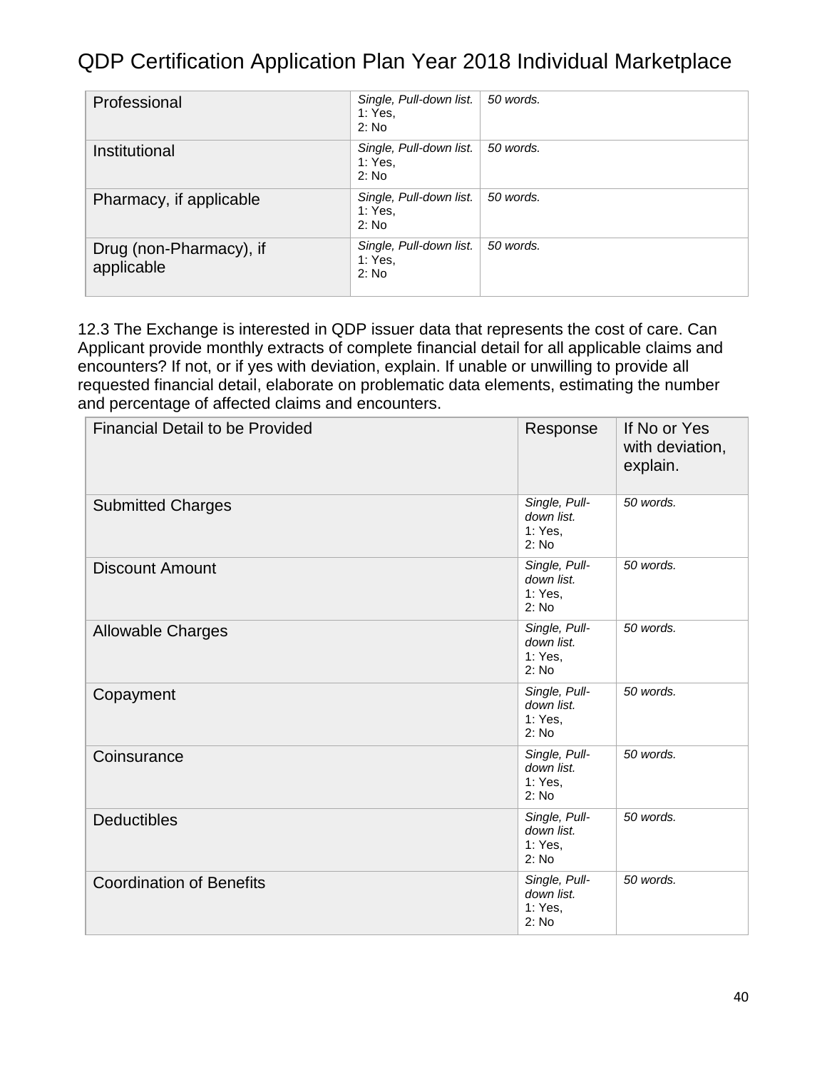| | | |
|---|---|---|
| Professional | *Single, Pull-down list.* 1: Yes, 2: No | *50 words.* |
| Institutional | *Single, Pull-down list.* 1: Yes, 2: No | *50 words.* |
| Pharmacy, if applicable | *Single, Pull-down list.* 1: Yes, 2: No | *50 words.* |
| Drug (non-Pharmacy), if applicable | *Single, Pull-down list.* 1: Yes, 2: No | *50 words.* |

12.3 The Exchange is interested in QDP issuer data that represents the cost of care. Can Applicant provide monthly extracts of complete financial detail for all applicable claims and encounters? If not, or if yes with deviation, explain. If unable or unwilling to provide all requested financial detail, elaborate on problematic data elements, estimating the number and percentage of affected claims and encounters.

| Financial Detail to be Provided | Response | If No or Yes with deviation, explain. |
|---|---|---|
| Submitted Charges | *Single, Pull-down list.* 1: Yes, 2: No | *50 words.* |
| Discount Amount | *Single, Pull-down list.* 1: Yes, 2: No | *50 words.* |
| Allowable Charges | *Single, Pull-down list.* 1: Yes, 2: No | *50 words.* |
| Copayment | *Single, Pull-down list.* 1: Yes, 2: No | *50 words.* |
| Coinsurance | *Single, Pull-down list.* 1: Yes, 2: No | *50 words.* |
| Deductibles | *Single, Pull-down list.* 1: Yes, 2: No | *50 words.* |
| Coordination of Benefits | *Single, Pull-down list.* 1: Yes, 2: No | *50 words.* |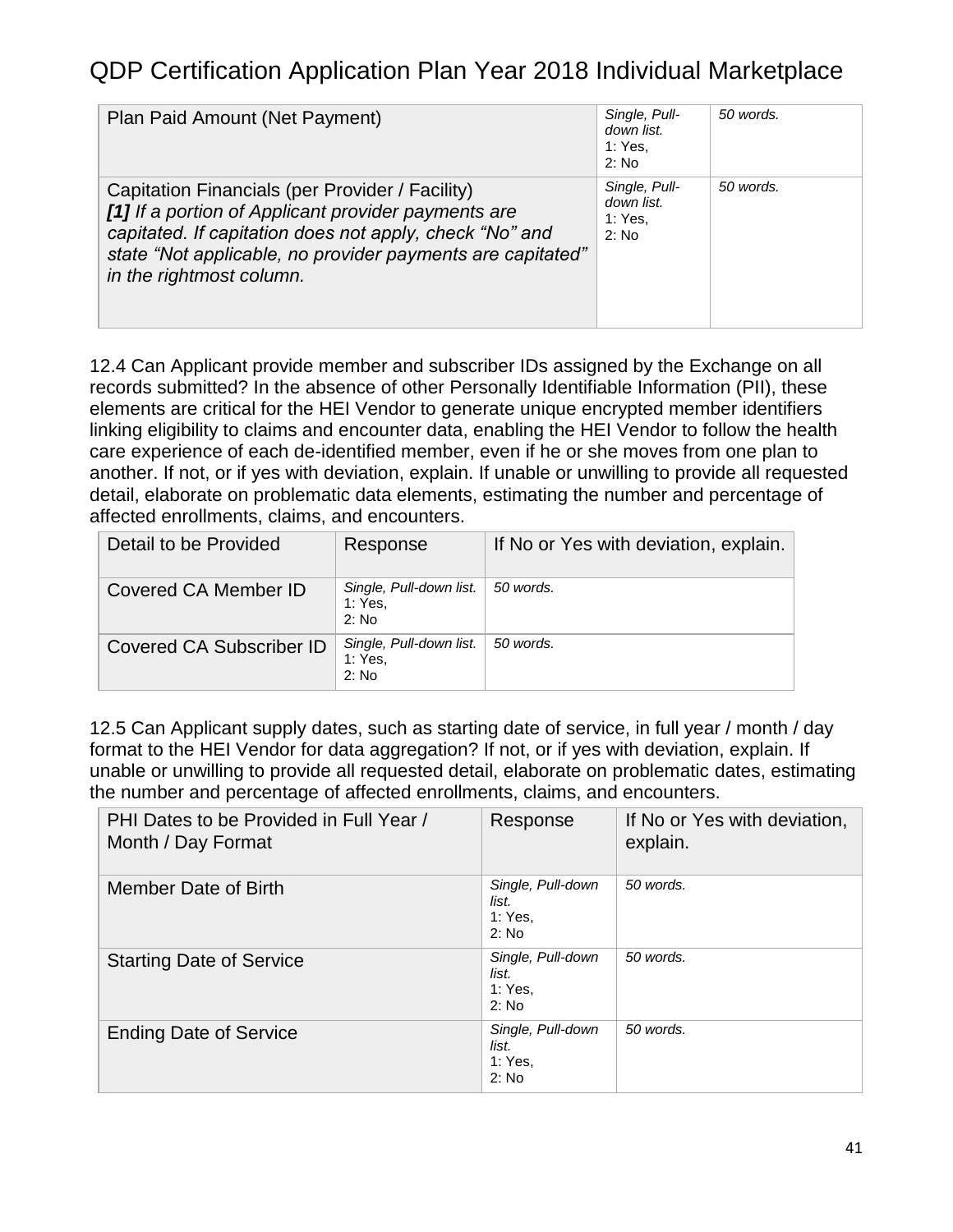# QDP Certification Application Plan Year 2018 Individual Marketplace

| | | |
|---|---|---|
| Plan Paid Amount (Net Payment) | *Single, Pull-down list.* 1: Yes, 2: No | *50 words.* |
| Capitation Financials (per Provider / Facility) ***[1]*** *If a portion of Applicant provider payments are capitated. If capitation does not apply, check "No" and state "Not applicable, no provider payments are capitated" in the rightmost column.* | *Single, Pull-down list.* 1: Yes, 2: No | *50 words.* |

12.4 Can Applicant provide member and subscriber IDs assigned by the Exchange on all records submitted? In the absence of other Personally Identifiable Information (PII), these elements are critical for the HEI Vendor to generate unique encrypted member identifiers linking eligibility to claims and encounter data, enabling the HEI Vendor to follow the health care experience of each de-identified member, even if he or she moves from one plan to another. If not, or if yes with deviation, explain. If unable or unwilling to provide all requested detail, elaborate on problematic data elements, estimating the number and percentage of affected enrollments, claims, and encounters.

| Detail to be Provided | Response | If No or Yes with deviation, explain. |
|---|---|---|
| Covered CA Member ID | *Single, Pull-down list.* 1: Yes, 2: No | *50 words.* |
| Covered CA Subscriber ID | *Single, Pull-down list.* 1: Yes, 2: No | *50 words.* |

12.5 Can Applicant supply dates, such as starting date of service, in full year / month / day format to the HEI Vendor for data aggregation? If not, or if yes with deviation, explain. If unable or unwilling to provide all requested detail, elaborate on problematic dates, estimating the number and percentage of affected enrollments, claims, and encounters.

| PHI Dates to be Provided in Full Year / Month / Day Format | Response | If No or Yes with deviation, explain. |
|---|---|---|
| Member Date of Birth | *Single, Pull-down list.* 1: Yes, 2: No | *50 words.* |
| Starting Date of Service | *Single, Pull-down list.* 1: Yes, 2: No | *50 words.* |
| Ending Date of Service | *Single, Pull-down list.* 1: Yes, 2: No | *50 words.* |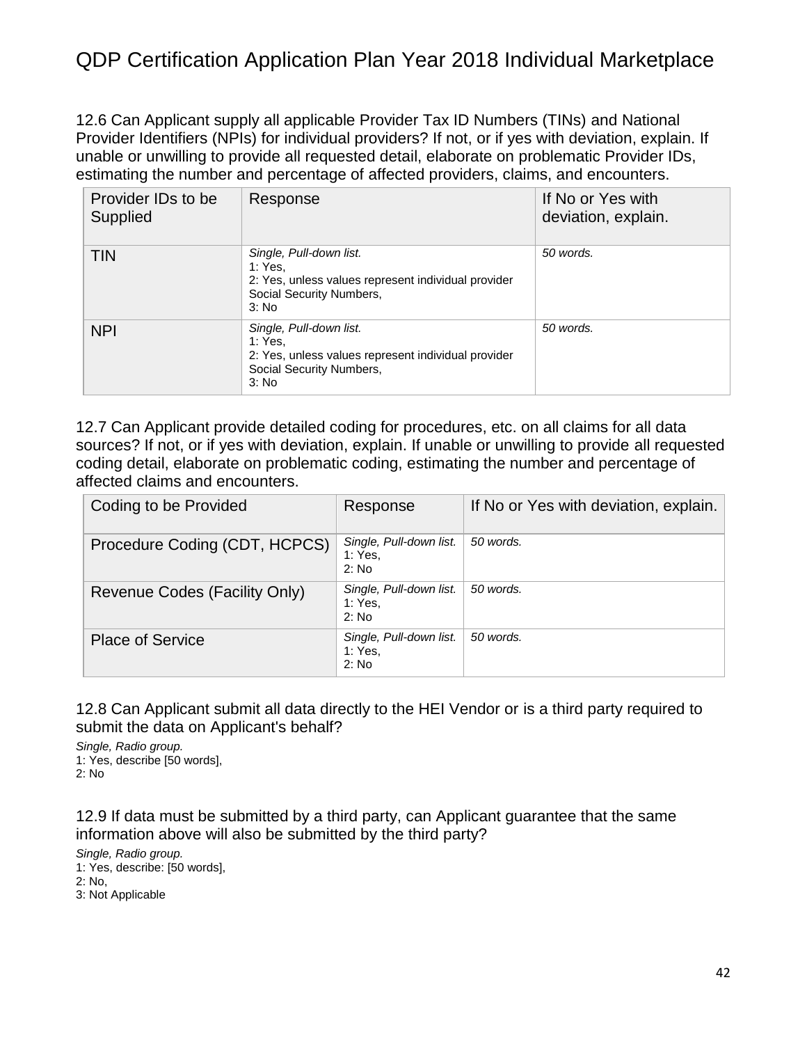12.6 Can Applicant supply all applicable Provider Tax ID Numbers (TINs) and National Provider Identifiers (NPIs) for individual providers? If not, or if yes with deviation, explain. If unable or unwilling to provide all requested detail, elaborate on problematic Provider IDs, estimating the number and percentage of affected providers, claims, and encounters.

| Provider IDs to be Supplied | Response | If No or Yes with deviation, explain. |
|---|---|---|
| TIN | *Single, Pull-down list.*<br>1: Yes,<br>2: Yes, unless values represent individual provider Social Security Numbers,<br>3: No | *50 words.* |
| NPI | *Single, Pull-down list.*<br>1: Yes,<br>2: Yes, unless values represent individual provider Social Security Numbers,<br>3: No | *50 words.* |

12.7 Can Applicant provide detailed coding for procedures, etc. on all claims for all data sources? If not, or if yes with deviation, explain. If unable or unwilling to provide all requested coding detail, elaborate on problematic coding, estimating the number and percentage of affected claims and encounters.

| Coding to be Provided | Response | If No or Yes with deviation, explain. |
|---|---|---|
| Procedure Coding (CDT, HCPCS) | *Single, Pull-down list.*<br>1: Yes,<br>2: No | *50 words.* |
| Revenue Codes (Facility Only) | *Single, Pull-down list.*<br>1: Yes,<br>2: No | *50 words.* |
| Place of Service | *Single, Pull-down list.*<br>1: Yes,<br>2: No | *50 words.* |

12.8 Can Applicant submit all data directly to the HEI Vendor or is a third party required to submit the data on Applicant's behalf?

*Single, Radio group.*
1: Yes, describe [50 words],
2: No

12.9 If data must be submitted by a third party, can Applicant guarantee that the same information above will also be submitted by the third party?

*Single, Radio group.*
1: Yes, describe: [50 words],
2: No,
3: Not Applicable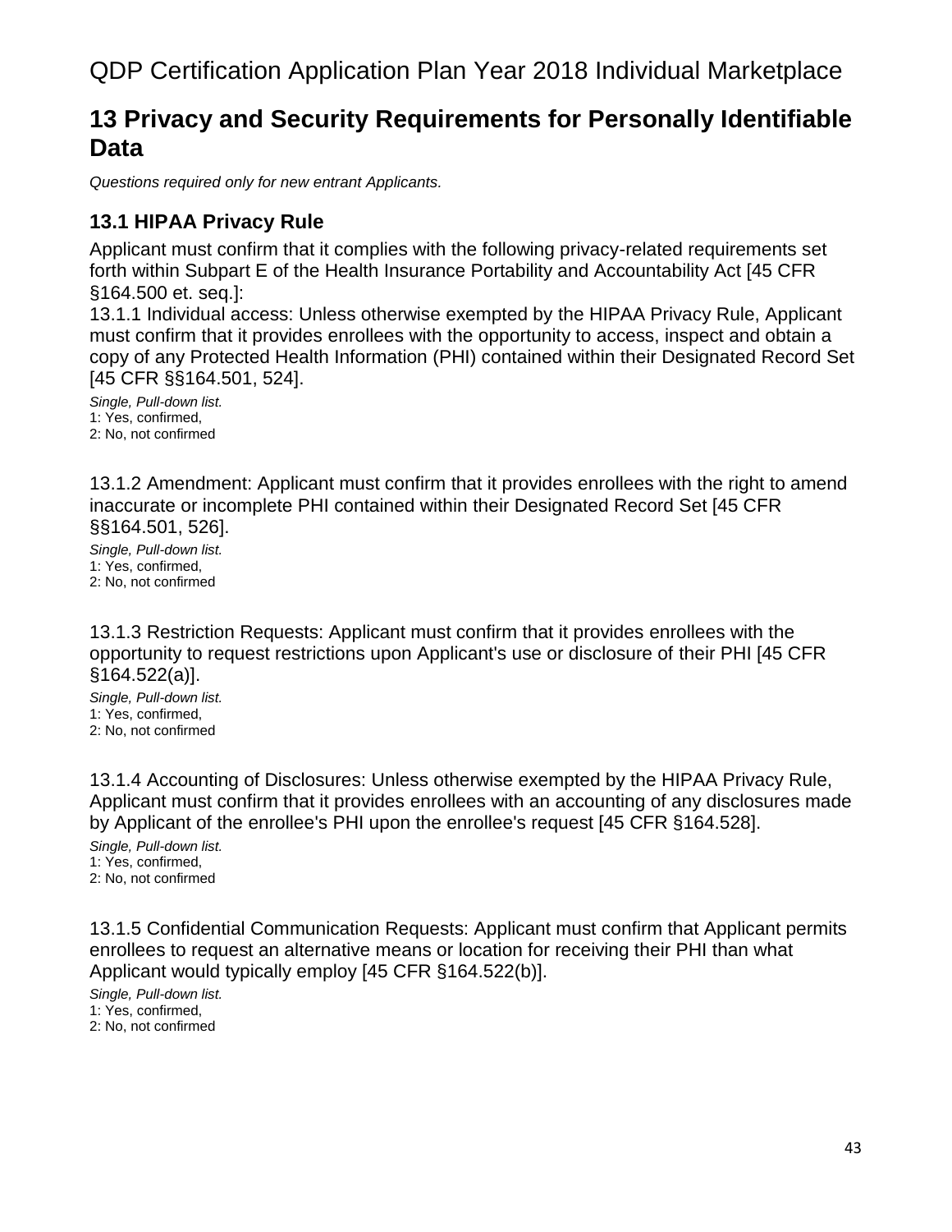# 13 Privacy and Security Requirements for Personally Identifiable Data

*Questions required only for new entrant Applicants.*

## 13.1 HIPAA Privacy Rule

Applicant must confirm that it complies with the following privacy-related requirements set forth within Subpart E of the Health Insurance Portability and Accountability Act [45 CFR §164.500 et. seq.]:

13.1.1 Individual access: Unless otherwise exempted by the HIPAA Privacy Rule, Applicant must confirm that it provides enrollees with the opportunity to access, inspect and obtain a copy of any Protected Health Information (PHI) contained within their Designated Record Set [45 CFR §§164.501, 524].

*Single, Pull-down list.*
1: Yes, confirmed,
2: No, not confirmed

13.1.2 Amendment: Applicant must confirm that it provides enrollees with the right to amend inaccurate or incomplete PHI contained within their Designated Record Set [45 CFR §§164.501, 526].

*Single, Pull-down list.*
1: Yes, confirmed,
2: No, not confirmed

13.1.3 Restriction Requests: Applicant must confirm that it provides enrollees with the opportunity to request restrictions upon Applicant's use or disclosure of their PHI [45 CFR §164.522(a)].

*Single, Pull-down list.*
1: Yes, confirmed,
2: No, not confirmed

13.1.4 Accounting of Disclosures: Unless otherwise exempted by the HIPAA Privacy Rule, Applicant must confirm that it provides enrollees with an accounting of any disclosures made by Applicant of the enrollee's PHI upon the enrollee's request [45 CFR §164.528].

*Single, Pull-down list.*
1: Yes, confirmed,
2: No, not confirmed

13.1.5 Confidential Communication Requests: Applicant must confirm that Applicant permits enrollees to request an alternative means or location for receiving their PHI than what Applicant would typically employ [45 CFR §164.522(b)].

*Single, Pull-down list.*
1: Yes, confirmed,
2: No, not confirmed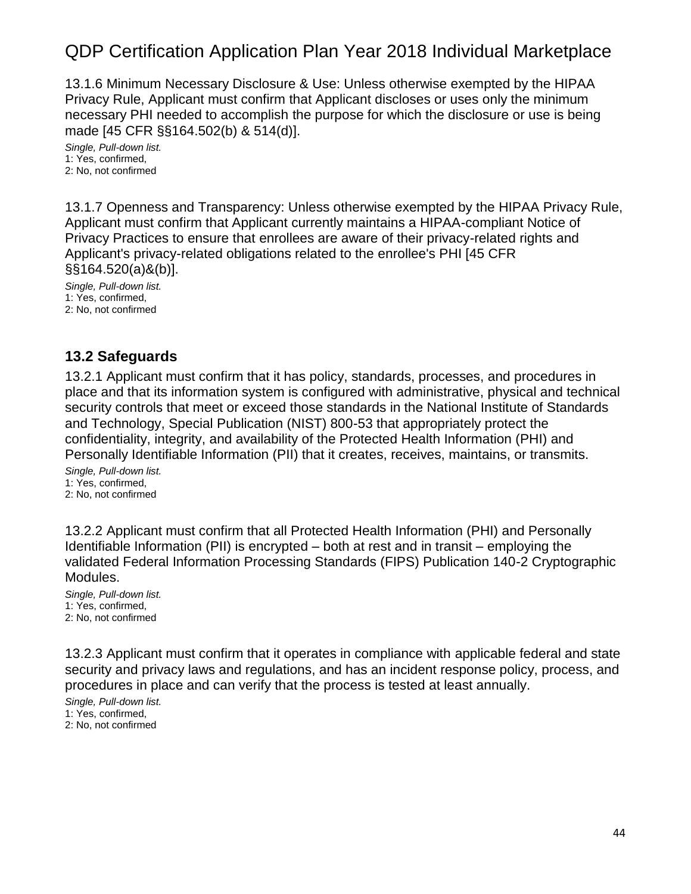13.1.6 Minimum Necessary Disclosure & Use: Unless otherwise exempted by the HIPAA Privacy Rule, Applicant must confirm that Applicant discloses or uses only the minimum necessary PHI needed to accomplish the purpose for which the disclosure or use is being made [45 CFR §§164.502(b) & 514(d)].

*Single, Pull-down list.*
1: Yes, confirmed,
2: No, not confirmed

13.1.7 Openness and Transparency: Unless otherwise exempted by the HIPAA Privacy Rule, Applicant must confirm that Applicant currently maintains a HIPAA-compliant Notice of Privacy Practices to ensure that enrollees are aware of their privacy-related rights and Applicant's privacy-related obligations related to the enrollee's PHI [45 CFR §§164.520(a)&(b)].

*Single, Pull-down list.*
1: Yes, confirmed,
2: No, not confirmed

## 13.2 Safeguards

13.2.1 Applicant must confirm that it has policy, standards, processes, and procedures in place and that its information system is configured with administrative, physical and technical security controls that meet or exceed those standards in the National Institute of Standards and Technology, Special Publication (NIST) 800-53 that appropriately protect the confidentiality, integrity, and availability of the Protected Health Information (PHI) and Personally Identifiable Information (PII) that it creates, receives, maintains, or transmits.

*Single, Pull-down list.*
1: Yes, confirmed,
2: No, not confirmed

13.2.2 Applicant must confirm that all Protected Health Information (PHI) and Personally Identifiable Information (PII) is encrypted – both at rest and in transit – employing the validated Federal Information Processing Standards (FIPS) Publication 140-2 Cryptographic Modules.

*Single, Pull-down list.*
1: Yes, confirmed,
2: No, not confirmed

13.2.3 Applicant must confirm that it operates in compliance with applicable federal and state security and privacy laws and regulations, and has an incident response policy, process, and procedures in place and can verify that the process is tested at least annually.

*Single, Pull-down list.*
1: Yes, confirmed,
2: No, not confirmed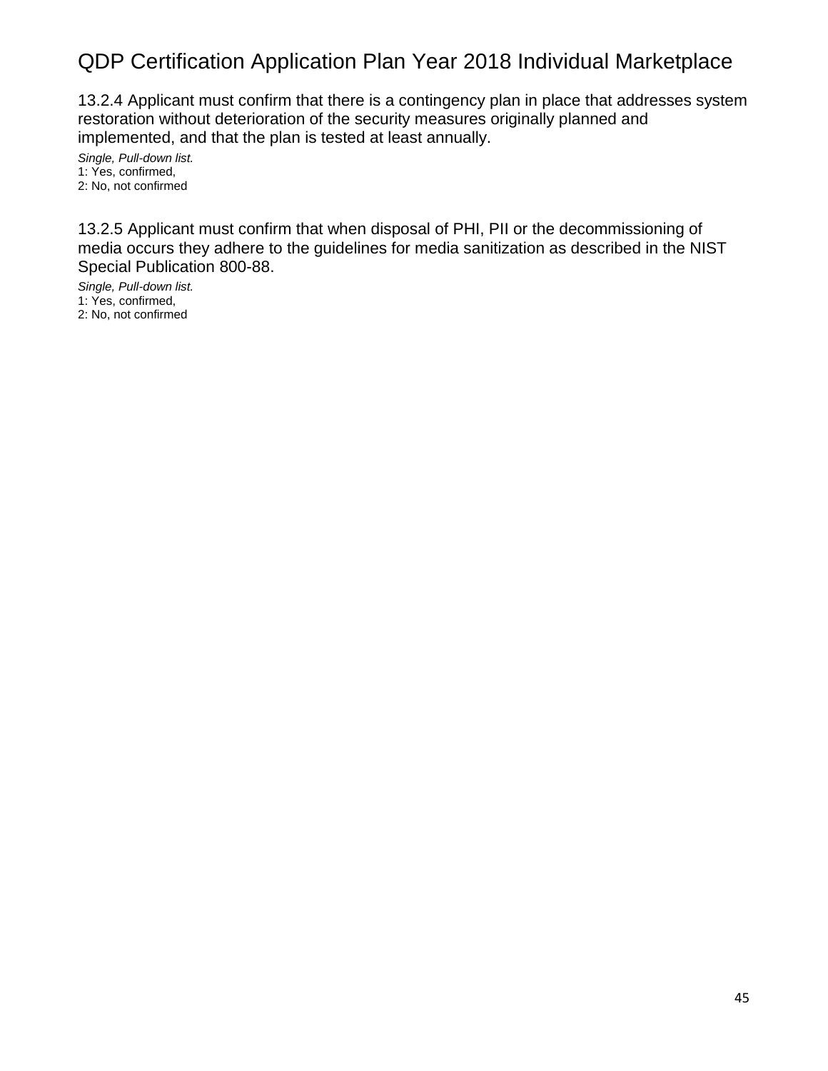13.2.4 Applicant must confirm that there is a contingency plan in place that addresses system restoration without deterioration of the security measures originally planned and implemented, and that the plan is tested at least annually.

*Single, Pull-down list.*
1: Yes, confirmed,
2: No, not confirmed

13.2.5 Applicant must confirm that when disposal of PHI, PII or the decommissioning of media occurs they adhere to the guidelines for media sanitization as described in the NIST Special Publication 800-88.

*Single, Pull-down list.*
1: Yes, confirmed,
2: No, not confirmed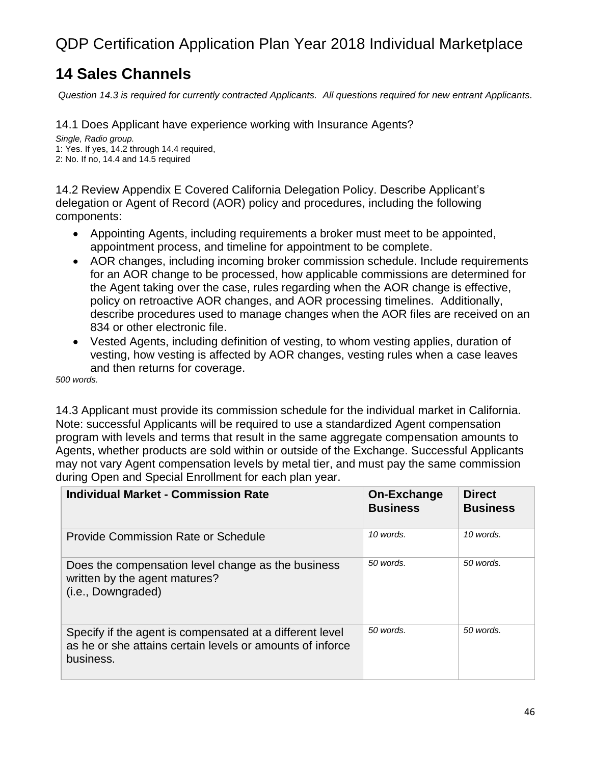# QDP Certification Application Plan Year 2018 Individual Marketplace

## 14 Sales Channels

*Question 14.3 is required for currently contracted Applicants. All questions required for new entrant Applicants.*

### 14.1 Does Applicant have experience working with Insurance Agents?

*Single, Radio group.*
1: Yes. If yes, 14.2 through 14.4 required,
2: No. If no, 14.4 and 14.5 required

### 14.2 Review Appendix E Covered California Delegation Policy. Describe Applicant's delegation or Agent of Record (AOR) policy and procedures, including the following components:

- Appointing Agents, including requirements a broker must meet to be appointed, appointment process, and timeline for appointment to be complete.
- AOR changes, including incoming broker commission schedule. Include requirements for an AOR change to be processed, how applicable commissions are determined for the Agent taking over the case, rules regarding when the AOR change is effective, policy on retroactive AOR changes, and AOR processing timelines. Additionally, describe procedures used to manage changes when the AOR files are received on an 834 or other electronic file.
- Vested Agents, including definition of vesting, to whom vesting applies, duration of vesting, how vesting is affected by AOR changes, vesting rules when a case leaves and then returns for coverage.

*500 words.*

### 14.3 Applicant must provide its commission schedule for the individual market in California. Note: successful Applicants will be required to use a standardized Agent compensation program with levels and terms that result in the same aggregate compensation amounts to Agents, whether products are sold within or outside of the Exchange. Successful Applicants may not vary Agent compensation levels by metal tier, and must pay the same commission during Open and Special Enrollment for each plan year.

| Individual Market - Commission Rate | On-Exchange Business | Direct Business |
|---|---|---|
| Provide Commission Rate or Schedule | *10 words.* | *10 words.* |
| Does the compensation level change as the business written by the agent matures? (i.e., Downgraded) | *50 words.* | *50 words.* |
| Specify if the agent is compensated at a different level as he or she attains certain levels or amounts of inforce business. | *50 words.* | *50 words.* |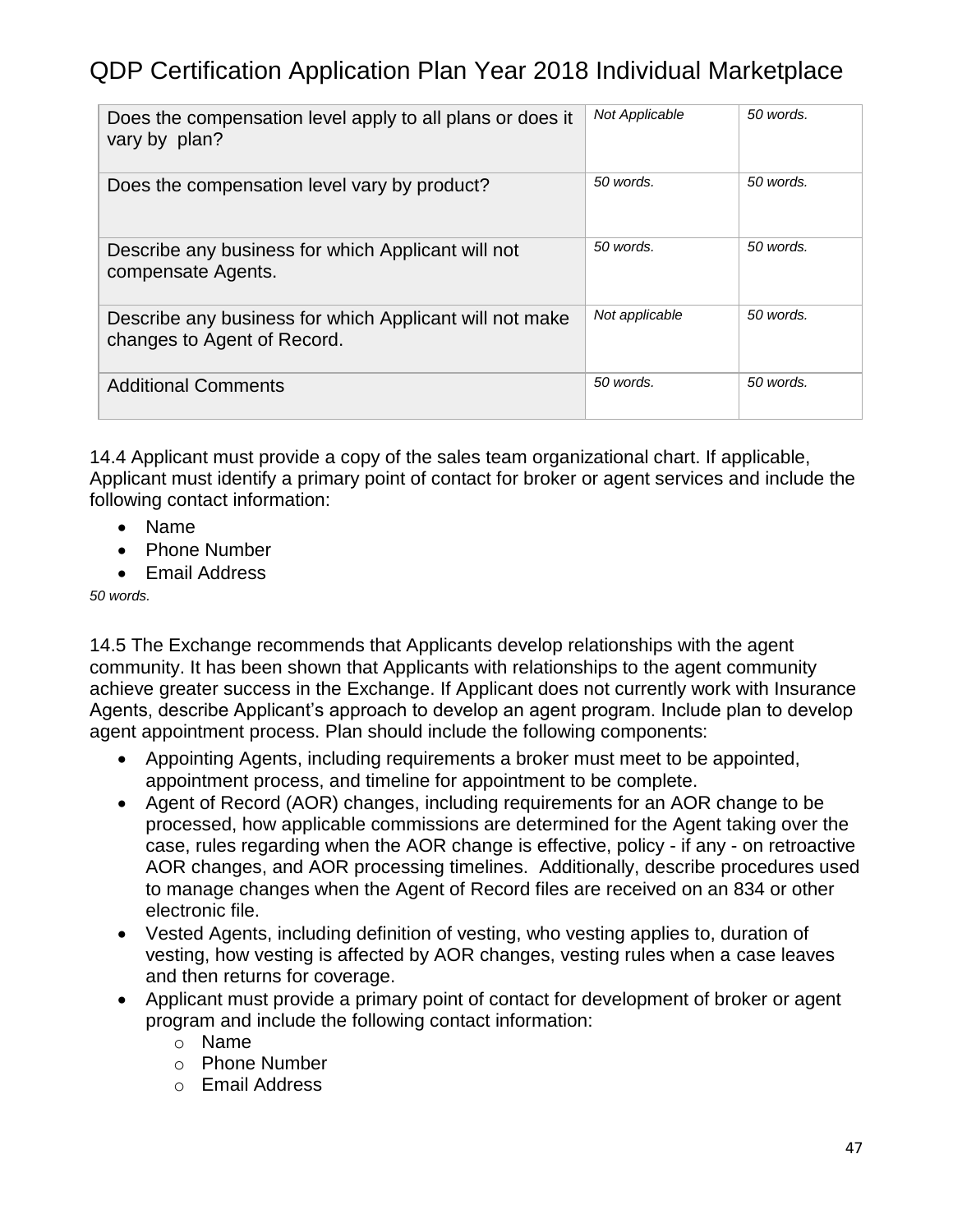| Does the compensation level apply to all plans or does it vary by plan? | *Not Applicable* | *50 words.* |
|---|---|---|
| Does the compensation level vary by product? | *50 words.* | *50 words.* |
| Describe any business for which Applicant will not compensate Agents. | *50 words.* | *50 words.* |
| Describe any business for which Applicant will not make changes to Agent of Record. | *Not applicable* | *50 words.* |
| Additional Comments | *50 words.* | *50 words.* |

14.4 Applicant must provide a copy of the sales team organizational chart. If applicable, Applicant must identify a primary point of contact for broker or agent services and include the following contact information:

- Name
- Phone Number
- Email Address

*50 words.*

14.5 The Exchange recommends that Applicants develop relationships with the agent community. It has been shown that Applicants with relationships to the agent community achieve greater success in the Exchange. If Applicant does not currently work with Insurance Agents, describe Applicant's approach to develop an agent program. Include plan to develop agent appointment process. Plan should include the following components:

- Appointing Agents, including requirements a broker must meet to be appointed, appointment process, and timeline for appointment to be complete.
- Agent of Record (AOR) changes, including requirements for an AOR change to be processed, how applicable commissions are determined for the Agent taking over the case, rules regarding when the AOR change is effective, policy - if any - on retroactive AOR changes, and AOR processing timelines. Additionally, describe procedures used to manage changes when the Agent of Record files are received on an 834 or other electronic file.
- Vested Agents, including definition of vesting, who vesting applies to, duration of vesting, how vesting is affected by AOR changes, vesting rules when a case leaves and then returns for coverage.
- Applicant must provide a primary point of contact for development of broker or agent program and include the following contact information:
  - Name
  - Phone Number
  - Email Address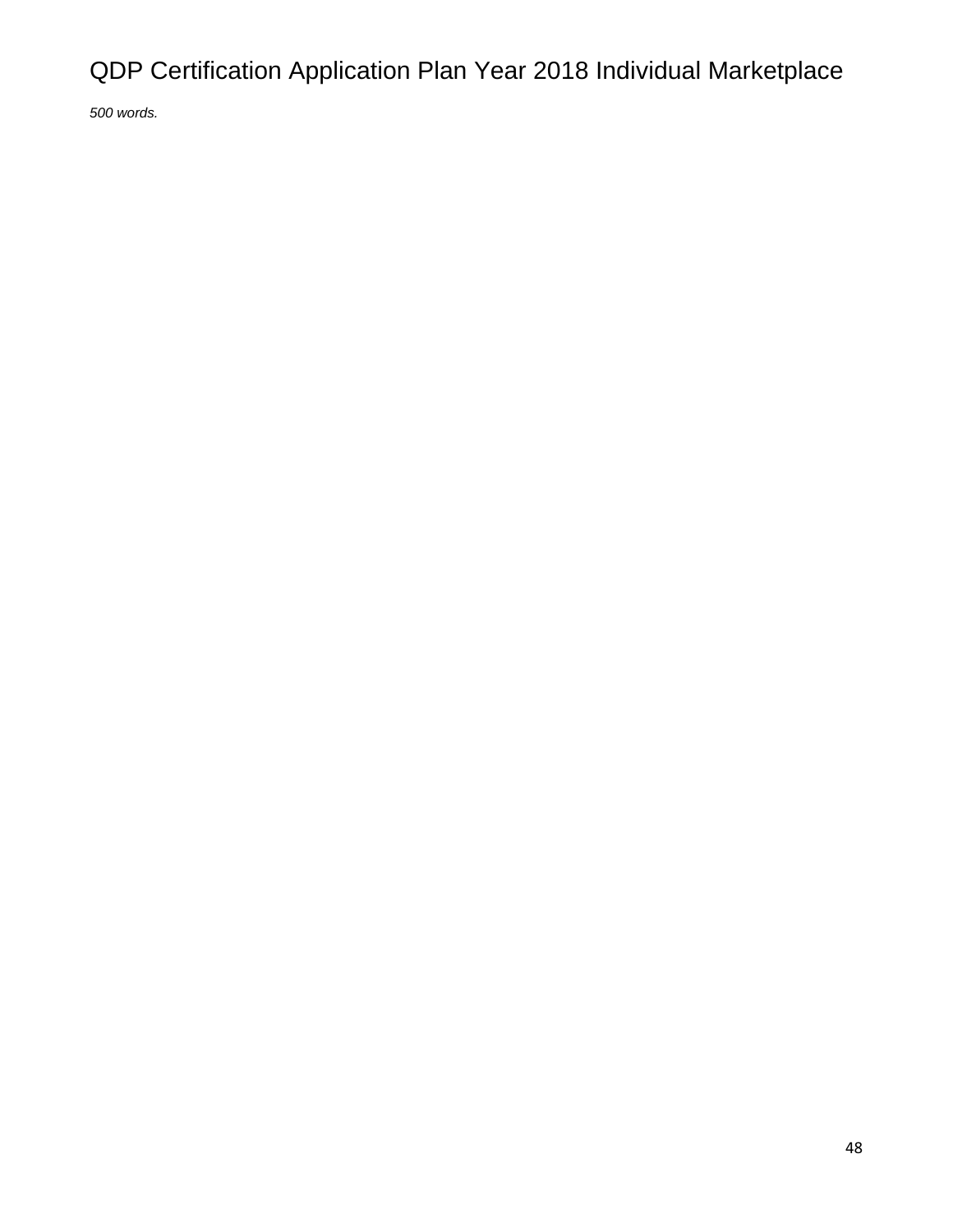QDP Certification Application Plan Year 2018 Individual Marketplace

*500 words.*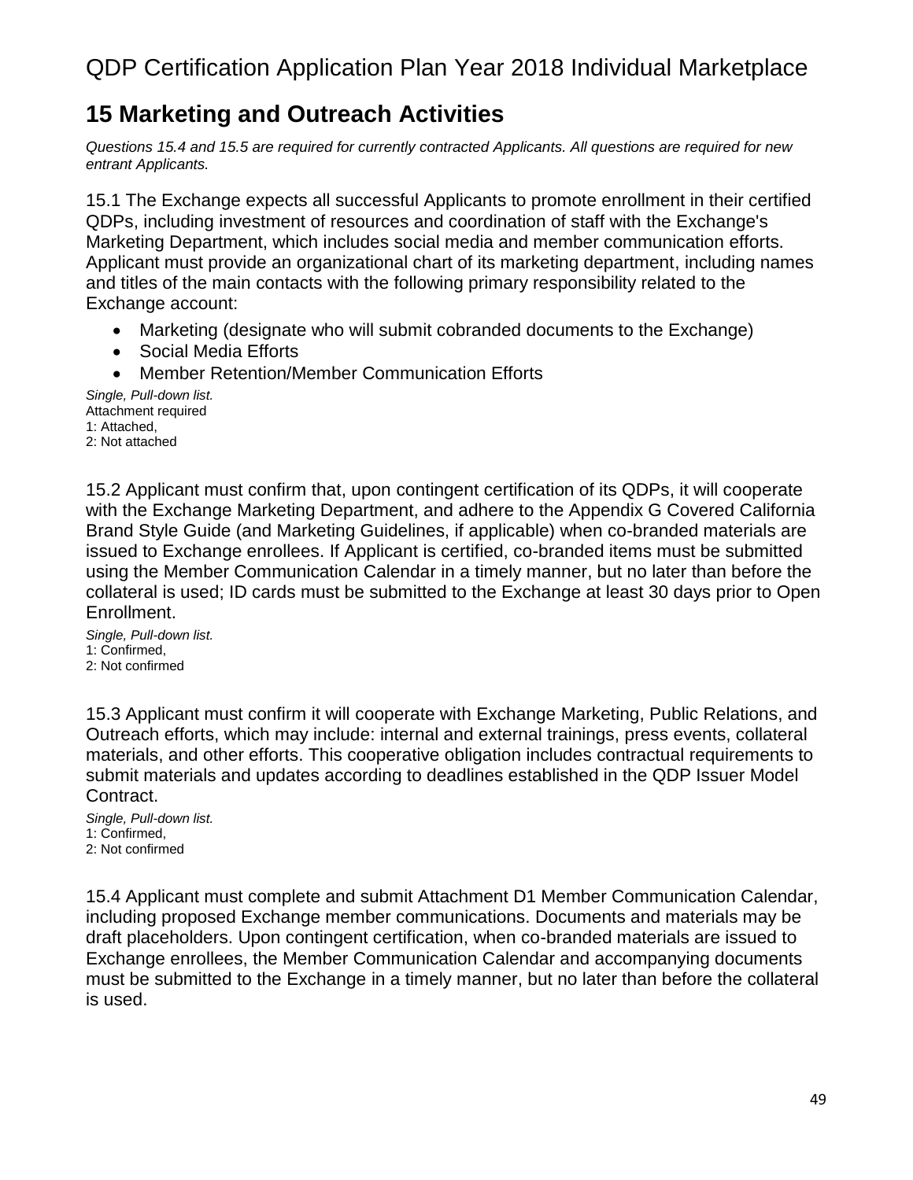# 15 Marketing and Outreach Activities

*Questions 15.4 and 15.5 are required for currently contracted Applicants. All questions are required for new entrant Applicants.*

15.1 The Exchange expects all successful Applicants to promote enrollment in their certified QDPs, including investment of resources and coordination of staff with the Exchange's Marketing Department, which includes social media and member communication efforts. Applicant must provide an organizational chart of its marketing department, including names and titles of the main contacts with the following primary responsibility related to the Exchange account:

- Marketing (designate who will submit cobranded documents to the Exchange)
- Social Media Efforts
- Member Retention/Member Communication Efforts

*Single, Pull-down list.*
Attachment required
1: Attached,
2: Not attached

15.2 Applicant must confirm that, upon contingent certification of its QDPs, it will cooperate with the Exchange Marketing Department, and adhere to the Appendix G Covered California Brand Style Guide (and Marketing Guidelines, if applicable) when co-branded materials are issued to Exchange enrollees. If Applicant is certified, co-branded items must be submitted using the Member Communication Calendar in a timely manner, but no later than before the collateral is used; ID cards must be submitted to the Exchange at least 30 days prior to Open Enrollment.

*Single, Pull-down list.*
1: Confirmed,
2: Not confirmed

15.3 Applicant must confirm it will cooperate with Exchange Marketing, Public Relations, and Outreach efforts, which may include: internal and external trainings, press events, collateral materials, and other efforts. This cooperative obligation includes contractual requirements to submit materials and updates according to deadlines established in the QDP Issuer Model Contract.

*Single, Pull-down list.*
1: Confirmed,
2: Not confirmed

15.4 Applicant must complete and submit Attachment D1 Member Communication Calendar, including proposed Exchange member communications. Documents and materials may be draft placeholders. Upon contingent certification, when co-branded materials are issued to Exchange enrollees, the Member Communication Calendar and accompanying documents must be submitted to the Exchange in a timely manner, but no later than before the collateral is used.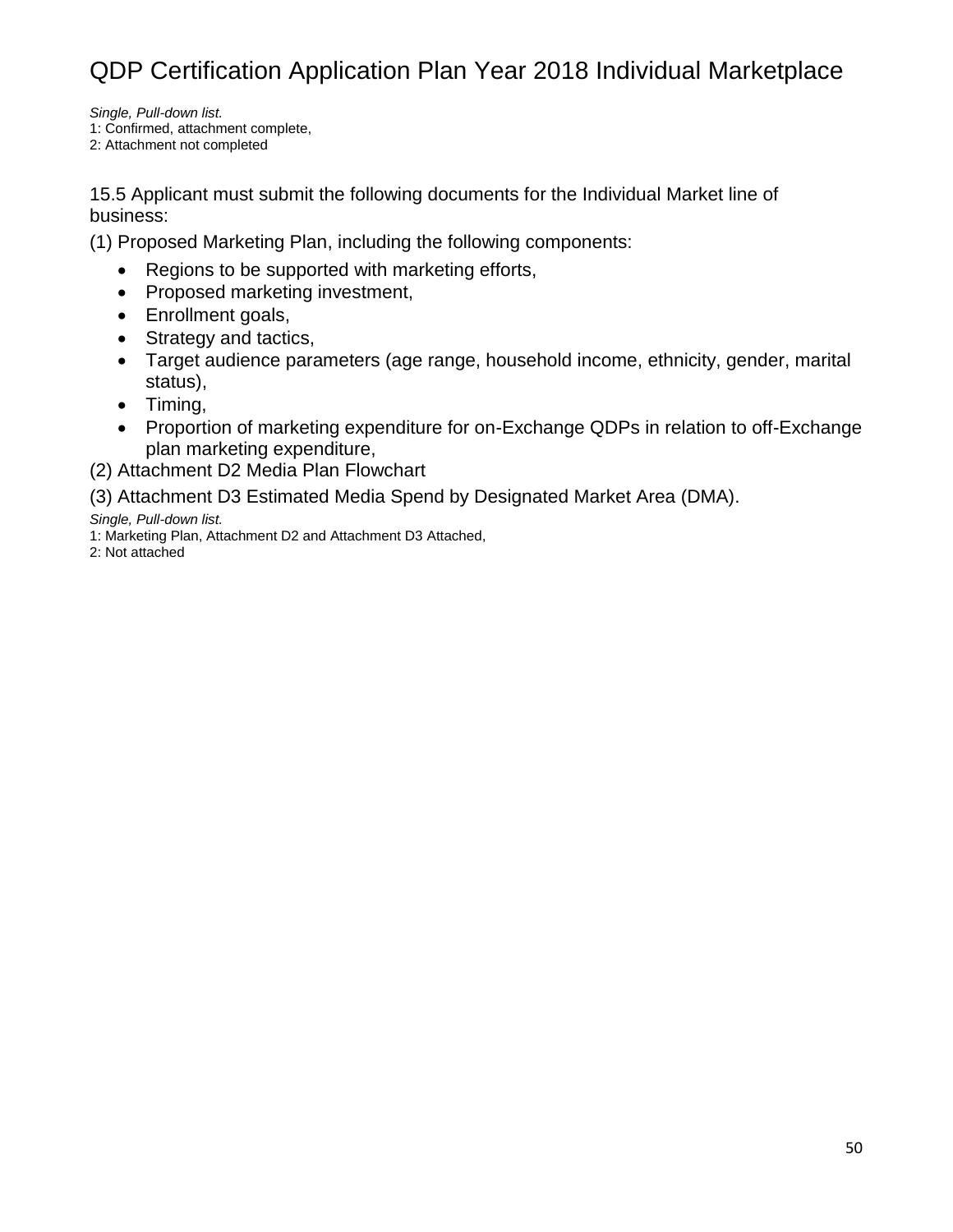*Single, Pull-down list.*
1: Confirmed, attachment complete,
2: Attachment not completed

15.5 Applicant must submit the following documents for the Individual Market line of business:

(1) Proposed Marketing Plan, including the following components:

- Regions to be supported with marketing efforts,
- Proposed marketing investment,
- Enrollment goals,
- Strategy and tactics,
- Target audience parameters (age range, household income, ethnicity, gender, marital status),
- Timing,
- Proportion of marketing expenditure for on-Exchange QDPs in relation to off-Exchange plan marketing expenditure,

(2) Attachment D2 Media Plan Flowchart

(3) Attachment D3 Estimated Media Spend by Designated Market Area (DMA).

*Single, Pull-down list.*
1: Marketing Plan, Attachment D2 and Attachment D3 Attached,
2: Not attached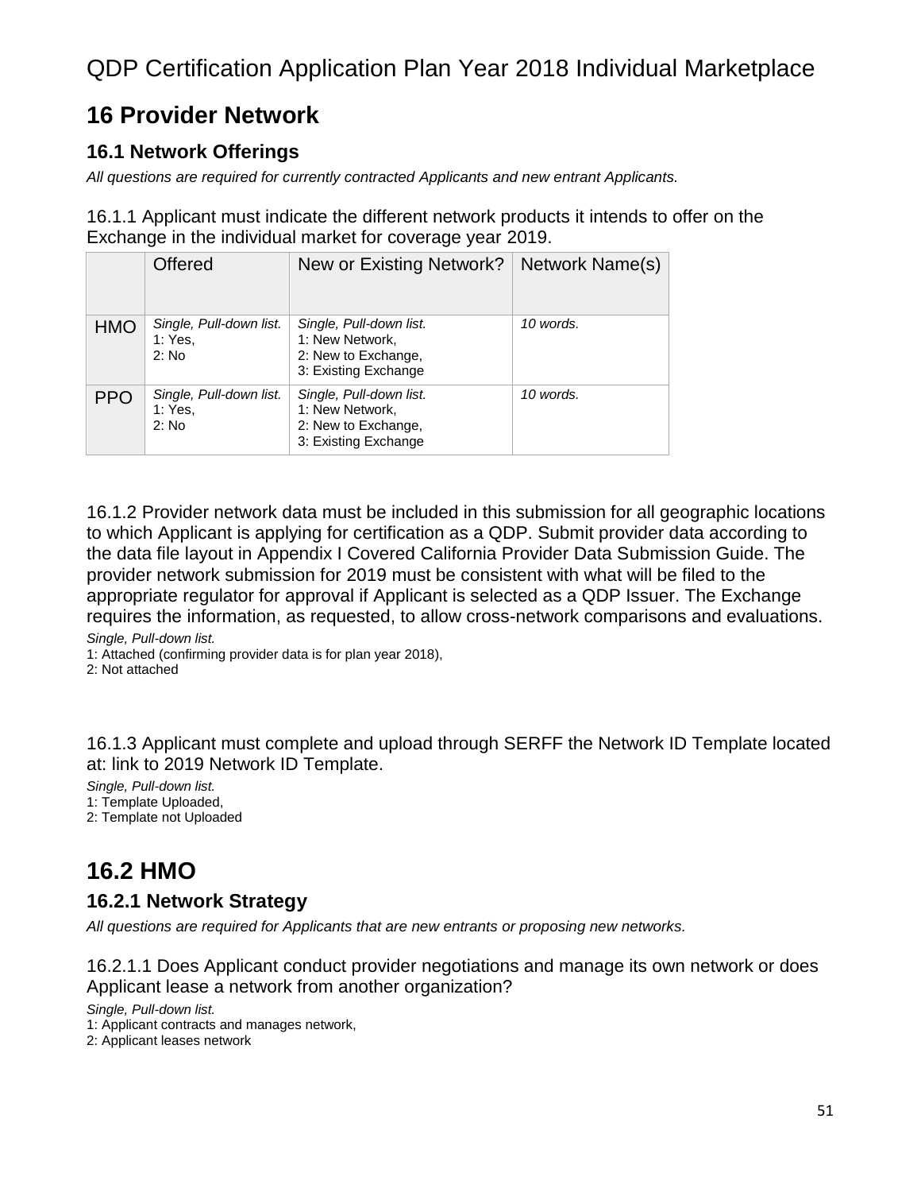# QDP Certification Application Plan Year 2018 Individual Marketplace

# 16 Provider Network

## 16.1 Network Offerings

*All questions are required for currently contracted Applicants and new entrant Applicants.*

16.1.1 Applicant must indicate the different network products it intends to offer on the Exchange in the individual market for coverage year 2019.

| | Offered | New or Existing Network? | Network Name(s) |
|---|---|---|---|
| HMO | *Single, Pull-down list.*<br>1: Yes,<br>2: No | *Single, Pull-down list.*<br>1: New Network,<br>2: New to Exchange,<br>3: Existing Exchange | *10 words.* |
| PPO | *Single, Pull-down list.*<br>1: Yes,<br>2: No | *Single, Pull-down list.*<br>1: New Network,<br>2: New to Exchange,<br>3: Existing Exchange | *10 words.* |

16.1.2 Provider network data must be included in this submission for all geographic locations to which Applicant is applying for certification as a QDP. Submit provider data according to the data file layout in Appendix I Covered California Provider Data Submission Guide. The provider network submission for 2019 must be consistent with what will be filed to the appropriate regulator for approval if Applicant is selected as a QDP Issuer. The Exchange requires the information, as requested, to allow cross-network comparisons and evaluations.

*Single, Pull-down list.*
1: Attached (confirming provider data is for plan year 2018),
2: Not attached

16.1.3 Applicant must complete and upload through SERFF the Network ID Template located at: link to 2019 Network ID Template.

*Single, Pull-down list.*
1: Template Uploaded,
2: Template not Uploaded

# 16.2 HMO

## 16.2.1 Network Strategy

*All questions are required for Applicants that are new entrants or proposing new networks.*

16.2.1.1 Does Applicant conduct provider negotiations and manage its own network or does Applicant lease a network from another organization?

*Single, Pull-down list.*
1: Applicant contracts and manages network,
2: Applicant leases network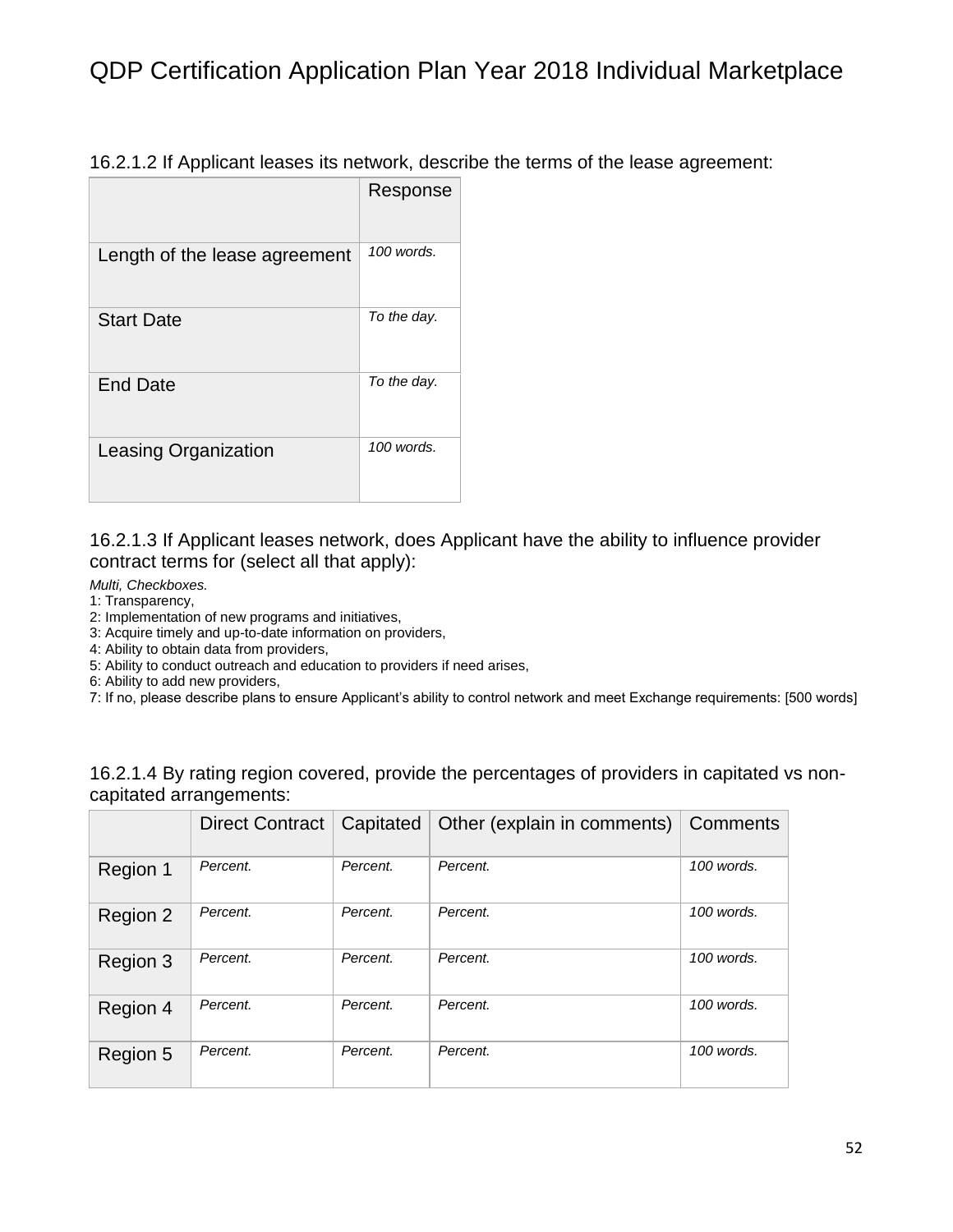16.2.1.2 If Applicant leases its network, describe the terms of the lease agreement:

| | Response |
|---|---|
| Length of the lease agreement | *100 words.* |
| Start Date | *To the day.* |
| End Date | *To the day.* |
| Leasing Organization | *100 words.* |

16.2.1.3 If Applicant leases network, does Applicant have the ability to influence provider contract terms for (select all that apply):

*Multi, Checkboxes.*

1: Transparency,
2: Implementation of new programs and initiatives,
3: Acquire timely and up-to-date information on providers,
4: Ability to obtain data from providers,
5: Ability to conduct outreach and education to providers if need arises,
6: Ability to add new providers,
7: If no, please describe plans to ensure Applicant's ability to control network and meet Exchange requirements: [500 words]

16.2.1.4 By rating region covered, provide the percentages of providers in capitated vs non-capitated arrangements:

| | Direct Contract | Capitated | Other (explain in comments) | Comments |
|---|---|---|---|---|
| Region 1 | *Percent.* | *Percent.* | *Percent.* | *100 words.* |
| Region 2 | *Percent.* | *Percent.* | *Percent.* | *100 words.* |
| Region 3 | *Percent.* | *Percent.* | *Percent.* | *100 words.* |
| Region 4 | *Percent.* | *Percent.* | *Percent.* | *100 words.* |
| Region 5 | *Percent.* | *Percent.* | *Percent.* | *100 words.* |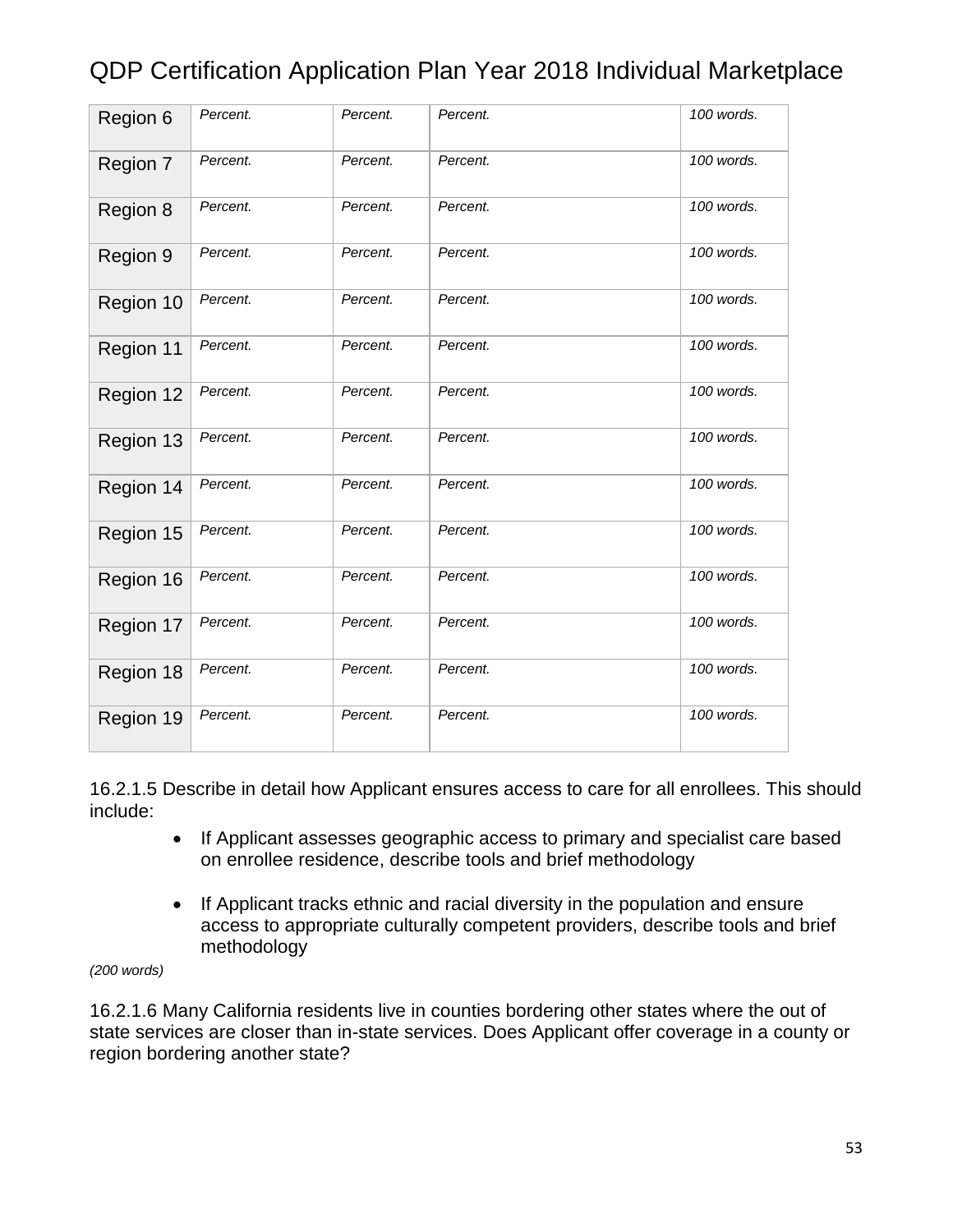| Region 6 | *Percent.* | *Percent.* | *Percent.* | *100 words.* |
|---|---|---|---|---|
| Region 7 | *Percent.* | *Percent.* | *Percent.* | *100 words.* |
| Region 8 | *Percent.* | *Percent.* | *Percent.* | *100 words.* |
| Region 9 | *Percent.* | *Percent.* | *Percent.* | *100 words.* |
| Region 10 | *Percent.* | *Percent.* | *Percent.* | *100 words.* |
| Region 11 | *Percent.* | *Percent.* | *Percent.* | *100 words.* |
| Region 12 | *Percent.* | *Percent.* | *Percent.* | *100 words.* |
| Region 13 | *Percent.* | *Percent.* | *Percent.* | *100 words.* |
| Region 14 | *Percent.* | *Percent.* | *Percent.* | *100 words.* |
| Region 15 | *Percent.* | *Percent.* | *Percent.* | *100 words.* |
| Region 16 | *Percent.* | *Percent.* | *Percent.* | *100 words.* |
| Region 17 | *Percent.* | *Percent.* | *Percent.* | *100 words.* |
| Region 18 | *Percent.* | *Percent.* | *Percent.* | *100 words.* |
| Region 19 | *Percent.* | *Percent.* | *Percent.* | *100 words.* |

16.2.1.5 Describe in detail how Applicant ensures access to care for all enrollees. This should include:

- If Applicant assesses geographic access to primary and specialist care based on enrollee residence, describe tools and brief methodology
- If Applicant tracks ethnic and racial diversity in the population and ensure access to appropriate culturally competent providers, describe tools and brief methodology

*(200 words)*

16.2.1.6 Many California residents live in counties bordering other states where the out of state services are closer than in-state services. Does Applicant offer coverage in a county or region bordering another state?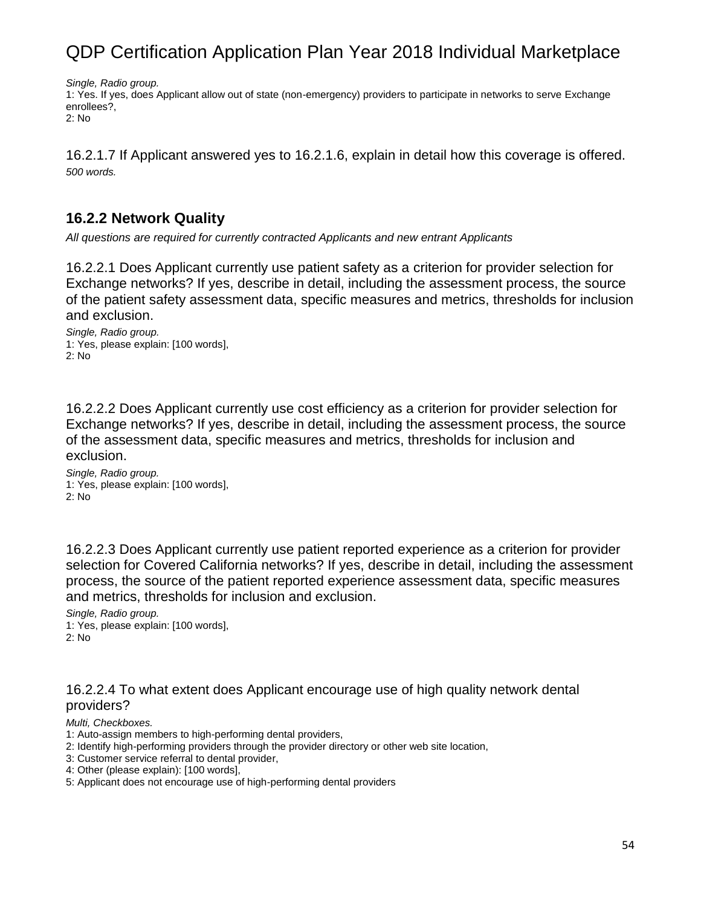*Single, Radio group.*
1: Yes. If yes, does Applicant allow out of state (non-emergency) providers to participate in networks to serve Exchange enrollees?,
2: No

16.2.1.7 If Applicant answered yes to 16.2.1.6, explain in detail how this coverage is offered.
*500 words.*

### 16.2.2 Network Quality

*All questions are required for currently contracted Applicants and new entrant Applicants*

16.2.2.1 Does Applicant currently use patient safety as a criterion for provider selection for Exchange networks? If yes, describe in detail, including the assessment process, the source of the patient safety assessment data, specific measures and metrics, thresholds for inclusion and exclusion.
*Single, Radio group.*
1: Yes, please explain: [100 words],
2: No

16.2.2.2 Does Applicant currently use cost efficiency as a criterion for provider selection for Exchange networks? If yes, describe in detail, including the assessment process, the source of the assessment data, specific measures and metrics, thresholds for inclusion and exclusion.
*Single, Radio group.*
1: Yes, please explain: [100 words],
2: No

16.2.2.3 Does Applicant currently use patient reported experience as a criterion for provider selection for Covered California networks? If yes, describe in detail, including the assessment process, the source of the patient reported experience assessment data, specific measures and metrics, thresholds for inclusion and exclusion.
*Single, Radio group.*
1: Yes, please explain: [100 words],
2: No

16.2.2.4 To what extent does Applicant encourage use of high quality network dental providers?
*Multi, Checkboxes.*
1: Auto-assign members to high-performing dental providers,
2: Identify high-performing providers through the provider directory or other web site location,
3: Customer service referral to dental provider,
4: Other (please explain): [100 words],
5: Applicant does not encourage use of high-performing dental providers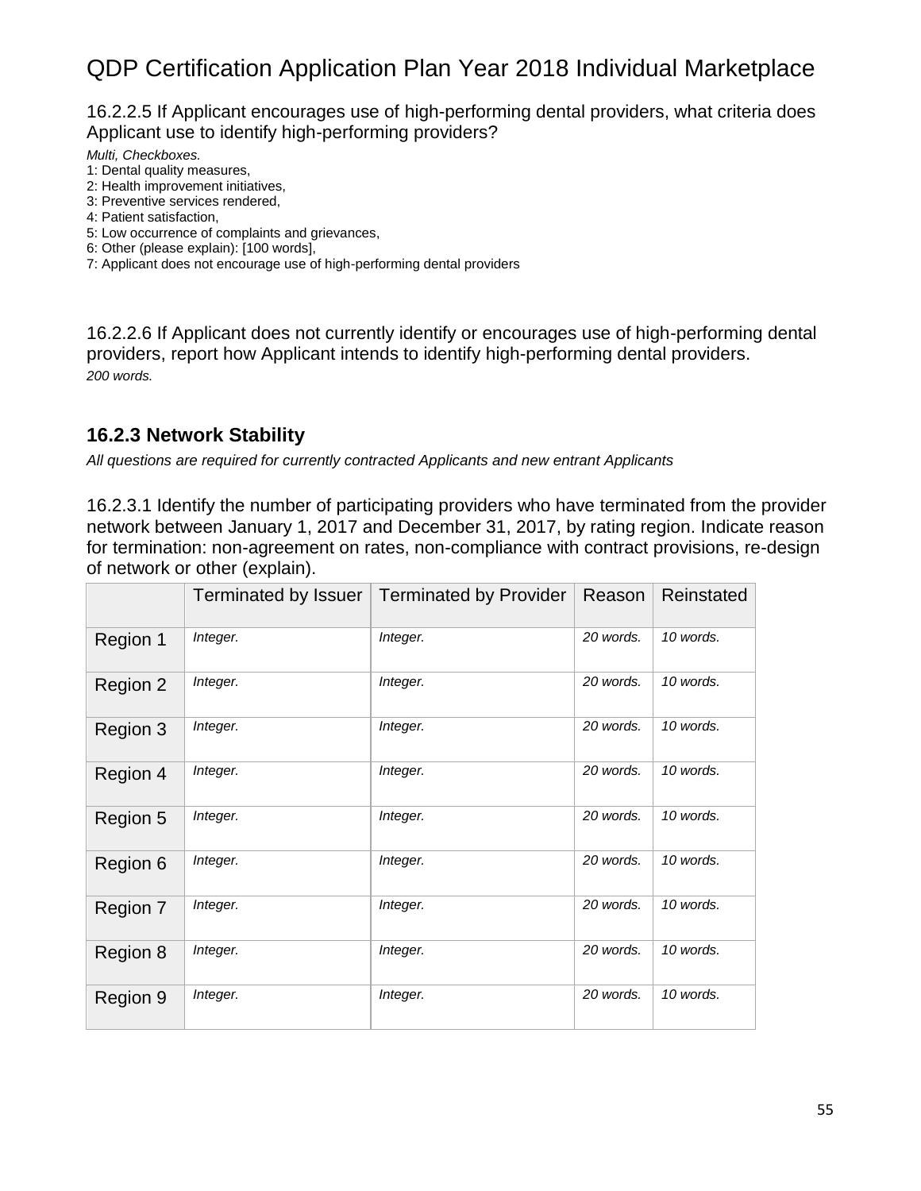# QDP Certification Application Plan Year 2018 Individual Marketplace

16.2.2.5 If Applicant encourages use of high-performing dental providers, what criteria does Applicant use to identify high-performing providers?

*Multi, Checkboxes.*

1: Dental quality measures,
2: Health improvement initiatives,
3: Preventive services rendered,
4: Patient satisfaction,
5: Low occurrence of complaints and grievances,
6: Other (please explain): [100 words],
7: Applicant does not encourage use of high-performing dental providers

16.2.2.6 If Applicant does not currently identify or encourages use of high-performing dental providers, report how Applicant intends to identify high-performing dental providers.

*200 words.*

### 16.2.3 Network Stability

*All questions are required for currently contracted Applicants and new entrant Applicants*

16.2.3.1 Identify the number of participating providers who have terminated from the provider network between January 1, 2017 and December 31, 2017, by rating region. Indicate reason for termination: non-agreement on rates, non-compliance with contract provisions, re-design of network or other (explain).

| | Terminated by Issuer | Terminated by Provider | Reason | Reinstated |
|---|---|---|---|---|
| Region 1 | *Integer.* | *Integer.* | *20 words.* | *10 words.* |
| Region 2 | *Integer.* | *Integer.* | *20 words.* | *10 words.* |
| Region 3 | *Integer.* | *Integer.* | *20 words.* | *10 words.* |
| Region 4 | *Integer.* | *Integer.* | *20 words.* | *10 words.* |
| Region 5 | *Integer.* | *Integer.* | *20 words.* | *10 words.* |
| Region 6 | *Integer.* | *Integer.* | *20 words.* | *10 words.* |
| Region 7 | *Integer.* | *Integer.* | *20 words.* | *10 words.* |
| Region 8 | *Integer.* | *Integer.* | *20 words.* | *10 words.* |
| Region 9 | *Integer.* | *Integer.* | *20 words.* | *10 words.* |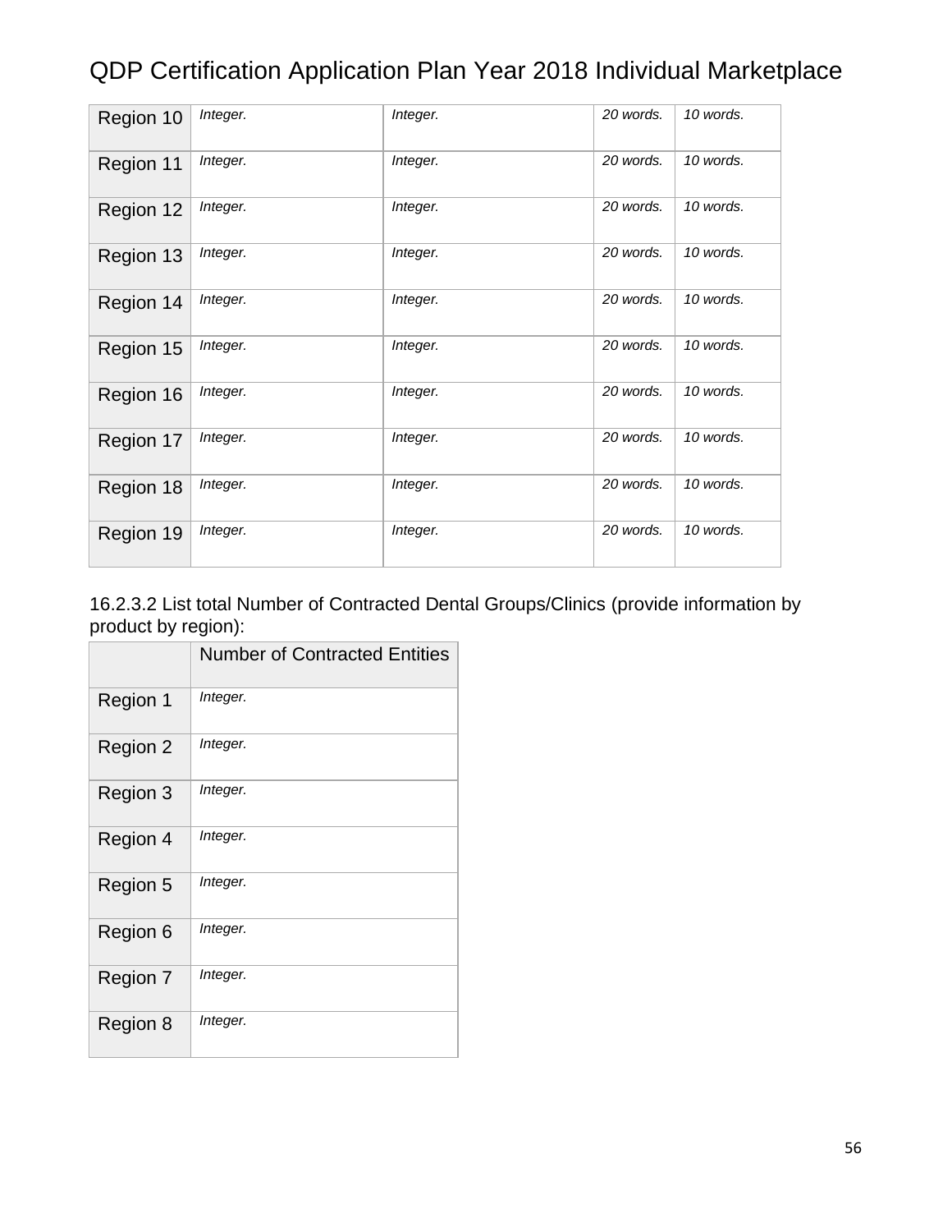| Region 10 | *Integer.* | *Integer.* | *20 words.* | *10 words.* |
|---|---|---|---|---|
| Region 11 | *Integer.* | *Integer.* | *20 words.* | *10 words.* |
| Region 12 | *Integer.* | *Integer.* | *20 words.* | *10 words.* |
| Region 13 | *Integer.* | *Integer.* | *20 words.* | *10 words.* |
| Region 14 | *Integer.* | *Integer.* | *20 words.* | *10 words.* |
| Region 15 | *Integer.* | *Integer.* | *20 words.* | *10 words.* |
| Region 16 | *Integer.* | *Integer.* | *20 words.* | *10 words.* |
| Region 17 | *Integer.* | *Integer.* | *20 words.* | *10 words.* |
| Region 18 | *Integer.* | *Integer.* | *20 words.* | *10 words.* |
| Region 19 | *Integer.* | *Integer.* | *20 words.* | *10 words.* |

16.2.3.2 List total Number of Contracted Dental Groups/Clinics (provide information by product by region):

| | Number of Contracted Entities |
|---|---|
| Region 1 | *Integer.* |
| Region 2 | *Integer.* |
| Region 3 | *Integer.* |
| Region 4 | *Integer.* |
| Region 5 | *Integer.* |
| Region 6 | *Integer.* |
| Region 7 | *Integer.* |
| Region 8 | *Integer.* |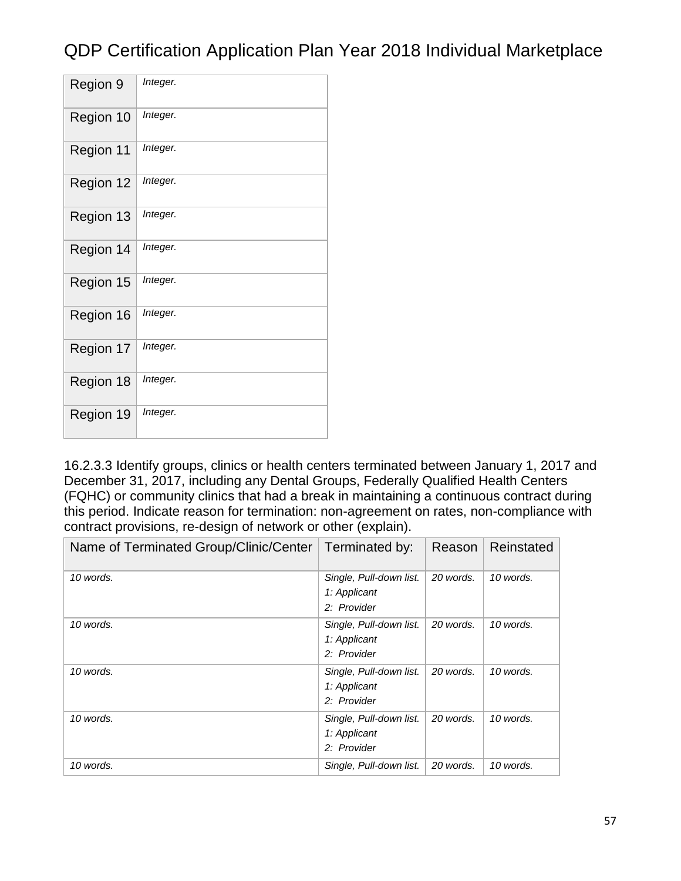| Region 9 | *Integer.* |
|---|---|
| Region 10 | *Integer.* |
| Region 11 | *Integer.* |
| Region 12 | *Integer.* |
| Region 13 | *Integer.* |
| Region 14 | *Integer.* |
| Region 15 | *Integer.* |
| Region 16 | *Integer.* |
| Region 17 | *Integer.* |
| Region 18 | *Integer.* |
| Region 19 | *Integer.* |

16.2.3.3 Identify groups, clinics or health centers terminated between January 1, 2017 and December 31, 2017, including any Dental Groups, Federally Qualified Health Centers (FQHC) or community clinics that had a break in maintaining a continuous contract during this period. Indicate reason for termination: non-agreement on rates, non-compliance with contract provisions, re-design of network or other (explain).

| Name of Terminated Group/Clinic/Center | Terminated by: | Reason | Reinstated |
|---|---|---|---|
| *10 words.* | *Single, Pull-down list.* *1: Applicant* *2: Provider* | *20 words.* | *10 words.* |
| *10 words.* | *Single, Pull-down list.* *1: Applicant* *2: Provider* | *20 words.* | *10 words.* |
| *10 words.* | *Single, Pull-down list.* *1: Applicant* *2: Provider* | *20 words.* | *10 words.* |
| *10 words.* | *Single, Pull-down list.* *1: Applicant* *2: Provider* | *20 words.* | *10 words.* |
| *10 words.* | *Single, Pull-down list.* | *20 words.* | *10 words.* |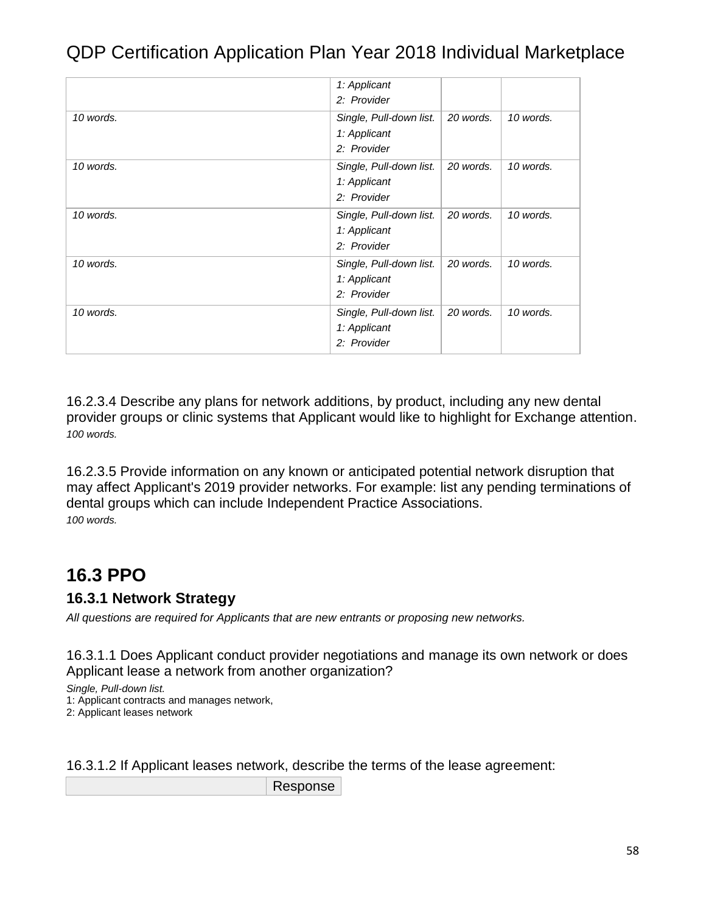|  | 1: Applicant<br>2: Provider |  |  |
| --- | --- | --- | --- |
| *10 words.* | *Single, Pull-down list.*<br>*1: Applicant*<br>*2: Provider* | *20 words.* | *10 words.* |
| *10 words.* | *Single, Pull-down list.*<br>*1: Applicant*<br>*2: Provider* | *20 words.* | *10 words.* |
| *10 words.* | *Single, Pull-down list.*<br>*1: Applicant*<br>*2: Provider* | *20 words.* | *10 words.* |
| *10 words.* | *Single, Pull-down list.*<br>*1: Applicant*<br>*2: Provider* | *20 words.* | *10 words.* |
| *10 words.* | *Single, Pull-down list.*<br>*1: Applicant*<br>*2: Provider* | *20 words.* | *10 words.* |

16.2.3.4 Describe any plans for network additions, by product, including any new dental provider groups or clinic systems that Applicant would like to highlight for Exchange attention.
*100 words.*

16.2.3.5 Provide information on any known or anticipated potential network disruption that may affect Applicant's 2019 provider networks. For example: list any pending terminations of dental groups which can include Independent Practice Associations.
*100 words.*

## 16.3 PPO

### 16.3.1 Network Strategy

*All questions are required for Applicants that are new entrants or proposing new networks.*

16.3.1.1 Does Applicant conduct provider negotiations and manage its own network or does Applicant lease a network from another organization?

*Single, Pull-down list.*
1: Applicant contracts and manages network,
2: Applicant leases network

16.3.1.2 If Applicant leases network, describe the terms of the lease agreement:

|  | Response |
| --- | --- |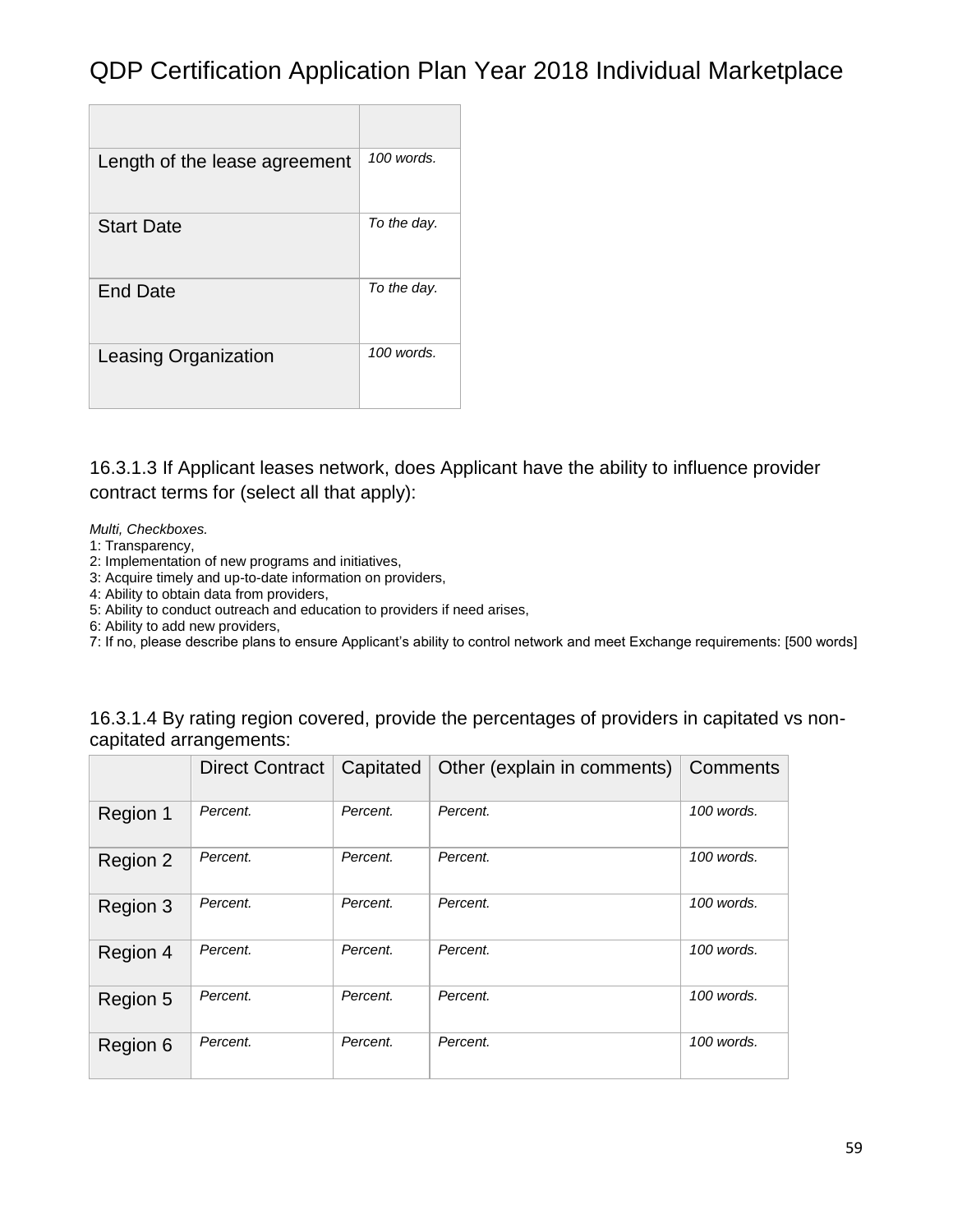| | |
|---|---|
| Length of the lease agreement | *100 words.* |
| Start Date | *To the day.* |
| End Date | *To the day.* |
| Leasing Organization | *100 words.* |

16.3.1.3 If Applicant leases network, does Applicant have the ability to influence provider contract terms for (select all that apply):

*Multi, Checkboxes.*
1: Transparency,
2: Implementation of new programs and initiatives,
3: Acquire timely and up-to-date information on providers,
4: Ability to obtain data from providers,
5: Ability to conduct outreach and education to providers if need arises,
6: Ability to add new providers,
7: If no, please describe plans to ensure Applicant's ability to control network and meet Exchange requirements: [500 words]

16.3.1.4 By rating region covered, provide the percentages of providers in capitated vs non-capitated arrangements:

| | Direct Contract | Capitated | Other (explain in comments) | Comments |
|---|---|---|---|---|
| Region 1 | *Percent.* | *Percent.* | *Percent.* | *100 words.* |
| Region 2 | *Percent.* | *Percent.* | *Percent.* | *100 words.* |
| Region 3 | *Percent.* | *Percent.* | *Percent.* | *100 words.* |
| Region 4 | *Percent.* | *Percent.* | *Percent.* | *100 words.* |
| Region 5 | *Percent.* | *Percent.* | *Percent.* | *100 words.* |
| Region 6 | *Percent.* | *Percent.* | *Percent.* | *100 words.* |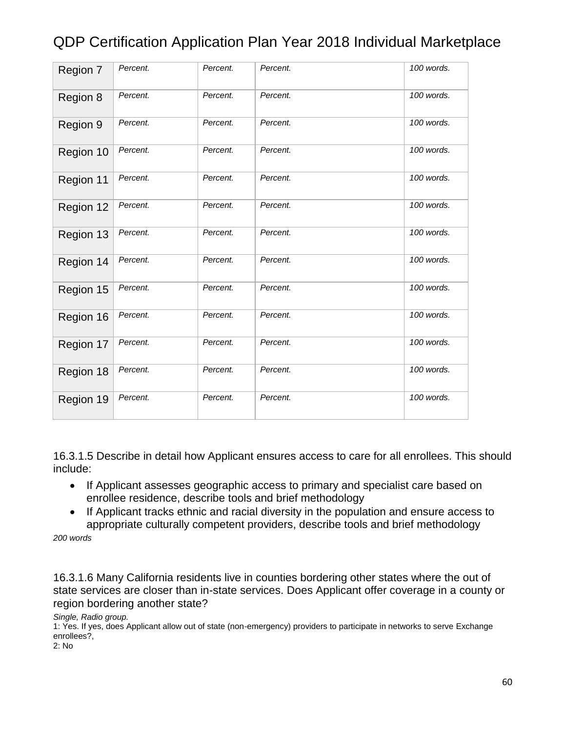| Region 7 | *Percent.* | *Percent.* | *Percent.* | *100 words.* |
|---|---|---|---|---|
| Region 8 | *Percent.* | *Percent.* | *Percent.* | *100 words.* |
| Region 9 | *Percent.* | *Percent.* | *Percent.* | *100 words.* |
| Region 10 | *Percent.* | *Percent.* | *Percent.* | *100 words.* |
| Region 11 | *Percent.* | *Percent.* | *Percent.* | *100 words.* |
| Region 12 | *Percent.* | *Percent.* | *Percent.* | *100 words.* |
| Region 13 | *Percent.* | *Percent.* | *Percent.* | *100 words.* |
| Region 14 | *Percent.* | *Percent.* | *Percent.* | *100 words.* |
| Region 15 | *Percent.* | *Percent.* | *Percent.* | *100 words.* |
| Region 16 | *Percent.* | *Percent.* | *Percent.* | *100 words.* |
| Region 17 | *Percent.* | *Percent.* | *Percent.* | *100 words.* |
| Region 18 | *Percent.* | *Percent.* | *Percent.* | *100 words.* |
| Region 19 | *Percent.* | *Percent.* | *Percent.* | *100 words.* |

16.3.1.5 Describe in detail how Applicant ensures access to care for all enrollees. This should include:

- If Applicant assesses geographic access to primary and specialist care based on enrollee residence, describe tools and brief methodology
- If Applicant tracks ethnic and racial diversity in the population and ensure access to appropriate culturally competent providers, describe tools and brief methodology

*200 words*

16.3.1.6 Many California residents live in counties bordering other states where the out of state services are closer than in-state services. Does Applicant offer coverage in a county or region bordering another state?

*Single, Radio group.*

1: Yes. If yes, does Applicant allow out of state (non-emergency) providers to participate in networks to serve Exchange enrollees?,

2: No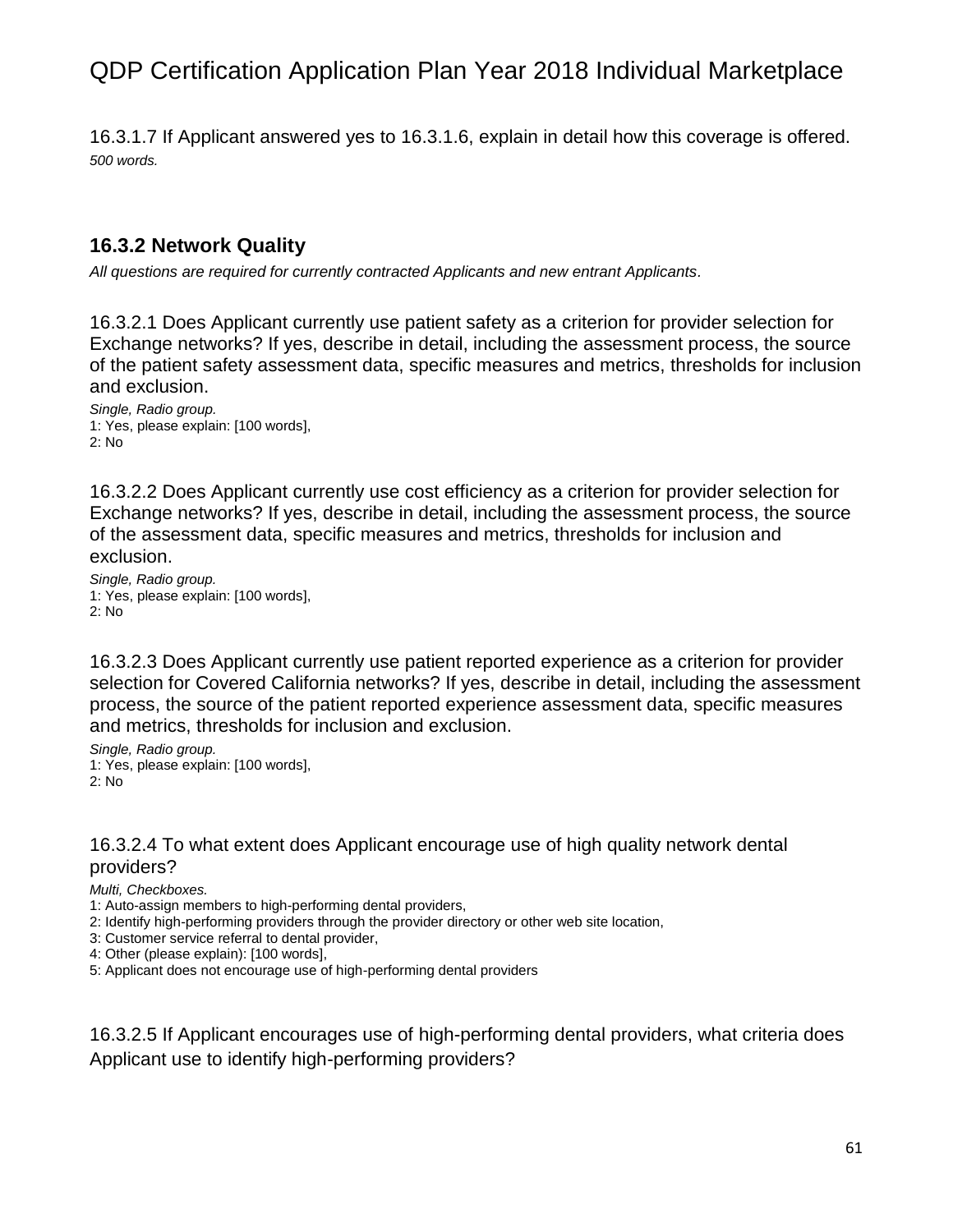16.3.1.7 If Applicant answered yes to 16.3.1.6, explain in detail how this coverage is offered.
*500 words.*

### 16.3.2 Network Quality

*All questions are required for currently contracted Applicants and new entrant Applicants.*

16.3.2.1 Does Applicant currently use patient safety as a criterion for provider selection for Exchange networks? If yes, describe in detail, including the assessment process, the source of the patient safety assessment data, specific measures and metrics, thresholds for inclusion and exclusion.

*Single, Radio group.*
1: Yes, please explain: [100 words],
2: No

16.3.2.2 Does Applicant currently use cost efficiency as a criterion for provider selection for Exchange networks? If yes, describe in detail, including the assessment process, the source of the assessment data, specific measures and metrics, thresholds for inclusion and exclusion.

*Single, Radio group.*
1: Yes, please explain: [100 words],
2: No

16.3.2.3 Does Applicant currently use patient reported experience as a criterion for provider selection for Covered California networks? If yes, describe in detail, including the assessment process, the source of the patient reported experience assessment data, specific measures and metrics, thresholds for inclusion and exclusion.

*Single, Radio group.*
1: Yes, please explain: [100 words],
2: No

16.3.2.4 To what extent does Applicant encourage use of high quality network dental providers?

*Multi, Checkboxes.*
1: Auto-assign members to high-performing dental providers,
2: Identify high-performing providers through the provider directory or other web site location,
3: Customer service referral to dental provider,
4: Other (please explain): [100 words],
5: Applicant does not encourage use of high-performing dental providers

16.3.2.5 If Applicant encourages use of high-performing dental providers, what criteria does Applicant use to identify high-performing providers?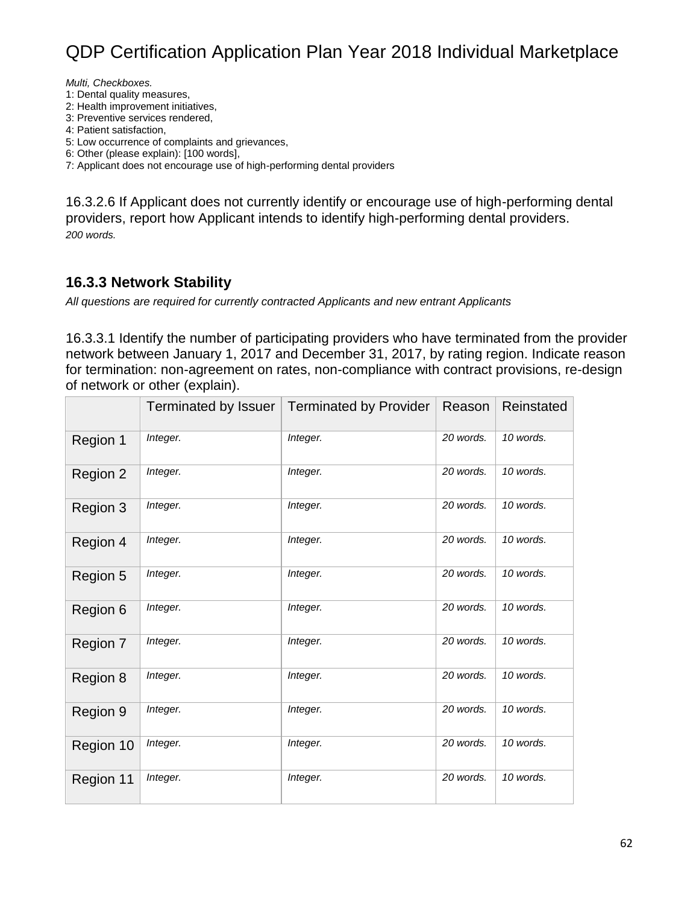*Multi, Checkboxes.*
1: Dental quality measures,
2: Health improvement initiatives,
3: Preventive services rendered,
4: Patient satisfaction,
5: Low occurrence of complaints and grievances,
6: Other (please explain): [100 words],
7: Applicant does not encourage use of high-performing dental providers

16.3.2.6 If Applicant does not currently identify or encourage use of high-performing dental providers, report how Applicant intends to identify high-performing dental providers.
*200 words.*

### 16.3.3 Network Stability

*All questions are required for currently contracted Applicants and new entrant Applicants*

16.3.3.1 Identify the number of participating providers who have terminated from the provider network between January 1, 2017 and December 31, 2017, by rating region. Indicate reason for termination: non-agreement on rates, non-compliance with contract provisions, re-design of network or other (explain).

| | Terminated by Issuer | Terminated by Provider | Reason | Reinstated |
|---|---|---|---|---|
| Region 1 | *Integer.* | *Integer.* | *20 words.* | *10 words.* |
| Region 2 | *Integer.* | *Integer.* | *20 words.* | *10 words.* |
| Region 3 | *Integer.* | *Integer.* | *20 words.* | *10 words.* |
| Region 4 | *Integer.* | *Integer.* | *20 words.* | *10 words.* |
| Region 5 | *Integer.* | *Integer.* | *20 words.* | *10 words.* |
| Region 6 | *Integer.* | *Integer.* | *20 words.* | *10 words.* |
| Region 7 | *Integer.* | *Integer.* | *20 words.* | *10 words.* |
| Region 8 | *Integer.* | *Integer.* | *20 words.* | *10 words.* |
| Region 9 | *Integer.* | *Integer.* | *20 words.* | *10 words.* |
| Region 10 | *Integer.* | *Integer.* | *20 words.* | *10 words.* |
| Region 11 | *Integer.* | *Integer.* | *20 words.* | *10 words.* |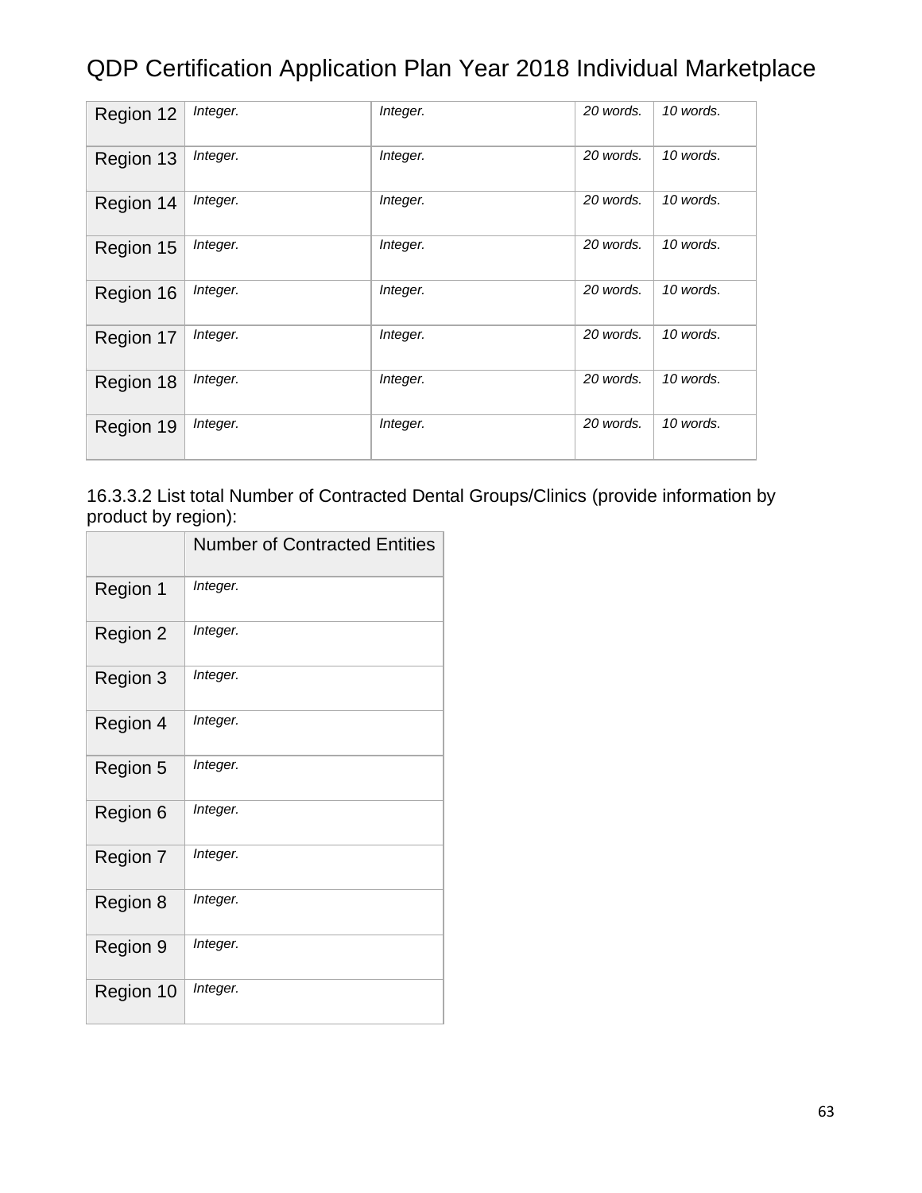| Region 12 | *Integer.* | *Integer.* | *20 words.* | *10 words.* |
|---|---|---|---|---|
| Region 13 | *Integer.* | *Integer.* | *20 words.* | *10 words.* |
| Region 14 | *Integer.* | *Integer.* | *20 words.* | *10 words.* |
| Region 15 | *Integer.* | *Integer.* | *20 words.* | *10 words.* |
| Region 16 | *Integer.* | *Integer.* | *20 words.* | *10 words.* |
| Region 17 | *Integer.* | *Integer.* | *20 words.* | *10 words.* |
| Region 18 | *Integer.* | *Integer.* | *20 words.* | *10 words.* |
| Region 19 | *Integer.* | *Integer.* | *20 words.* | *10 words.* |

16.3.3.2 List total Number of Contracted Dental Groups/Clinics (provide information by product by region):

| | Number of Contracted Entities |
|---|---|
| Region 1 | *Integer.* |
| Region 2 | *Integer.* |
| Region 3 | *Integer.* |
| Region 4 | *Integer.* |
| Region 5 | *Integer.* |
| Region 6 | *Integer.* |
| Region 7 | *Integer.* |
| Region 8 | *Integer.* |
| Region 9 | *Integer.* |
| Region 10 | *Integer.* |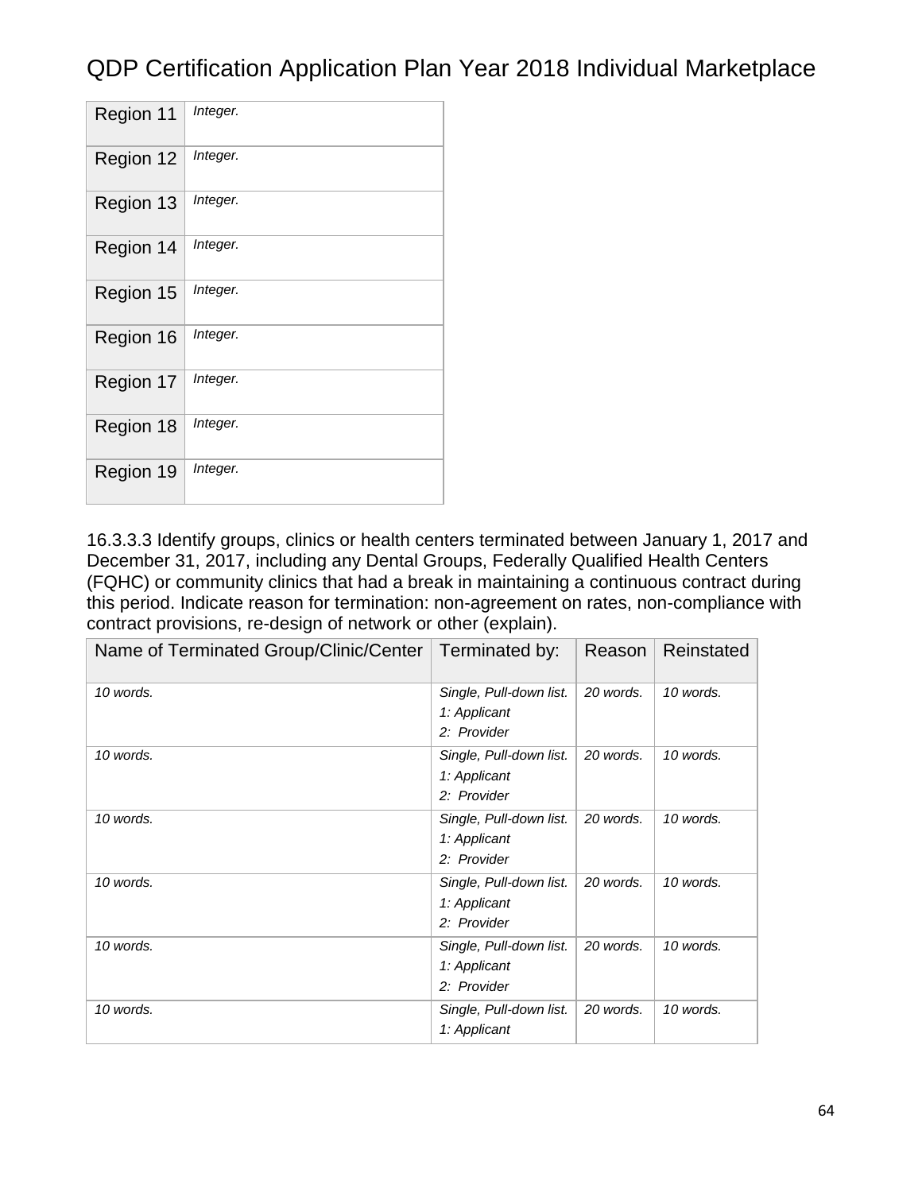| Region 11 | *Integer.* |
|---|---|
| Region 12 | *Integer.* |
| Region 13 | *Integer.* |
| Region 14 | *Integer.* |
| Region 15 | *Integer.* |
| Region 16 | *Integer.* |
| Region 17 | *Integer.* |
| Region 18 | *Integer.* |
| Region 19 | *Integer.* |

16.3.3.3 Identify groups, clinics or health centers terminated between January 1, 2017 and December 31, 2017, including any Dental Groups, Federally Qualified Health Centers (FQHC) or community clinics that had a break in maintaining a continuous contract during this period. Indicate reason for termination: non-agreement on rates, non-compliance with contract provisions, re-design of network or other (explain).

| Name of Terminated Group/Clinic/Center | Terminated by: | Reason | Reinstated |
|---|---|---|---|
| *10 words.* | *Single, Pull-down list.*<br>*1: Applicant*<br>*2: Provider* | *20 words.* | *10 words.* |
| *10 words.* | *Single, Pull-down list.*<br>*1: Applicant*<br>*2: Provider* | *20 words.* | *10 words.* |
| *10 words.* | *Single, Pull-down list.*<br>*1: Applicant*<br>*2: Provider* | *20 words.* | *10 words.* |
| *10 words.* | *Single, Pull-down list.*<br>*1: Applicant*<br>*2: Provider* | *20 words.* | *10 words.* |
| *10 words.* | *Single, Pull-down list.*<br>*1: Applicant*<br>*2: Provider* | *20 words.* | *10 words.* |
| *10 words.* | *Single, Pull-down list.*<br>*1: Applicant* | *20 words.* | *10 words.* |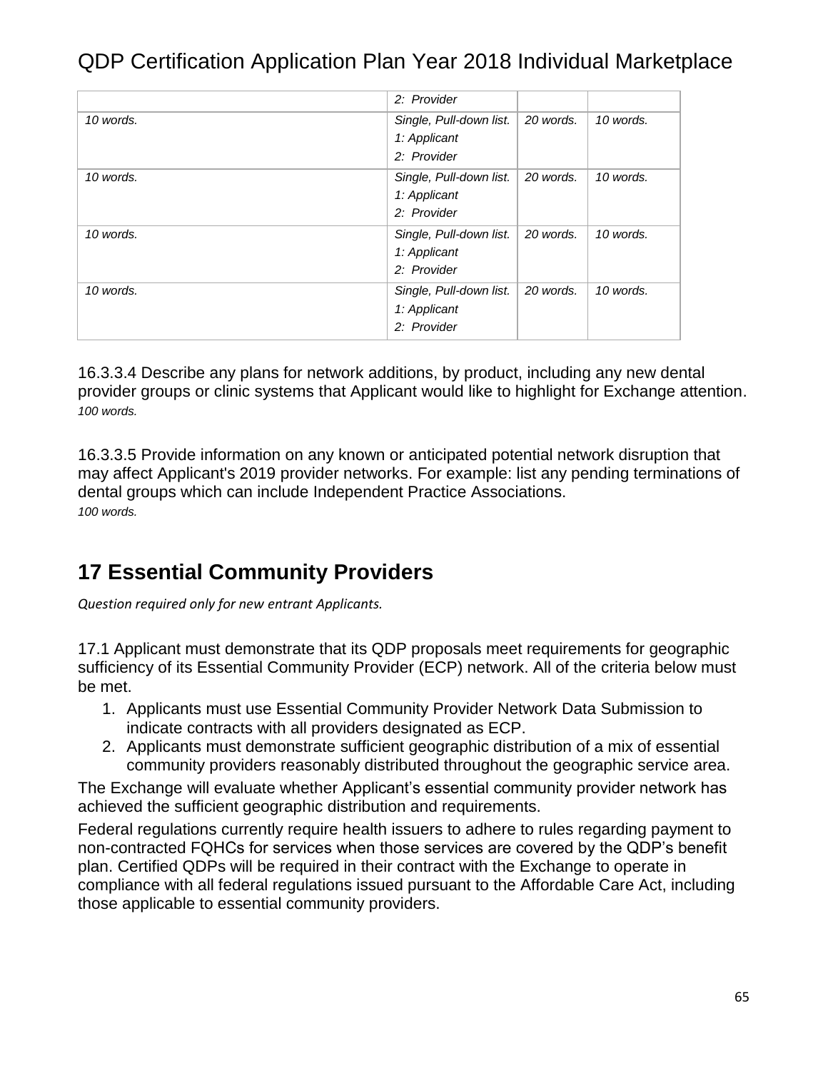| | | | |
|---|---|---|---|
| | *2: Provider* | | |
| *10 words.* | *Single, Pull-down list.*<br>*1: Applicant*<br>*2: Provider* | *20 words.* | *10 words.* |
| *10 words.* | *Single, Pull-down list.*<br>*1: Applicant*<br>*2: Provider* | *20 words.* | *10 words.* |
| *10 words.* | *Single, Pull-down list.*<br>*1: Applicant*<br>*2: Provider* | *20 words.* | *10 words.* |
| *10 words.* | *Single, Pull-down list.*<br>*1: Applicant*<br>*2: Provider* | *20 words.* | *10 words.* |

16.3.3.4 Describe any plans for network additions, by product, including any new dental provider groups or clinic systems that Applicant would like to highlight for Exchange attention.
*100 words.*

16.3.3.5 Provide information on any known or anticipated potential network disruption that may affect Applicant's 2019 provider networks. For example: list any pending terminations of dental groups which can include Independent Practice Associations.
*100 words.*

## 17 Essential Community Providers

*Question required only for new entrant Applicants.*

17.1 Applicant must demonstrate that its QDP proposals meet requirements for geographic sufficiency of its Essential Community Provider (ECP) network. All of the criteria below must be met.

1. Applicants must use Essential Community Provider Network Data Submission to indicate contracts with all providers designated as ECP.
2. Applicants must demonstrate sufficient geographic distribution of a mix of essential community providers reasonably distributed throughout the geographic service area.

The Exchange will evaluate whether Applicant's essential community provider network has achieved the sufficient geographic distribution and requirements.

Federal regulations currently require health issuers to adhere to rules regarding payment to non-contracted FQHCs for services when those services are covered by the QDP's benefit plan. Certified QDPs will be required in their contract with the Exchange to operate in compliance with all federal regulations issued pursuant to the Affordable Care Act, including those applicable to essential community providers.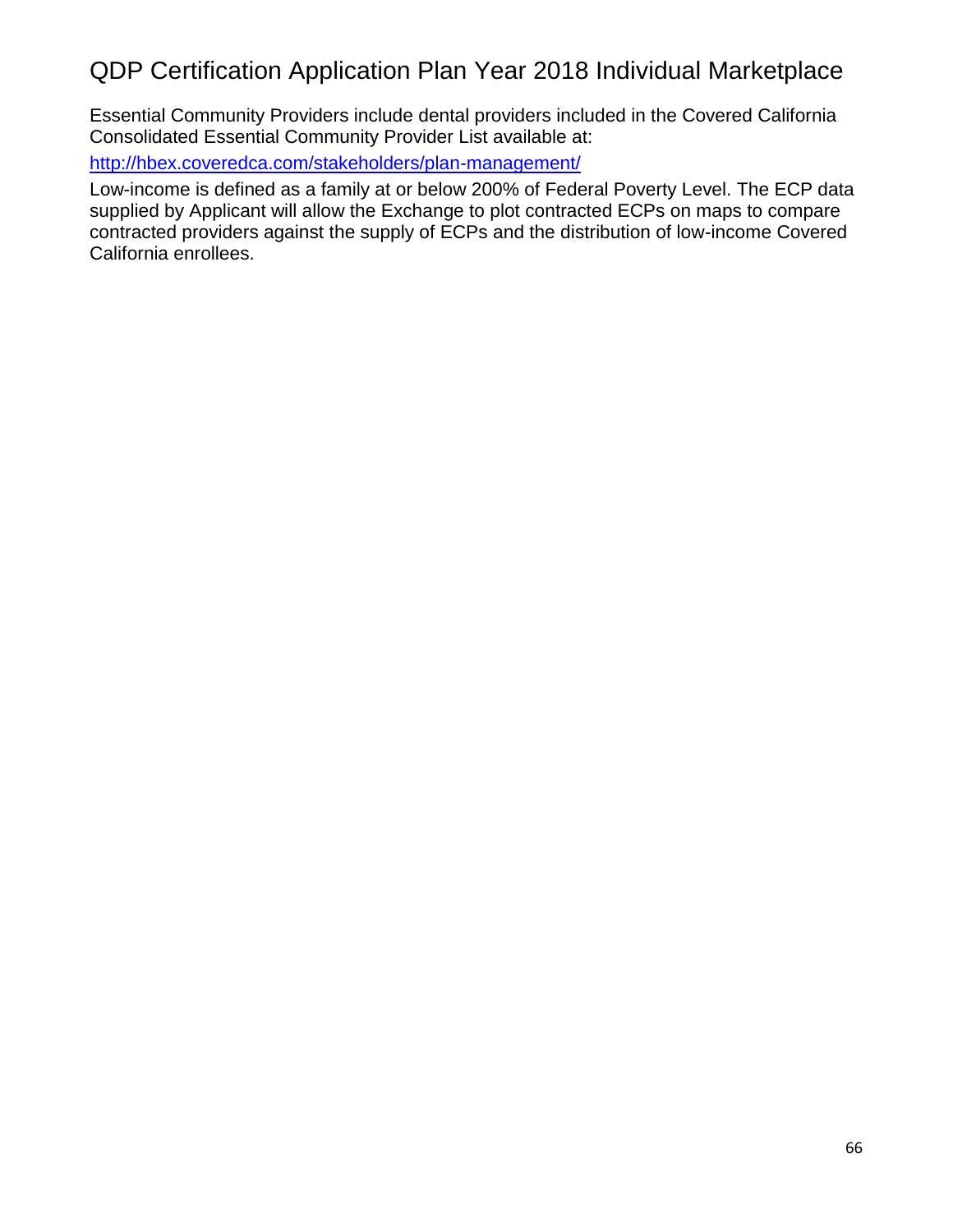Essential Community Providers include dental providers included in the Covered California Consolidated Essential Community Provider List available at:

http://hbex.coveredca.com/stakeholders/plan-management/

Low-income is defined as a family at or below 200% of Federal Poverty Level. The ECP data supplied by Applicant will allow the Exchange to plot contracted ECPs on maps to compare contracted providers against the supply of ECPs and the distribution of low-income Covered California enrollees.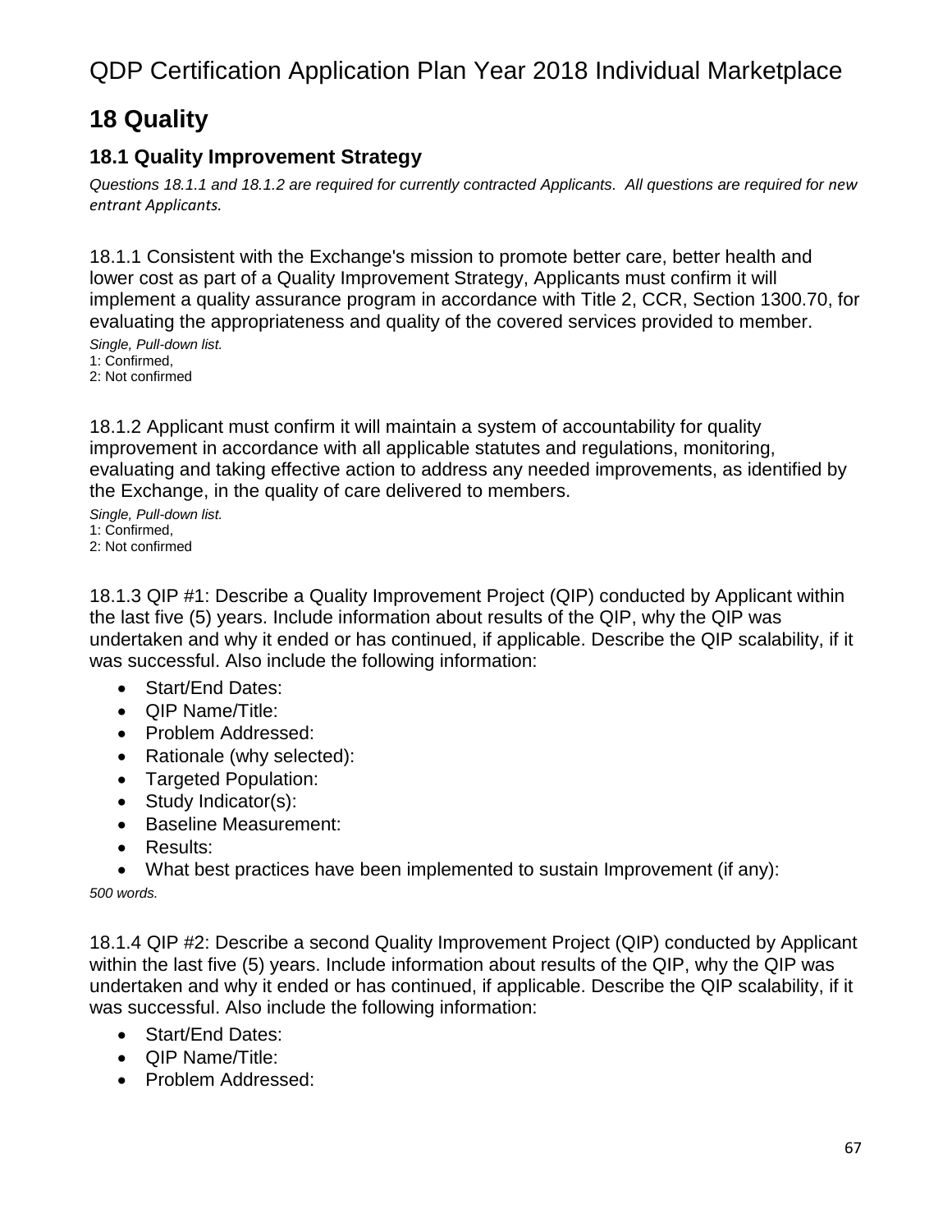# QDP Certification Application Plan Year 2018 Individual Marketplace

## 18 Quality

### 18.1 Quality Improvement Strategy

*Questions 18.1.1 and 18.1.2 are required for currently contracted Applicants. All questions are required for new entrant Applicants.*

18.1.1 Consistent with the Exchange's mission to promote better care, better health and lower cost as part of a Quality Improvement Strategy, Applicants must confirm it will implement a quality assurance program in accordance with Title 2, CCR, Section 1300.70, for evaluating the appropriateness and quality of the covered services provided to member.

*Single, Pull-down list.*
1: Confirmed,
2: Not confirmed

18.1.2 Applicant must confirm it will maintain a system of accountability for quality improvement in accordance with all applicable statutes and regulations, monitoring, evaluating and taking effective action to address any needed improvements, as identified by the Exchange, in the quality of care delivered to members.

*Single, Pull-down list.*
1: Confirmed,
2: Not confirmed

18.1.3 QIP #1: Describe a Quality Improvement Project (QIP) conducted by Applicant within the last five (5) years. Include information about results of the QIP, why the QIP was undertaken and why it ended or has continued, if applicable. Describe the QIP scalability, if it was successful. Also include the following information:

- Start/End Dates:
- QIP Name/Title:
- Problem Addressed:
- Rationale (why selected):
- Targeted Population:
- Study Indicator(s):
- Baseline Measurement:
- Results:
- What best practices have been implemented to sustain Improvement (if any):

*500 words.*

18.1.4 QIP #2: Describe a second Quality Improvement Project (QIP) conducted by Applicant within the last five (5) years. Include information about results of the QIP, why the QIP was undertaken and why it ended or has continued, if applicable. Describe the QIP scalability, if it was successful. Also include the following information:

- Start/End Dates:
- QIP Name/Title:
- Problem Addressed: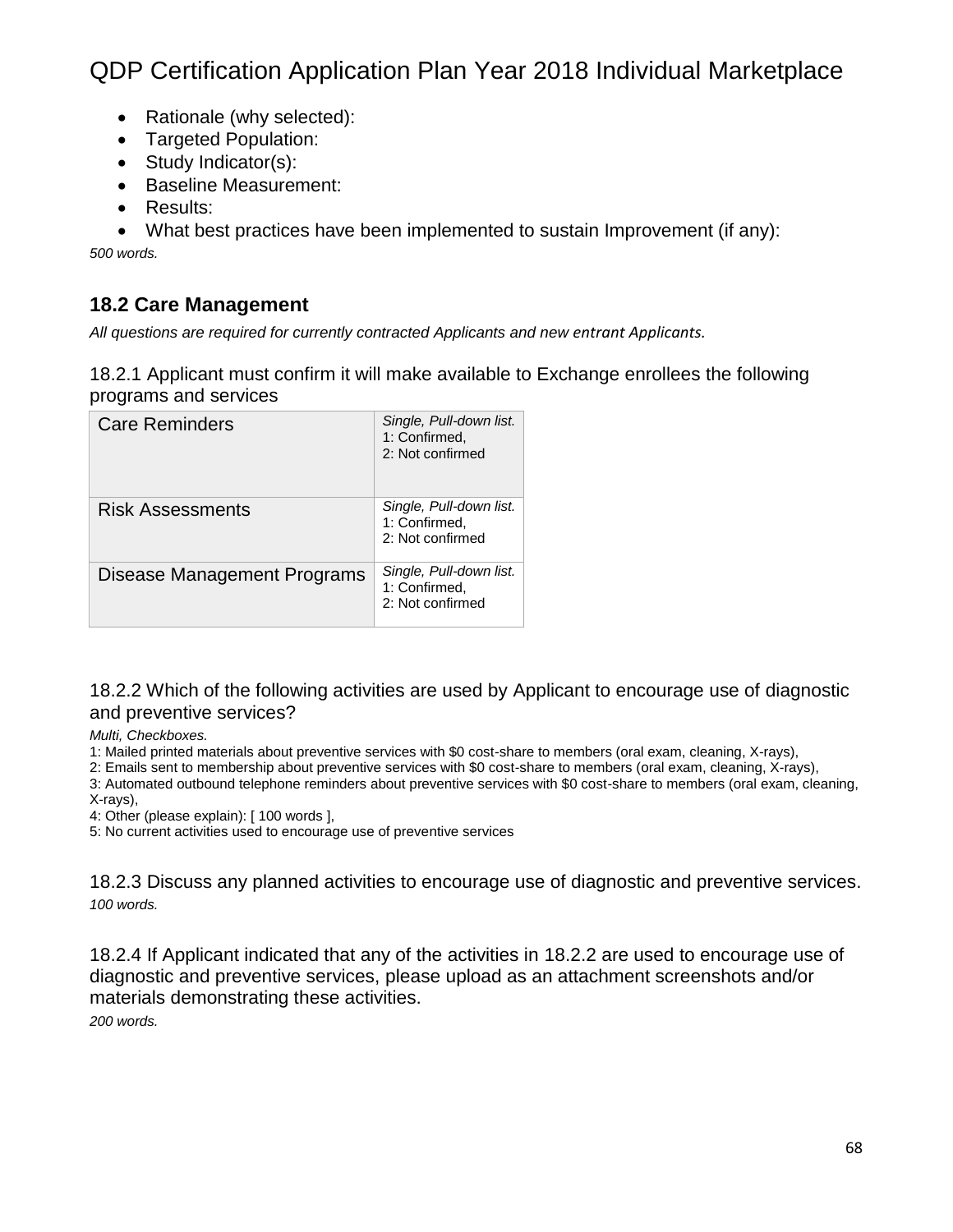- Rationale (why selected):
- Targeted Population:
- Study Indicator(s):
- Baseline Measurement:
- Results:
- What best practices have been implemented to sustain Improvement (if any):

*500 words.*

## 18.2 Care Management

*All questions are required for currently contracted Applicants and new entrant Applicants.*

### 18.2.1 Applicant must confirm it will make available to Exchange enrollees the following programs and services

| | |
|---|---|
| Care Reminders | *Single, Pull-down list.* 1: Confirmed, 2: Not confirmed |
| Risk Assessments | *Single, Pull-down list.* 1: Confirmed, 2: Not confirmed |
| Disease Management Programs | *Single, Pull-down list.* 1: Confirmed, 2: Not confirmed |

### 18.2.2 Which of the following activities are used by Applicant to encourage use of diagnostic and preventive services?

*Multi, Checkboxes.*

1: Mailed printed materials about preventive services with $0 cost-share to members (oral exam, cleaning, X-rays),
2: Emails sent to membership about preventive services with $0 cost-share to members (oral exam, cleaning, X-rays),
3: Automated outbound telephone reminders about preventive services with $0 cost-share to members (oral exam, cleaning, X-rays),
4: Other (please explain): [ 100 words ],
5: No current activities used to encourage use of preventive services

### 18.2.3 Discuss any planned activities to encourage use of diagnostic and preventive services.

*100 words.*

### 18.2.4 If Applicant indicated that any of the activities in 18.2.2 are used to encourage use of diagnostic and preventive services, please upload as an attachment screenshots and/or materials demonstrating these activities.

*200 words.*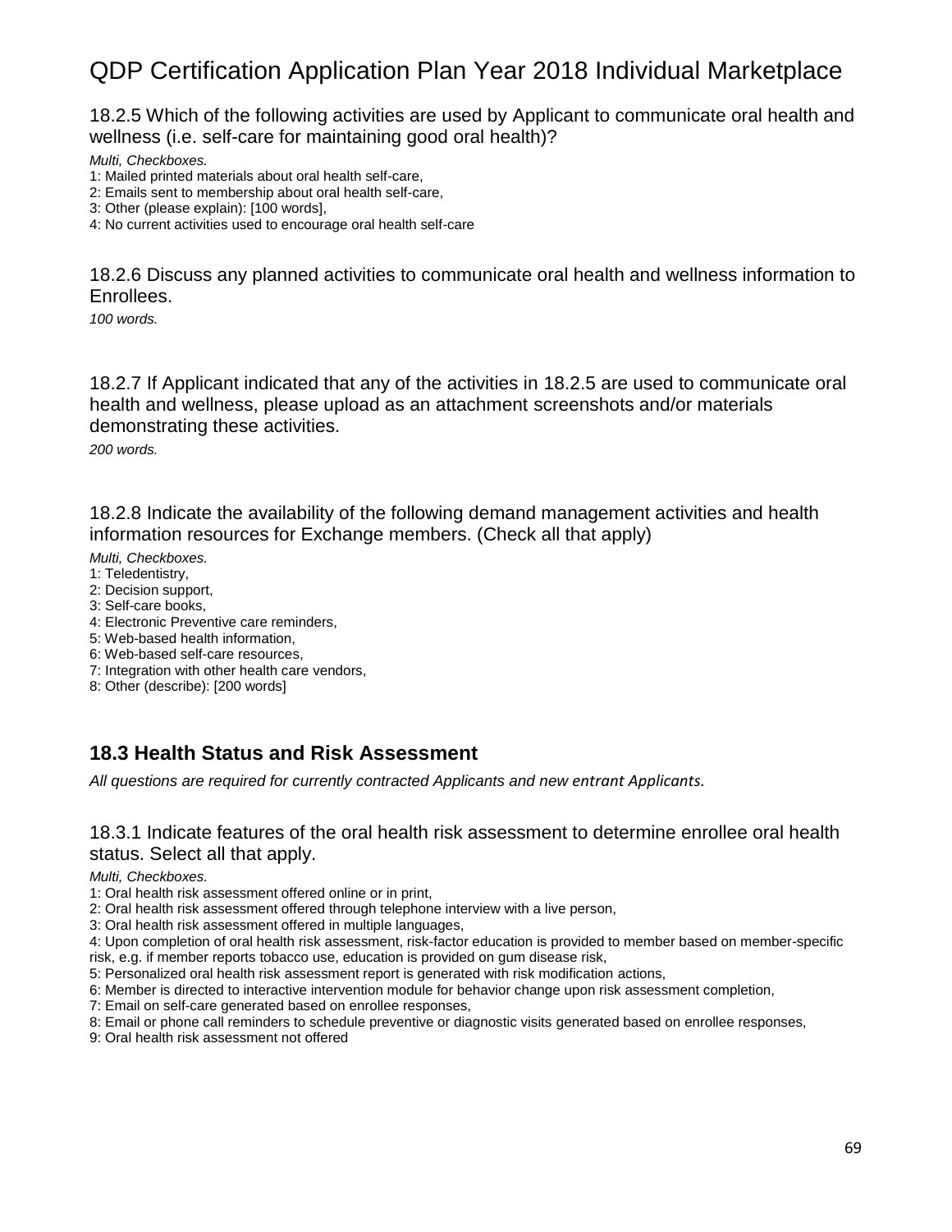18.2.5 Which of the following activities are used by Applicant to communicate oral health and wellness (i.e. self-care for maintaining good oral health)?

*Multi, Checkboxes.*

1: Mailed printed materials about oral health self-care,
2: Emails sent to membership about oral health self-care,
3: Other (please explain): [100 words],
4: No current activities used to encourage oral health self-care

18.2.6 Discuss any planned activities to communicate oral health and wellness information to Enrollees.

*100 words.*

18.2.7 If Applicant indicated that any of the activities in 18.2.5 are used to communicate oral health and wellness, please upload as an attachment screenshots and/or materials demonstrating these activities.

*200 words.*

18.2.8 Indicate the availability of the following demand management activities and health information resources for Exchange members. (Check all that apply)

*Multi, Checkboxes.*

1: Teledentistry,
2: Decision support,
3: Self-care books,
4: Electronic Preventive care reminders,
5: Web-based health information,
6: Web-based self-care resources,
7: Integration with other health care vendors,
8: Other (describe): [200 words]

## 18.3 Health Status and Risk Assessment

*All questions are required for currently contracted Applicants and new entrant Applicants.*

18.3.1 Indicate features of the oral health risk assessment to determine enrollee oral health status. Select all that apply.

*Multi, Checkboxes.*

1: Oral health risk assessment offered online or in print,
2: Oral health risk assessment offered through telephone interview with a live person,
3: Oral health risk assessment offered in multiple languages,
4: Upon completion of oral health risk assessment, risk-factor education is provided to member based on member-specific risk, e.g. if member reports tobacco use, education is provided on gum disease risk,
5: Personalized oral health risk assessment report is generated with risk modification actions,
6: Member is directed to interactive intervention module for behavior change upon risk assessment completion,
7: Email on self-care generated based on enrollee responses,
8: Email or phone call reminders to schedule preventive or diagnostic visits generated based on enrollee responses,
9: Oral health risk assessment not offered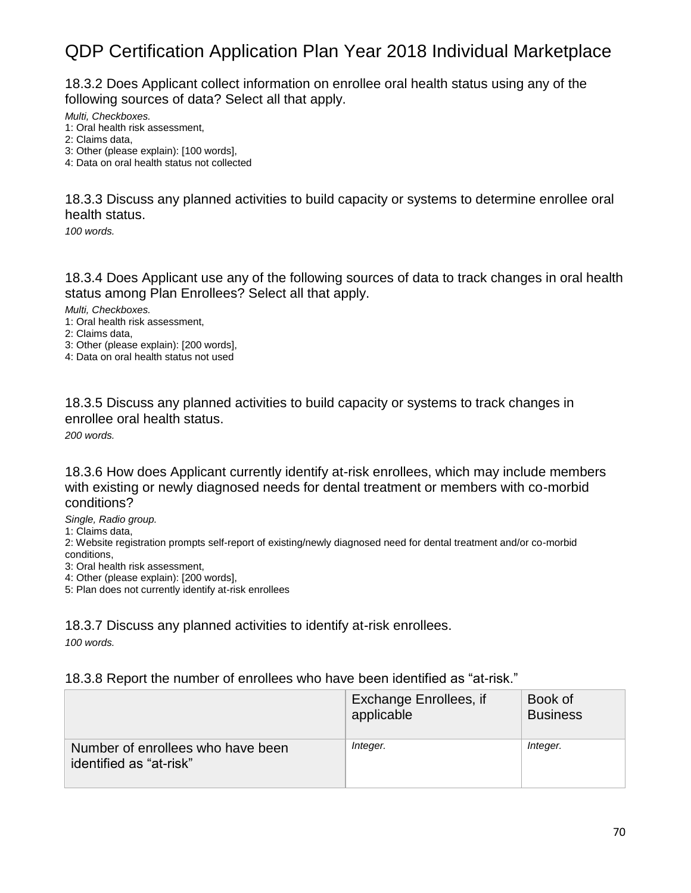# QDP Certification Application Plan Year 2018 Individual Marketplace

### 18.3.2 Does Applicant collect information on enrollee oral health status using any of the following sources of data? Select all that apply.

*Multi, Checkboxes.*
1: Oral health risk assessment,
2: Claims data,
3: Other (please explain): [100 words],
4: Data on oral health status not collected

### 18.3.3 Discuss any planned activities to build capacity or systems to determine enrollee oral health status.

*100 words.*

### 18.3.4 Does Applicant use any of the following sources of data to track changes in oral health status among Plan Enrollees? Select all that apply.

*Multi, Checkboxes.*
1: Oral health risk assessment,
2: Claims data,
3: Other (please explain): [200 words],
4: Data on oral health status not used

### 18.3.5 Discuss any planned activities to build capacity or systems to track changes in enrollee oral health status.

*200 words.*

### 18.3.6 How does Applicant currently identify at-risk enrollees, which may include members with existing or newly diagnosed needs for dental treatment or members with co-morbid conditions?

*Single, Radio group.*
1: Claims data,
2: Website registration prompts self-report of existing/newly diagnosed need for dental treatment and/or co-morbid conditions,
3: Oral health risk assessment,
4: Other (please explain): [200 words],
5: Plan does not currently identify at-risk enrollees

### 18.3.7 Discuss any planned activities to identify at-risk enrollees.

*100 words.*

### 18.3.8 Report the number of enrollees who have been identified as "at-risk."

| | Exchange Enrollees, if applicable | Book of Business |
|---|---|---|
| Number of enrollees who have been identified as "at-risk" | *Integer.* | *Integer.* |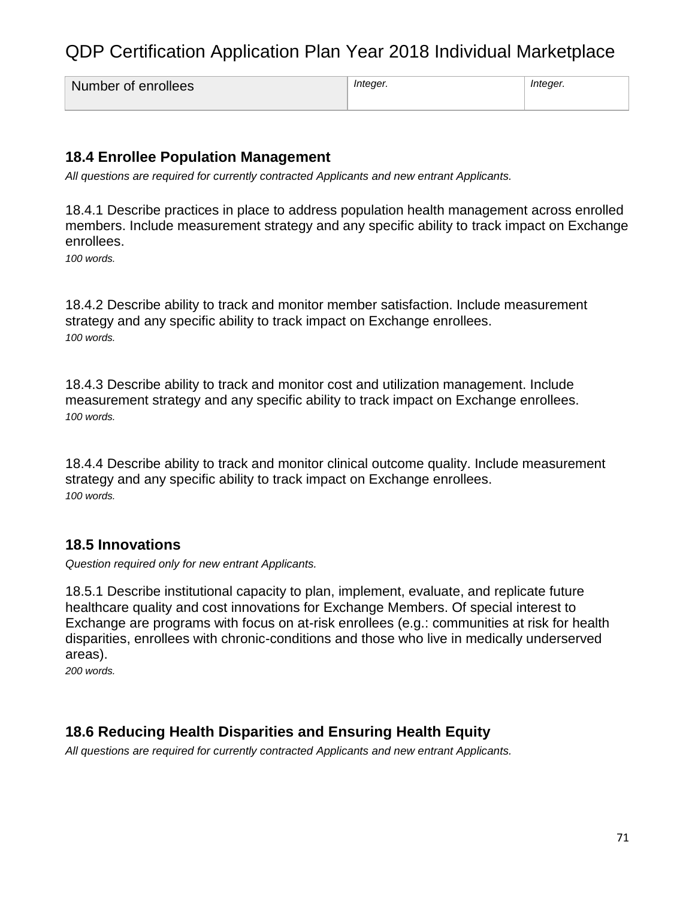| Number of enrollees | *Integer.* | *Integer.* |
|---|---|---|

## 18.4 Enrollee Population Management

*All questions are required for currently contracted Applicants and new entrant Applicants.*

18.4.1 Describe practices in place to address population health management across enrolled members. Include measurement strategy and any specific ability to track impact on Exchange enrollees.
*100 words.*

18.4.2 Describe ability to track and monitor member satisfaction. Include measurement strategy and any specific ability to track impact on Exchange enrollees.
*100 words.*

18.4.3 Describe ability to track and monitor cost and utilization management. Include measurement strategy and any specific ability to track impact on Exchange enrollees.
*100 words.*

18.4.4 Describe ability to track and monitor clinical outcome quality. Include measurement strategy and any specific ability to track impact on Exchange enrollees.
*100 words.*

## 18.5 Innovations

*Question required only for new entrant Applicants.*

18.5.1 Describe institutional capacity to plan, implement, evaluate, and replicate future healthcare quality and cost innovations for Exchange Members. Of special interest to Exchange are programs with focus on at-risk enrollees (e.g.: communities at risk for health disparities, enrollees with chronic-conditions and those who live in medically underserved areas).
*200 words.*

## 18.6 Reducing Health Disparities and Ensuring Health Equity

*All questions are required for currently contracted Applicants and new entrant Applicants.*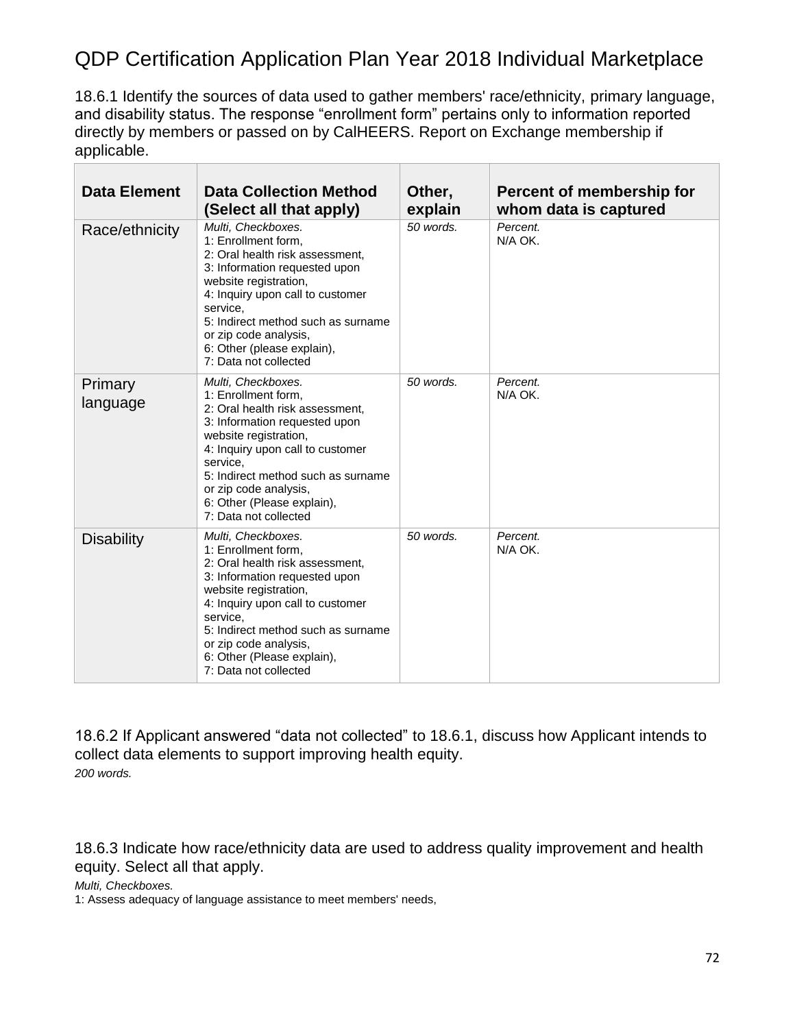# QDP Certification Application Plan Year 2018 Individual Marketplace

18.6.1 Identify the sources of data used to gather members' race/ethnicity, primary language, and disability status. The response "enrollment form" pertains only to information reported directly by members or passed on by CalHEERS. Report on Exchange membership if applicable.

| Data Element | Data Collection Method (Select all that apply) | Other, explain | Percent of membership for whom data is captured |
|---|---|---|---|
| Race/ethnicity | *Multi, Checkboxes.*<br>1: Enrollment form,<br>2: Oral health risk assessment,<br>3: Information requested upon website registration,<br>4: Inquiry upon call to customer service,<br>5: Indirect method such as surname or zip code analysis,<br>6: Other (please explain),<br>7: Data not collected | *50 words.* | *Percent.*<br>N/A OK. |
| Primary language | *Multi, Checkboxes.*<br>1: Enrollment form,<br>2: Oral health risk assessment,<br>3: Information requested upon website registration,<br>4: Inquiry upon call to customer service,<br>5: Indirect method such as surname or zip code analysis,<br>6: Other (Please explain),<br>7: Data not collected | *50 words.* | *Percent.*<br>N/A OK. |
| Disability | *Multi, Checkboxes.*<br>1: Enrollment form,<br>2: Oral health risk assessment,<br>3: Information requested upon website registration,<br>4: Inquiry upon call to customer service,<br>5: Indirect method such as surname or zip code analysis,<br>6: Other (Please explain),<br>7: Data not collected | *50 words.* | *Percent.*<br>N/A OK. |

18.6.2 If Applicant answered "data not collected" to 18.6.1, discuss how Applicant intends to collect data elements to support improving health equity.
*200 words.*

18.6.3 Indicate how race/ethnicity data are used to address quality improvement and health equity. Select all that apply.
*Multi, Checkboxes.*
1: Assess adequacy of language assistance to meet members' needs,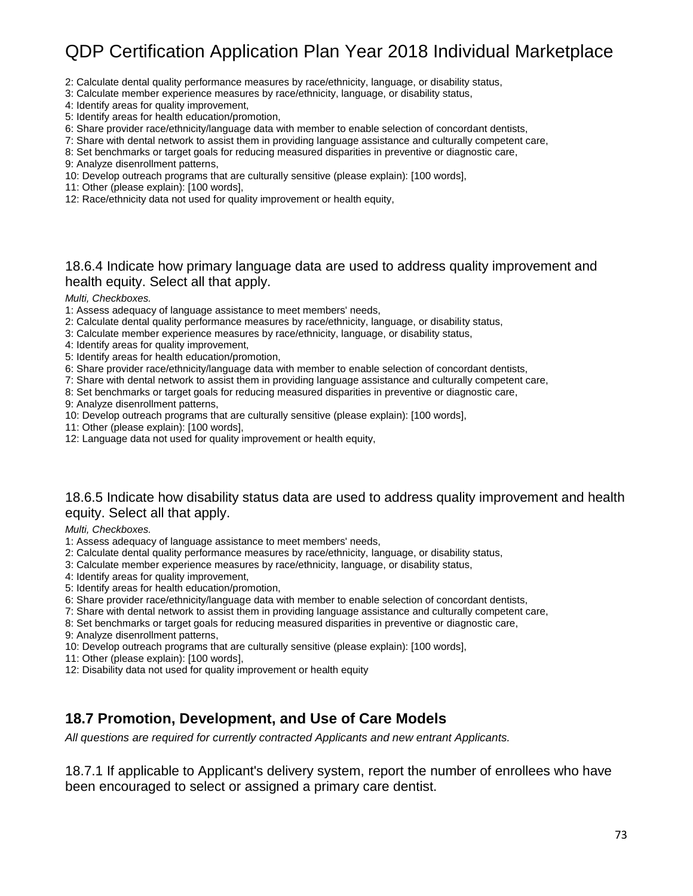2: Calculate dental quality performance measures by race/ethnicity, language, or disability status,
3: Calculate member experience measures by race/ethnicity, language, or disability status,
4: Identify areas for quality improvement,
5: Identify areas for health education/promotion,
6: Share provider race/ethnicity/language data with member to enable selection of concordant dentists,
7: Share with dental network to assist them in providing language assistance and culturally competent care,
8: Set benchmarks or target goals for reducing measured disparities in preventive or diagnostic care,
9: Analyze disenrollment patterns,
10: Develop outreach programs that are culturally sensitive (please explain): [100 words],
11: Other (please explain): [100 words],
12: Race/ethnicity data not used for quality improvement or health equity,

### 18.6.4 Indicate how primary language data are used to address quality improvement and health equity. Select all that apply.

*Multi, Checkboxes.*

1: Assess adequacy of language assistance to meet members' needs,
2: Calculate dental quality performance measures by race/ethnicity, language, or disability status,
3: Calculate member experience measures by race/ethnicity, language, or disability status,
4: Identify areas for quality improvement,
5: Identify areas for health education/promotion,
6: Share provider race/ethnicity/language data with member to enable selection of concordant dentists,
7: Share with dental network to assist them in providing language assistance and culturally competent care,
8: Set benchmarks or target goals for reducing measured disparities in preventive or diagnostic care,
9: Analyze disenrollment patterns,
10: Develop outreach programs that are culturally sensitive (please explain): [100 words],
11: Other (please explain): [100 words],
12: Language data not used for quality improvement or health equity,

### 18.6.5 Indicate how disability status data are used to address quality improvement and health equity. Select all that apply.

*Multi, Checkboxes.*

1: Assess adequacy of language assistance to meet members' needs,
2: Calculate dental quality performance measures by race/ethnicity, language, or disability status,
3: Calculate member experience measures by race/ethnicity, language, or disability status,
4: Identify areas for quality improvement,
5: Identify areas for health education/promotion,
6: Share provider race/ethnicity/language data with member to enable selection of concordant dentists,
7: Share with dental network to assist them in providing language assistance and culturally competent care,
8: Set benchmarks or target goals for reducing measured disparities in preventive or diagnostic care,
9: Analyze disenrollment patterns,
10: Develop outreach programs that are culturally sensitive (please explain): [100 words],
11: Other (please explain): [100 words],
12: Disability data not used for quality improvement or health equity

## 18.7 Promotion, Development, and Use of Care Models

*All questions are required for currently contracted Applicants and new entrant Applicants.*

### 18.7.1 If applicable to Applicant's delivery system, report the number of enrollees who have been encouraged to select or assigned a primary care dentist.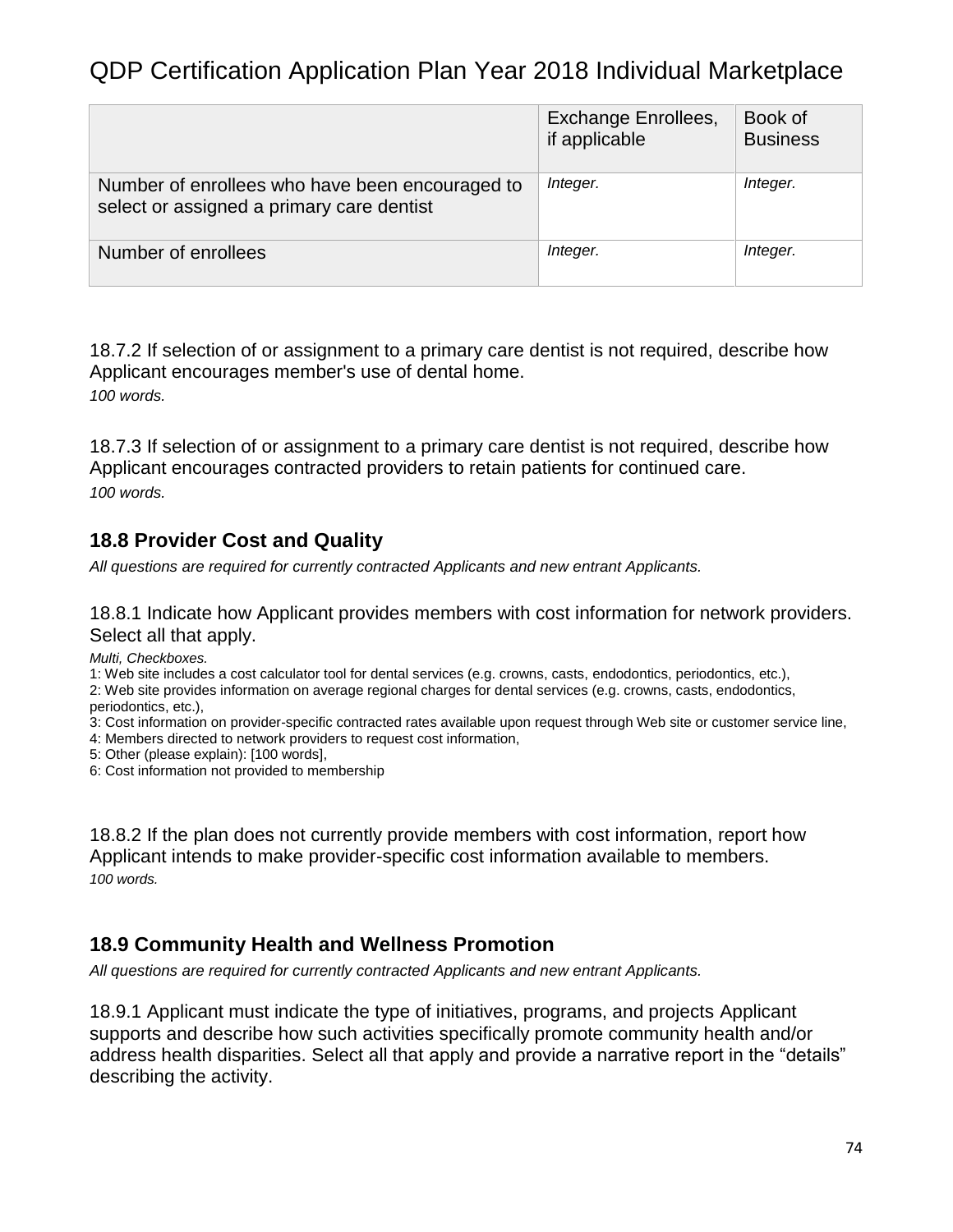| | Exchange Enrollees, if applicable | Book of Business |
|---|---|---|
| Number of enrollees who have been encouraged to select or assigned a primary care dentist | *Integer.* | *Integer.* |
| Number of enrollees | *Integer.* | *Integer.* |

18.7.2 If selection of or assignment to a primary care dentist is not required, describe how Applicant encourages member's use of dental home.
*100 words.*

18.7.3 If selection of or assignment to a primary care dentist is not required, describe how Applicant encourages contracted providers to retain patients for continued care.
*100 words.*

## 18.8 Provider Cost and Quality

*All questions are required for currently contracted Applicants and new entrant Applicants.*

18.8.1 Indicate how Applicant provides members with cost information for network providers. Select all that apply.

*Multi, Checkboxes.*
1: Web site includes a cost calculator tool for dental services (e.g. crowns, casts, endodontics, periodontics, etc.),
2: Web site provides information on average regional charges for dental services (e.g. crowns, casts, endodontics, periodontics, etc.),
3: Cost information on provider-specific contracted rates available upon request through Web site or customer service line,
4: Members directed to network providers to request cost information,
5: Other (please explain): [100 words],
6: Cost information not provided to membership

18.8.2 If the plan does not currently provide members with cost information, report how Applicant intends to make provider-specific cost information available to members.
*100 words.*

## 18.9 Community Health and Wellness Promotion

*All questions are required for currently contracted Applicants and new entrant Applicants.*

18.9.1 Applicant must indicate the type of initiatives, programs, and projects Applicant supports and describe how such activities specifically promote community health and/or address health disparities. Select all that apply and provide a narrative report in the "details" describing the activity.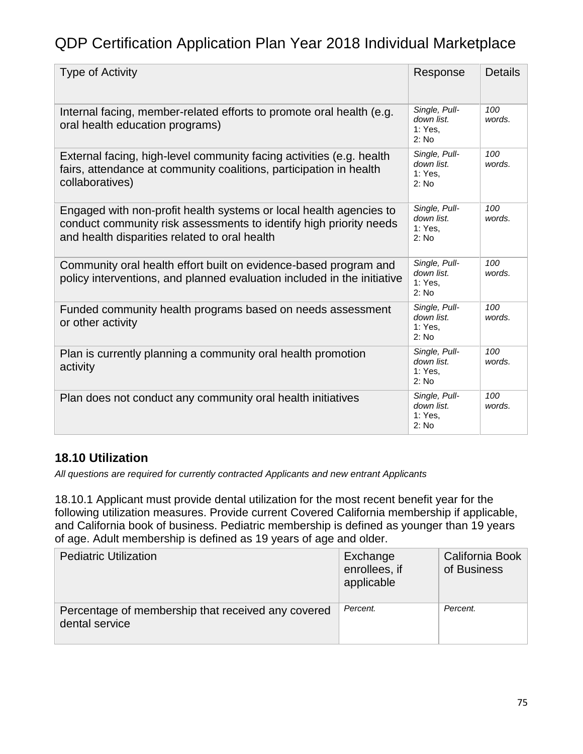| Type of Activity | Response | Details |
| --- | --- | --- |
| Internal facing, member-related efforts to promote oral health (e.g. oral health education programs) | *Single, Pull-down list. 1: Yes, 2: No* | *100 words.* |
| External facing, high-level community facing activities (e.g. health fairs, attendance at community coalitions, participation in health collaboratives) | *Single, Pull-down list. 1: Yes, 2: No* | *100 words.* |
| Engaged with non-profit health systems or local health agencies to conduct community risk assessments to identify high priority needs and health disparities related to oral health | *Single, Pull-down list. 1: Yes, 2: No* | *100 words.* |
| Community oral health effort built on evidence-based program and policy interventions, and planned evaluation included in the initiative | *Single, Pull-down list. 1: Yes, 2: No* | *100 words.* |
| Funded community health programs based on needs assessment or other activity | *Single, Pull-down list. 1: Yes, 2: No* | *100 words.* |
| Plan is currently planning a community oral health promotion activity | *Single, Pull-down list. 1: Yes, 2: No* | *100 words.* |
| Plan does not conduct any community oral health initiatives | *Single, Pull-down list. 1: Yes, 2: No* | *100 words.* |

## 18.10 Utilization

*All questions are required for currently contracted Applicants and new entrant Applicants*

18.10.1 Applicant must provide dental utilization for the most recent benefit year for the following utilization measures. Provide current Covered California membership if applicable, and California book of business. Pediatric membership is defined as younger than 19 years of age. Adult membership is defined as 19 years of age and older.

| Pediatric Utilization | Exchange enrollees, if applicable | California Book of Business |
| --- | --- | --- |
| Percentage of membership that received any covered dental service | *Percent.* | *Percent.* |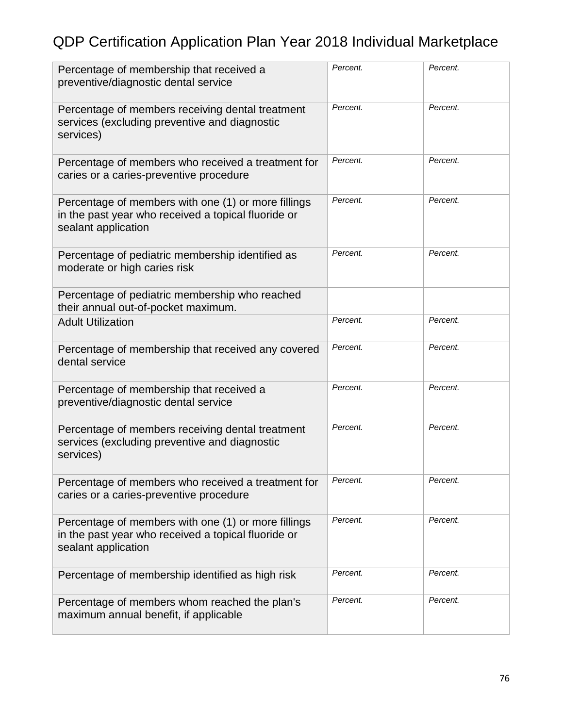# QDP Certification Application Plan Year 2018 Individual Marketplace

| | | |
|---|---|---|
| Percentage of membership that received a preventive/diagnostic dental service | *Percent.* | *Percent.* |
| Percentage of members receiving dental treatment services (excluding preventive and diagnostic services) | *Percent.* | *Percent.* |
| Percentage of members who received a treatment for caries or a caries-preventive procedure | *Percent.* | *Percent.* |
| Percentage of members with one (1) or more fillings in the past year who received a topical fluoride or sealant application | *Percent.* | *Percent.* |
| Percentage of pediatric membership identified as moderate or high caries risk | *Percent.* | *Percent.* |
| Percentage of pediatric membership who reached their annual out-of-pocket maximum. | | |
| Adult Utilization | *Percent.* | *Percent.* |
| Percentage of membership that received any covered dental service | *Percent.* | *Percent.* |
| Percentage of membership that received a preventive/diagnostic dental service | *Percent.* | *Percent.* |
| Percentage of members receiving dental treatment services (excluding preventive and diagnostic services) | *Percent.* | *Percent.* |
| Percentage of members who received a treatment for caries or a caries-preventive procedure | *Percent.* | *Percent.* |
| Percentage of members with one (1) or more fillings in the past year who received a topical fluoride or sealant application | *Percent.* | *Percent.* |
| Percentage of membership identified as high risk | *Percent.* | *Percent.* |
| Percentage of members whom reached the plan's maximum annual benefit, if applicable | *Percent.* | *Percent.* |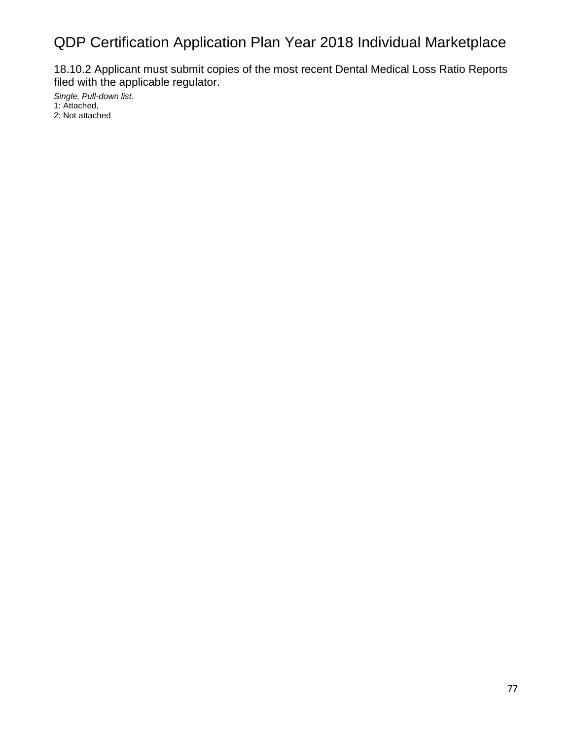18.10.2 Applicant must submit copies of the most recent Dental Medical Loss Ratio Reports filed with the applicable regulator.

*Single, Pull-down list.*
1: Attached,
2: Not attached